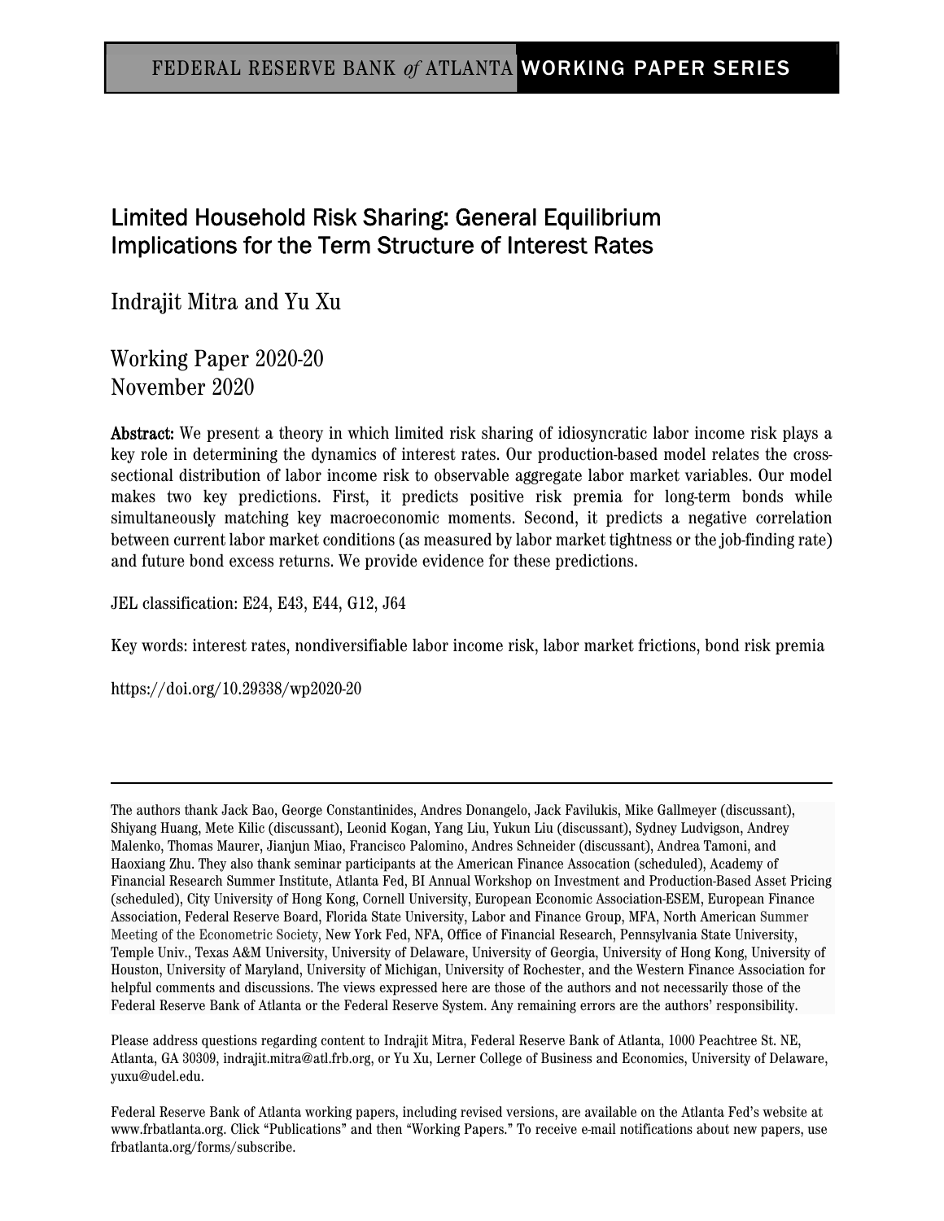FEDERAL RESERVE BANK *of* ATLANTA WORKING PAPER SERIES

# Limited Household Risk Sharing: General Equilibrium Implications for the Term Structure of Interest Rates

Indrajit Mitra and Yu Xu

Working Paper 2020-20
November 2020

**Abstract:** We present a theory in which limited risk sharing of idiosyncratic labor income risk plays a key role in determining the dynamics of interest rates. Our production-based model relates the cross-sectional distribution of labor income risk to observable aggregate labor market variables. Our model makes two key predictions. First, it predicts positive risk premia for long-term bonds while simultaneously matching key macroeconomic moments. Second, it predicts a negative correlation between current labor market conditions (as measured by labor market tightness or the job-finding rate) and future bond excess returns. We provide evidence for these predictions.

JEL classification: E24, E43, E44, G12, J64

Key words: interest rates, nondiversifiable labor income risk, labor market frictions, bond risk premia

https://doi.org/10.29338/wp2020-20

---

The authors thank Jack Bao, George Constantinides, Andres Donangelo, Jack Favilukis, Mike Gallmeyer (discussant), Shiyang Huang, Mete Kilic (discussant), Leonid Kogan, Yang Liu, Yukun Liu (discussant), Sydney Ludvigson, Andrey Malenko, Thomas Maurer, Jianjun Miao, Francisco Palomino, Andres Schneider (discussant), Andrea Tamoni, and Haoxiang Zhu. They also thank seminar participants at the American Finance Assocation (scheduled), Academy of Financial Research Summer Institute, Atlanta Fed, BI Annual Workshop on Investment and Production-Based Asset Pricing (scheduled), City University of Hong Kong, Cornell University, European Economic Association-ESEM, European Finance Association, Federal Reserve Board, Florida State University, Labor and Finance Group, MFA, North American Summer Meeting of the Econometric Society, New York Fed, NFA, Office of Financial Research, Pennsylvania State University, Temple Univ., Texas A&M University, University of Delaware, University of Georgia, University of Hong Kong, University of Houston, University of Maryland, University of Michigan, University of Rochester, and the Western Finance Association for helpful comments and discussions. The views expressed here are those of the authors and not necessarily those of the Federal Reserve Bank of Atlanta or the Federal Reserve System. Any remaining errors are the authors' responsibility.

Please address questions regarding content to Indrajit Mitra, Federal Reserve Bank of Atlanta, 1000 Peachtree St. NE, Atlanta, GA 30309, indrajit.mitra@atl.frb.org, or Yu Xu, Lerner College of Business and Economics, University of Delaware, yuxu@udel.edu.

Federal Reserve Bank of Atlanta working papers, including revised versions, are available on the Atlanta Fed's website at www.frbatlanta.org. Click "Publications" and then "Working Papers." To receive e-mail notifications about new papers, use frbatlanta.org/forms/subscribe.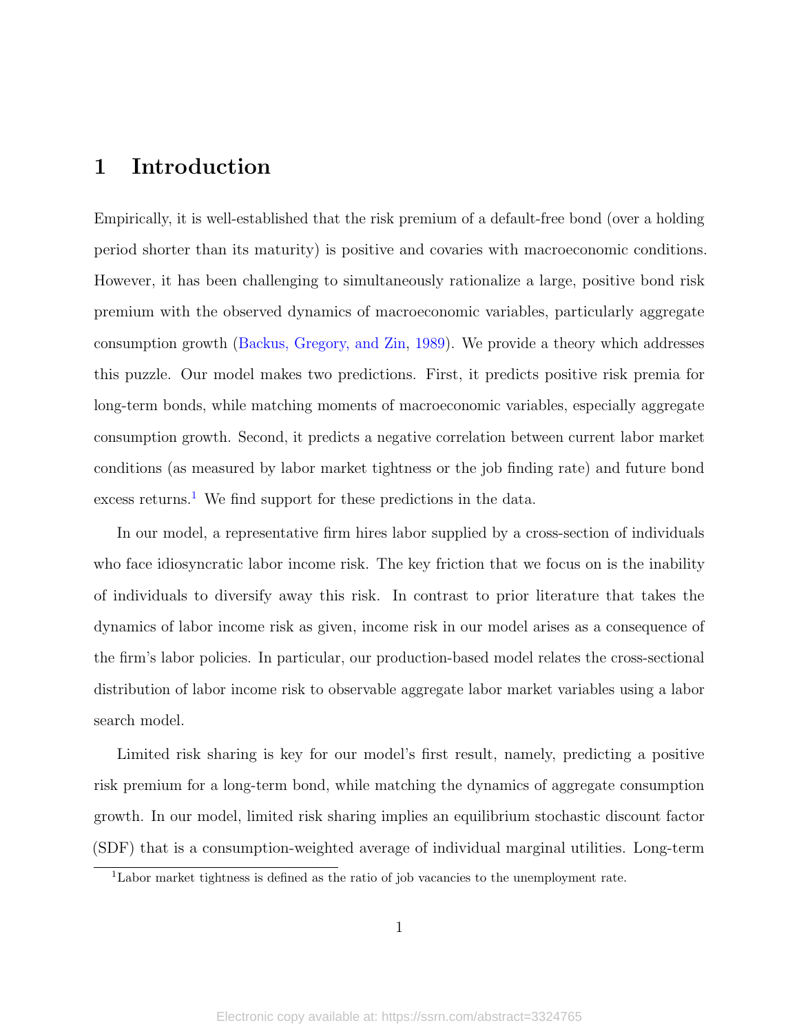# 1 Introduction

Empirically, it is well-established that the risk premium of a default-free bond (over a holding period shorter than its maturity) is positive and covaries with macroeconomic conditions. However, it has been challenging to simultaneously rationalize a large, positive bond risk premium with the observed dynamics of macroeconomic variables, particularly aggregate consumption growth (Backus, Gregory, and Zin, 1989). We provide a theory which addresses this puzzle. Our model makes two predictions. First, it predicts positive risk premia for long-term bonds, while matching moments of macroeconomic variables, especially aggregate consumption growth. Second, it predicts a negative correlation between current labor market conditions (as measured by labor market tightness or the job finding rate) and future bond excess returns.[1] We find support for these predictions in the data.

In our model, a representative firm hires labor supplied by a cross-section of individuals who face idiosyncratic labor income risk. The key friction that we focus on is the inability of individuals to diversify away this risk. In contrast to prior literature that takes the dynamics of labor income risk as given, income risk in our model arises as a consequence of the firm's labor policies. In particular, our production-based model relates the cross-sectional distribution of labor income risk to observable aggregate labor market variables using a labor search model.

Limited risk sharing is key for our model's first result, namely, predicting a positive risk premium for a long-term bond, while matching the dynamics of aggregate consumption growth. In our model, limited risk sharing implies an equilibrium stochastic discount factor (SDF) that is a consumption-weighted average of individual marginal utilities. Long-term

[1] Labor market tightness is defined as the ratio of job vacancies to the unemployment rate.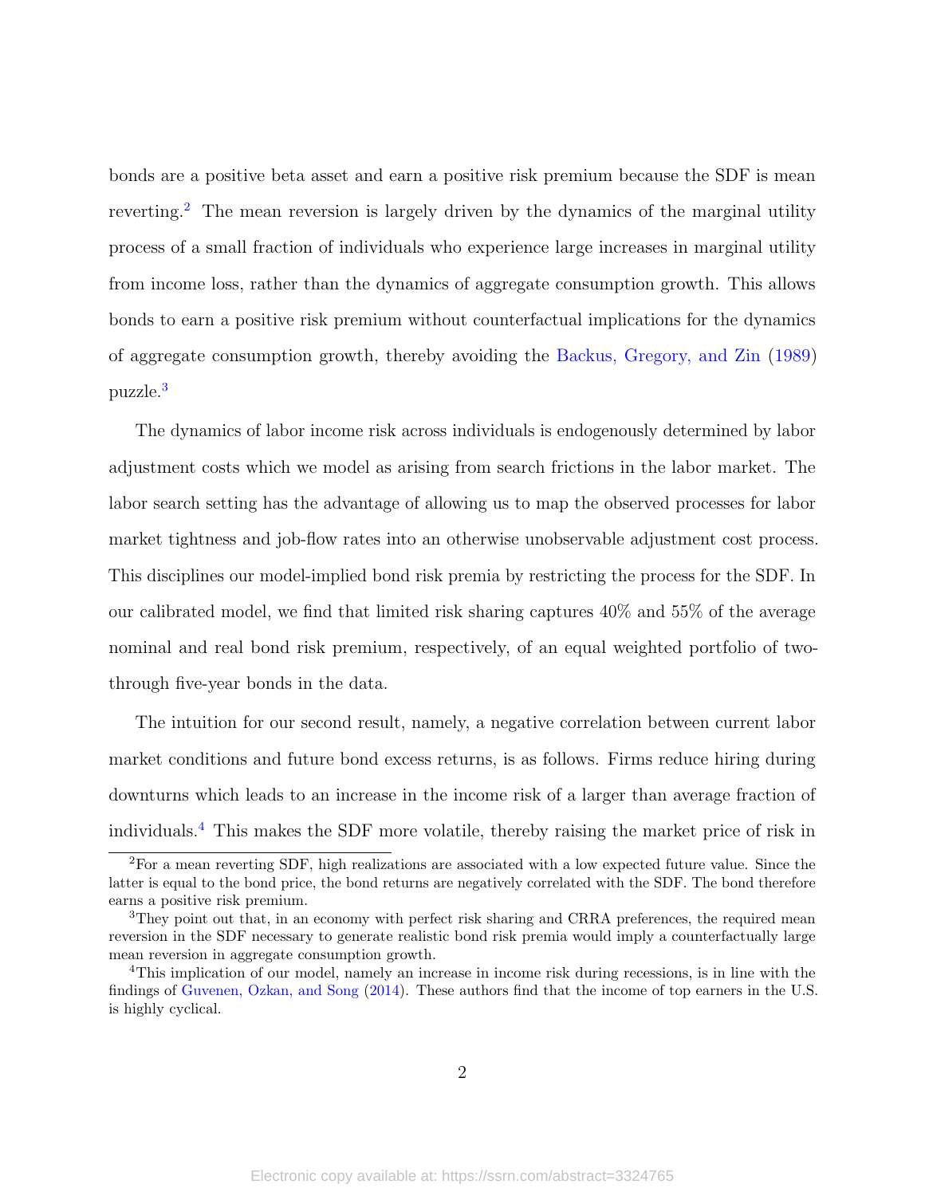bonds are a positive beta asset and earn a positive risk premium because the SDF is mean reverting.[2] The mean reversion is largely driven by the dynamics of the marginal utility process of a small fraction of individuals who experience large increases in marginal utility from income loss, rather than the dynamics of aggregate consumption growth. This allows bonds to earn a positive risk premium without counterfactual implications for the dynamics of aggregate consumption growth, thereby avoiding the Backus, Gregory, and Zin (1989) puzzle.[3]

The dynamics of labor income risk across individuals is endogenously determined by labor adjustment costs which we model as arising from search frictions in the labor market. The labor search setting has the advantage of allowing us to map the observed processes for labor market tightness and job-flow rates into an otherwise unobservable adjustment cost process. This disciplines our model-implied bond risk premia by restricting the process for the SDF. In our calibrated model, we find that limited risk sharing captures 40% and 55% of the average nominal and real bond risk premium, respectively, of an equal weighted portfolio of two-through five-year bonds in the data.

The intuition for our second result, namely, a negative correlation between current labor market conditions and future bond excess returns, is as follows. Firms reduce hiring during downturns which leads to an increase in the income risk of a larger than average fraction of individuals.[4] This makes the SDF more volatile, thereby raising the market price of risk in

[2] For a mean reverting SDF, high realizations are associated with a low expected future value. Since the latter is equal to the bond price, the bond returns are negatively correlated with the SDF. The bond therefore earns a positive risk premium.

[3] They point out that, in an economy with perfect risk sharing and CRRA preferences, the required mean reversion in the SDF necessary to generate realistic bond risk premia would imply a counterfactually large mean reversion in aggregate consumption growth.

[4] This implication of our model, namely an increase in income risk during recessions, is in line with the findings of Guvenen, Ozkan, and Song (2014). These authors find that the income of top earners in the U.S. is highly cyclical.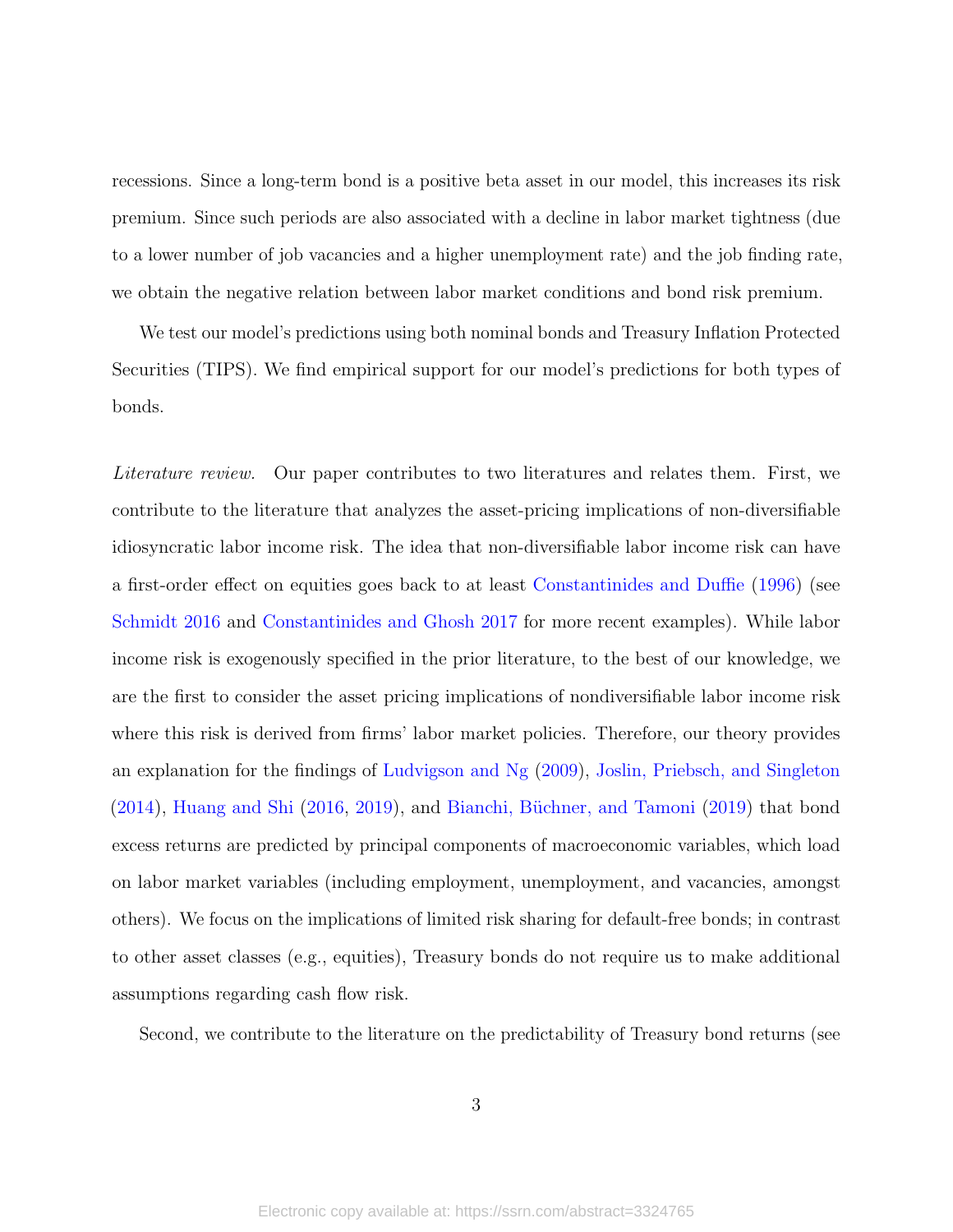recessions. Since a long-term bond is a positive beta asset in our model, this increases its risk premium. Since such periods are also associated with a decline in labor market tightness (due to a lower number of job vacancies and a higher unemployment rate) and the job finding rate, we obtain the negative relation between labor market conditions and bond risk premium.

We test our model's predictions using both nominal bonds and Treasury Inflation Protected Securities (TIPS). We find empirical support for our model's predictions for both types of bonds.

*Literature review.* Our paper contributes to two literatures and relates them. First, we contribute to the literature that analyzes the asset-pricing implications of non-diversifiable idiosyncratic labor income risk. The idea that non-diversifiable labor income risk can have a first-order effect on equities goes back to at least Constantinides and Duffie (1996) (see Schmidt 2016 and Constantinides and Ghosh 2017 for more recent examples). While labor income risk is exogenously specified in the prior literature, to the best of our knowledge, we are the first to consider the asset pricing implications of nondiversifiable labor income risk where this risk is derived from firms' labor market policies. Therefore, our theory provides an explanation for the findings of Ludvigson and Ng (2009), Joslin, Priebsch, and Singleton (2014), Huang and Shi (2016, 2019), and Bianchi, Büchner, and Tamoni (2019) that bond excess returns are predicted by principal components of macroeconomic variables, which load on labor market variables (including employment, unemployment, and vacancies, amongst others). We focus on the implications of limited risk sharing for default-free bonds; in contrast to other asset classes (e.g., equities), Treasury bonds do not require us to make additional assumptions regarding cash flow risk.

Second, we contribute to the literature on the predictability of Treasury bond returns (see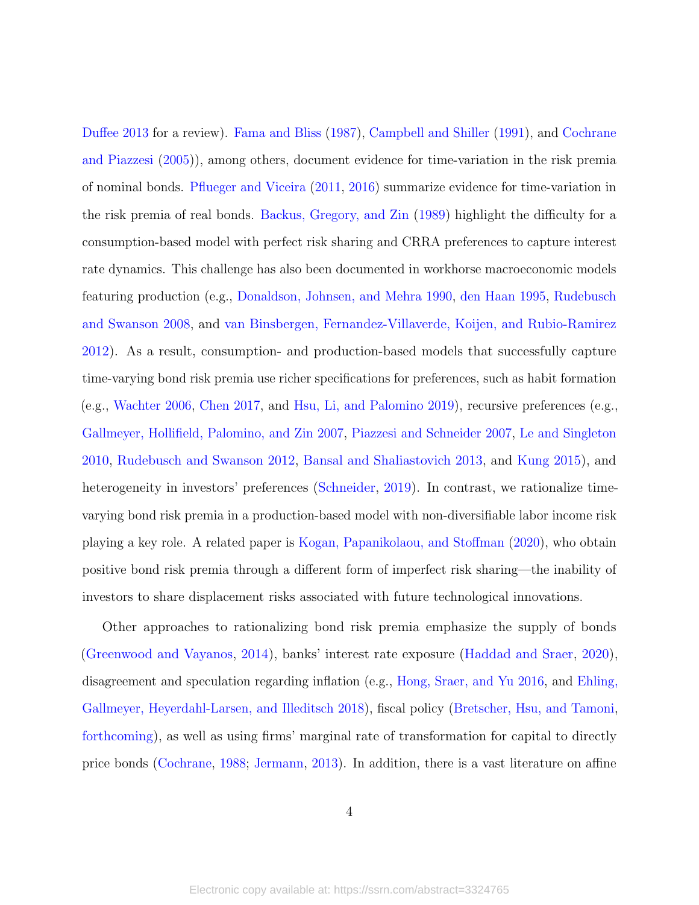Duffee 2013 for a review). Fama and Bliss (1987), Campbell and Shiller (1991), and Cochrane and Piazzesi (2005)), among others, document evidence for time-variation in the risk premia of nominal bonds. Pflueger and Viceira (2011, 2016) summarize evidence for time-variation in the risk premia of real bonds. Backus, Gregory, and Zin (1989) highlight the difficulty for a consumption-based model with perfect risk sharing and CRRA preferences to capture interest rate dynamics. This challenge has also been documented in workhorse macroeconomic models featuring production (e.g., Donaldson, Johnsen, and Mehra 1990, den Haan 1995, Rudebusch and Swanson 2008, and van Binsbergen, Fernandez-Villaverde, Koijen, and Rubio-Ramirez 2012). As a result, consumption- and production-based models that successfully capture time-varying bond risk premia use richer specifications for preferences, such as habit formation (e.g., Wachter 2006, Chen 2017, and Hsu, Li, and Palomino 2019), recursive preferences (e.g., Gallmeyer, Hollifield, Palomino, and Zin 2007, Piazzesi and Schneider 2007, Le and Singleton 2010, Rudebusch and Swanson 2012, Bansal and Shaliastovich 2013, and Kung 2015), and heterogeneity in investors' preferences (Schneider, 2019). In contrast, we rationalize time-varying bond risk premia in a production-based model with non-diversifiable labor income risk playing a key role. A related paper is Kogan, Papanikolaou, and Stoffman (2020), who obtain positive bond risk premia through a different form of imperfect risk sharing—the inability of investors to share displacement risks associated with future technological innovations.

Other approaches to rationalizing bond risk premia emphasize the supply of bonds (Greenwood and Vayanos, 2014), banks' interest rate exposure (Haddad and Sraer, 2020), disagreement and speculation regarding inflation (e.g., Hong, Sraer, and Yu 2016, and Ehling, Gallmeyer, Heyerdahl-Larsen, and Illeditsch 2018), fiscal policy (Bretscher, Hsu, and Tamoni, forthcoming), as well as using firms' marginal rate of transformation for capital to directly price bonds (Cochrane, 1988; Jermann, 2013). In addition, there is a vast literature on affine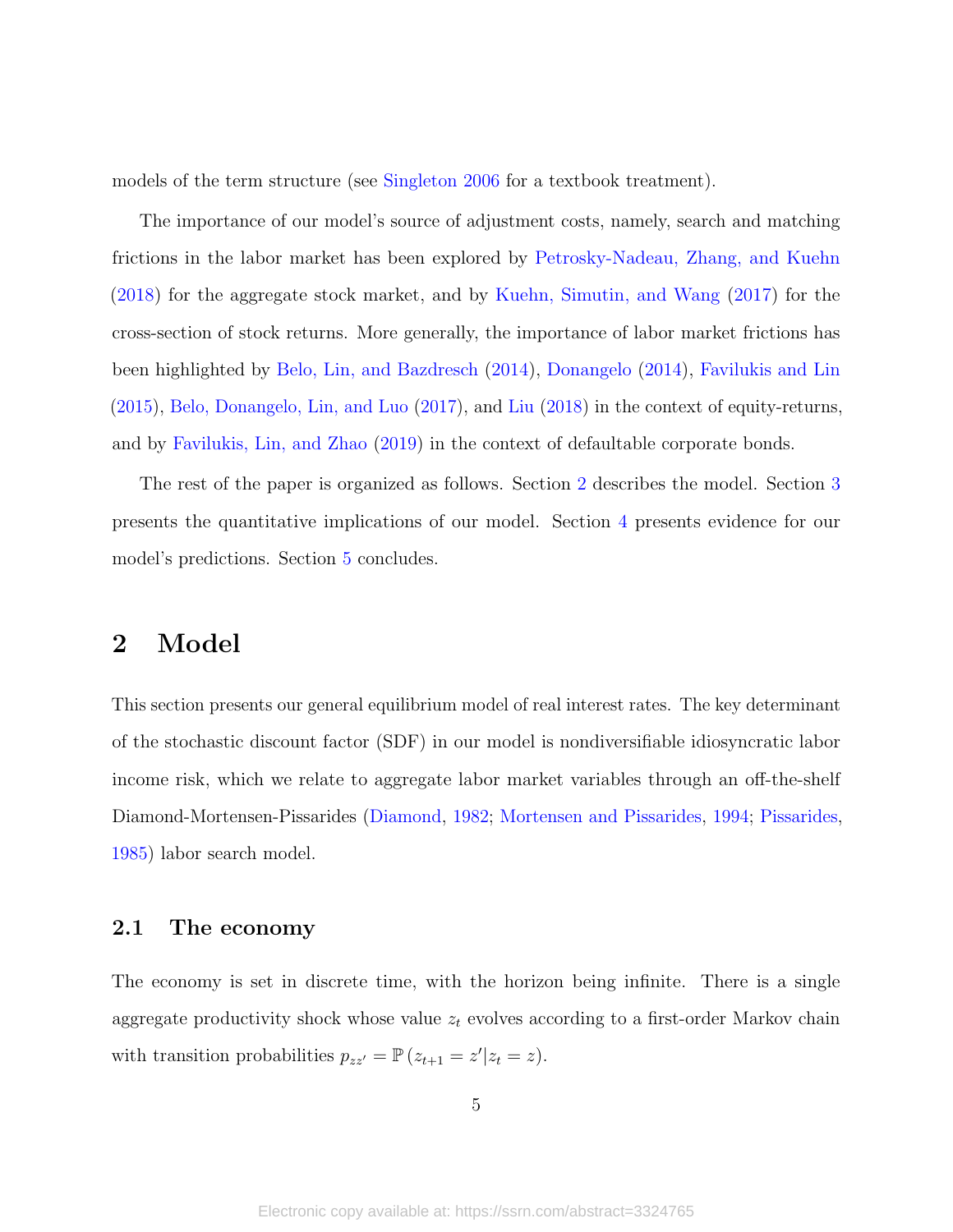models of the term structure (see Singleton 2006 for a textbook treatment).

The importance of our model's source of adjustment costs, namely, search and matching frictions in the labor market has been explored by Petrosky-Nadeau, Zhang, and Kuehn (2018) for the aggregate stock market, and by Kuehn, Simutin, and Wang (2017) for the cross-section of stock returns. More generally, the importance of labor market frictions has been highlighted by Belo, Lin, and Bazdresch (2014), Donangelo (2014), Favilukis and Lin (2015), Belo, Donangelo, Lin, and Luo (2017), and Liu (2018) in the context of equity-returns, and by Favilukis, Lin, and Zhao (2019) in the context of defaultable corporate bonds.

The rest of the paper is organized as follows. Section 2 describes the model. Section 3 presents the quantitative implications of our model. Section 4 presents evidence for our model's predictions. Section 5 concludes.

# 2 Model

This section presents our general equilibrium model of real interest rates. The key determinant of the stochastic discount factor (SDF) in our model is nondiversifiable idiosyncratic labor income risk, which we relate to aggregate labor market variables through an off-the-shelf Diamond-Mortensen-Pissarides (Diamond, 1982; Mortensen and Pissarides, 1994; Pissarides, 1985) labor search model.

## 2.1 The economy

The economy is set in discrete time, with the horizon being infinite. There is a single aggregate productivity shock whose value $z_t$ evolves according to a first-order Markov chain with transition probabilities $p_{zz'} = \mathbb{P}(z_{t+1} = z' | z_t = z)$.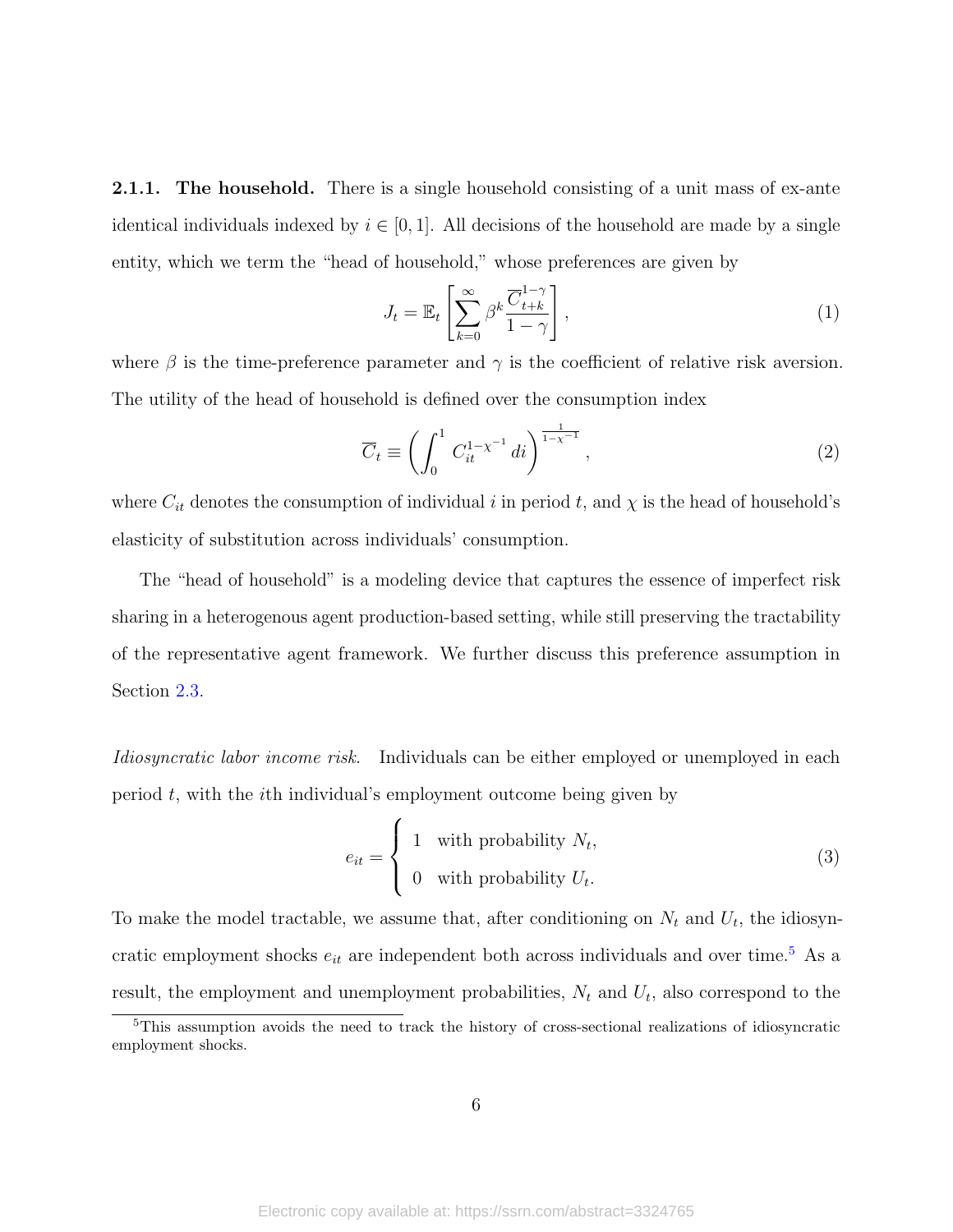**2.1.1. The household.** There is a single household consisting of a unit mass of ex-ante identical individuals indexed by $i \in [0,1]$. All decisions of the household are made by a single entity, which we term the "head of household," whose preferences are given by

$$J_t = \mathbb{E}_t \left[ \sum_{k=0}^{\infty} \beta^k \frac{\overline{C}_{t+k}^{1-\gamma}}{1-\gamma} \right], \tag{1}$$

where $\beta$ is the time-preference parameter and $\gamma$ is the coefficient of relative risk aversion. The utility of the head of household is defined over the consumption index

$$\overline{C}_t \equiv \left( \int_0^1 C_{it}^{1-\chi^{-1}} \, di \right)^{\frac{1}{1-\chi^{-1}}}, \tag{2}$$

where $C_{it}$ denotes the consumption of individual $i$ in period $t$, and $\chi$ is the head of household's elasticity of substitution across individuals' consumption.

The "head of household" is a modeling device that captures the essence of imperfect risk sharing in a heterogenous agent production-based setting, while still preserving the tractability of the representative agent framework. We further discuss this preference assumption in Section 2.3.

*Idiosyncratic labor income risk.* Individuals can be either employed or unemployed in each period $t$, with the $i$th individual's employment outcome being given by

$$e_{it} = \begin{cases} 1 & \text{with probability } N_t, \\ 0 & \text{with probability } U_t. \end{cases} \tag{3}$$

To make the model tractable, we assume that, after conditioning on $N_t$ and $U_t$, the idiosyncratic employment shocks $e_{it}$ are independent both across individuals and over time.[5] As a result, the employment and unemployment probabilities, $N_t$ and $U_t$, also correspond to the

[5] This assumption avoids the need to track the history of cross-sectional realizations of idiosyncratic employment shocks.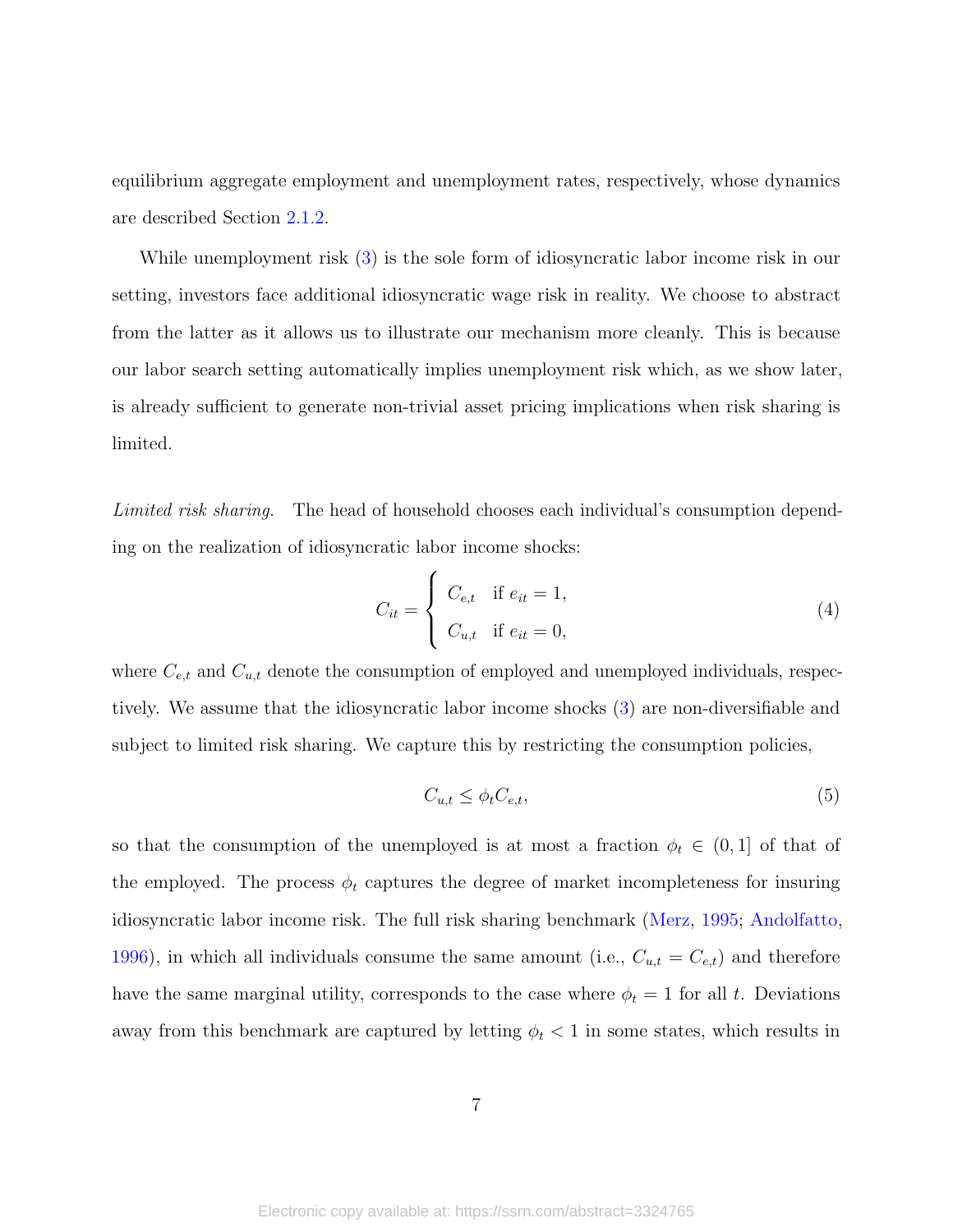equilibrium aggregate employment and unemployment rates, respectively, whose dynamics are described Section 2.1.2.

While unemployment risk (3) is the sole form of idiosyncratic labor income risk in our setting, investors face additional idiosyncratic wage risk in reality. We choose to abstract from the latter as it allows us to illustrate our mechanism more cleanly. This is because our labor search setting automatically implies unemployment risk which, as we show later, is already sufficient to generate non-trivial asset pricing implications when risk sharing is limited.

*Limited risk sharing.* The head of household chooses each individual's consumption depending on the realization of idiosyncratic labor income shocks:

$$C_{it} = \begin{cases} C_{e,t} & \text{if } e_{it} = 1, \\ C_{u,t} & \text{if } e_{it} = 0, \end{cases} \tag{4}$$

where $C_{e,t}$ and $C_{u,t}$ denote the consumption of employed and unemployed individuals, respectively. We assume that the idiosyncratic labor income shocks (3) are non-diversifiable and subject to limited risk sharing. We capture this by restricting the consumption policies,

$$C_{u,t} \leq \phi_t C_{e,t}, \tag{5}$$

so that the consumption of the unemployed is at most a fraction $\phi_t \in (0, 1]$ of that of the employed. The process $\phi_t$ captures the degree of market incompleteness for insuring idiosyncratic labor income risk. The full risk sharing benchmark (Merz, 1995; Andolfatto, 1996), in which all individuals consume the same amount (i.e., $C_{u,t} = C_{e,t}$) and therefore have the same marginal utility, corresponds to the case where $\phi_t = 1$ for all $t$. Deviations away from this benchmark are captured by letting $\phi_t < 1$ in some states, which results in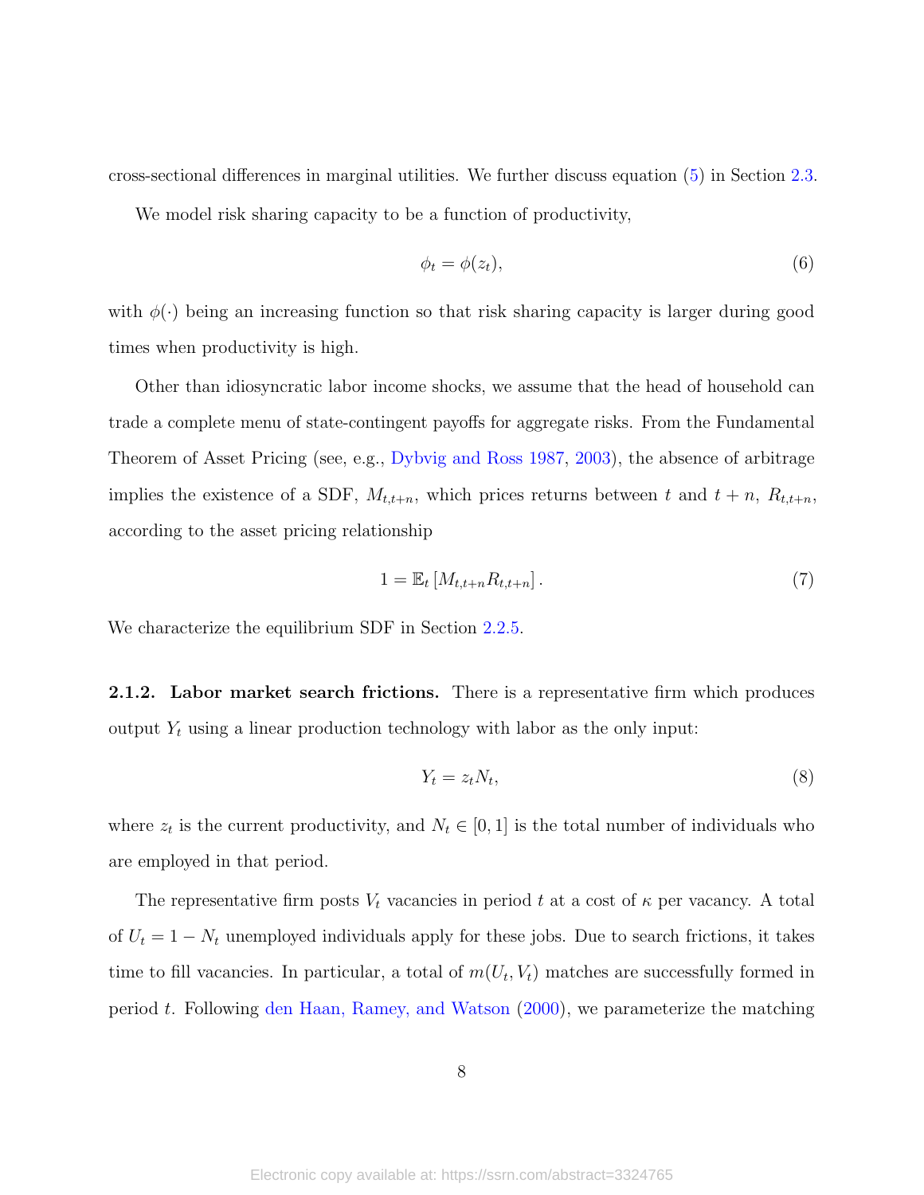cross-sectional differences in marginal utilities. We further discuss equation (5) in Section 2.3.

We model risk sharing capacity to be a function of productivity,

$$\phi_t = \phi(z_t), \tag{6}$$

with $\phi(\cdot)$ being an increasing function so that risk sharing capacity is larger during good times when productivity is high.

Other than idiosyncratic labor income shocks, we assume that the head of household can trade a complete menu of state-contingent payoffs for aggregate risks. From the Fundamental Theorem of Asset Pricing (see, e.g., Dybvig and Ross 1987, 2003), the absence of arbitrage implies the existence of a SDF, $M_{t,t+n}$, which prices returns between $t$ and $t+n$, $R_{t,t+n}$, according to the asset pricing relationship

$$1 = \mathbb{E}_t \left[ M_{t,t+n} R_{t,t+n} \right]. \tag{7}$$

We characterize the equilibrium SDF in Section 2.2.5.

**2.1.2. Labor market search frictions.** There is a representative firm which produces output $Y_t$ using a linear production technology with labor as the only input:

$$Y_t = z_t N_t, \tag{8}$$

where $z_t$ is the current productivity, and $N_t \in [0, 1]$ is the total number of individuals who are employed in that period.

The representative firm posts $V_t$ vacancies in period $t$ at a cost of $\kappa$ per vacancy. A total of $U_t = 1 - N_t$ unemployed individuals apply for these jobs. Due to search frictions, it takes time to fill vacancies. In particular, a total of $m(U_t, V_t)$ matches are successfully formed in period $t$. Following den Haan, Ramey, and Watson (2000), we parameterize the matching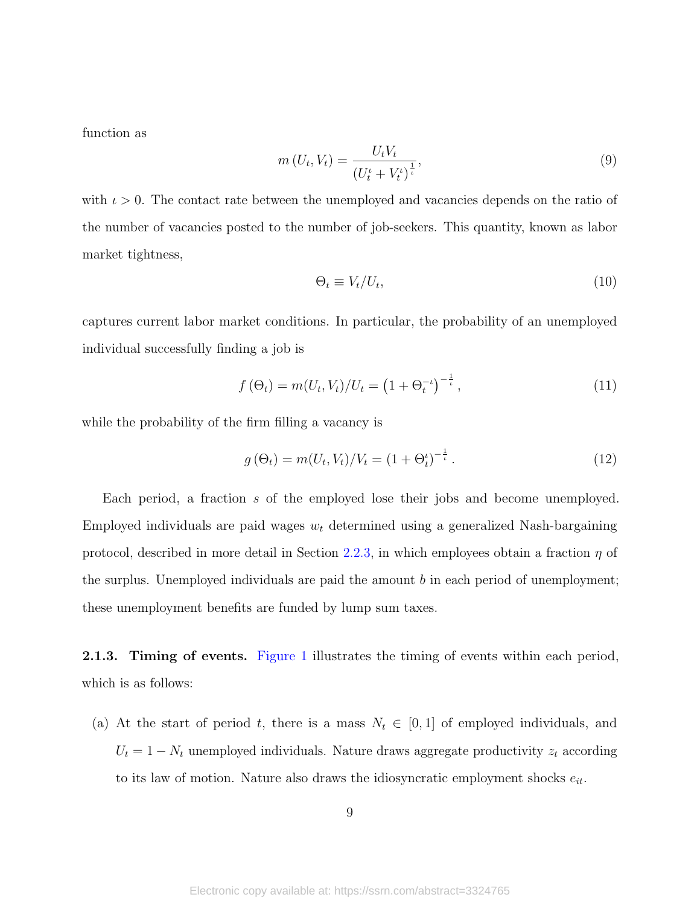function as

$$m(U_t, V_t) = \frac{U_t V_t}{\left(U_t^{\iota} + V_t^{\iota}\right)^{\frac{1}{\iota}}}, \tag{9}$$

with $\iota > 0$. The contact rate between the unemployed and vacancies depends on the ratio of the number of vacancies posted to the number of job-seekers. This quantity, known as labor market tightness,

$$\Theta_t \equiv V_t / U_t, \tag{10}$$

captures current labor market conditions. In particular, the probability of an unemployed individual successfully finding a job is

$$f(\Theta_t) = m(U_t, V_t)/U_t = \left(1 + \Theta_t^{-\iota}\right)^{-\frac{1}{\iota}}, \tag{11}$$

while the probability of the firm filling a vacancy is

$$g(\Theta_t) = m(U_t, V_t)/V_t = \left(1 + \Theta_t^{\iota}\right)^{-\frac{1}{\iota}}. \tag{12}$$

Each period, a fraction $s$ of the employed lose their jobs and become unemployed. Employed individuals are paid wages $w_t$ determined using a generalized Nash-bargaining protocol, described in more detail in Section 2.2.3, in which employees obtain a fraction $\eta$ of the surplus. Unemployed individuals are paid the amount $b$ in each period of unemployment; these unemployment benefits are funded by lump sum taxes.

**2.1.3. Timing of events.** Figure 1 illustrates the timing of events within each period, which is as follows:

(a) At the start of period $t$, there is a mass $N_t \in [0, 1]$ of employed individuals, and $U_t = 1 - N_t$ unemployed individuals. Nature draws aggregate productivity $z_t$ according to its law of motion. Nature also draws the idiosyncratic employment shocks $e_{it}$.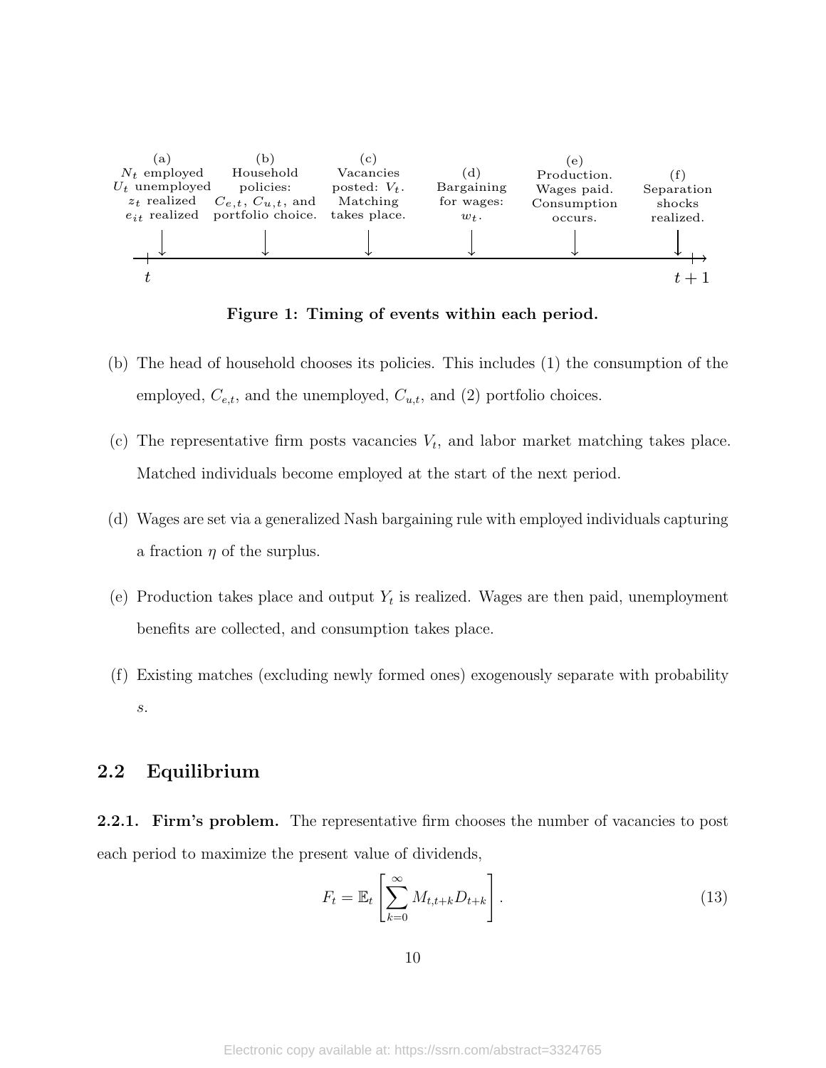(a) $N_t$ employed $U_t$ unemployed $z_t$ realized $e_{it}$ realized

(b) Household policies: $C_{e,t}$, $C_{u,t}$, and portfolio choice.

(c) Vacancies posted: $V_t$. Matching takes place.

(d) Bargaining for wages: $w_t$.

(e) Production. Wages paid. Consumption occurs.

(f) Separation shocks realized.

$t$ $\quad$ $t+1$

**Figure 1: Timing of events within each period.**

(b) The head of household chooses its policies. This includes (1) the consumption of the employed, $C_{e,t}$, and the unemployed, $C_{u,t}$, and (2) portfolio choices.

(c) The representative firm posts vacancies $V_t$, and labor market matching takes place. Matched individuals become employed at the start of the next period.

(d) Wages are set via a generalized Nash bargaining rule with employed individuals capturing a fraction $\eta$ of the surplus.

(e) Production takes place and output $Y_t$ is realized. Wages are then paid, unemployment benefits are collected, and consumption takes place.

(f) Existing matches (excluding newly formed ones) exogenously separate with probability $s$.

## 2.2 Equilibrium

**2.2.1. Firm's problem.** The representative firm chooses the number of vacancies to post each period to maximize the present value of dividends,

$$F_t = \mathbb{E}_t \left[ \sum_{k=0}^{\infty} M_{t,t+k} D_{t+k} \right]. \tag{13}$$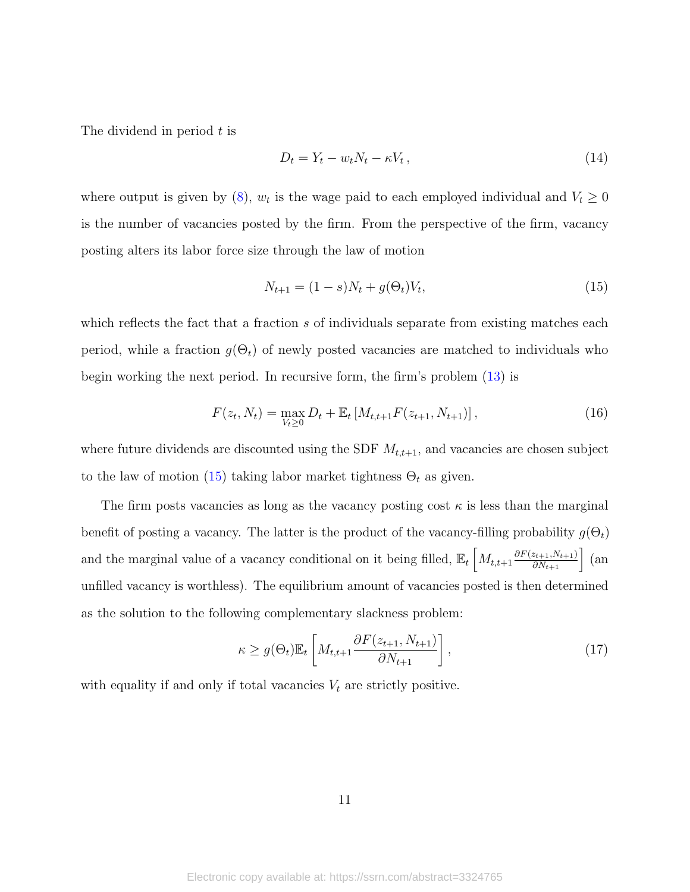The dividend in period $t$ is

$$D_t = Y_t - w_t N_t - \kappa V_t \,, \tag{14}$$

where output is given by (8), $w_t$ is the wage paid to each employed individual and $V_t \geq 0$ is the number of vacancies posted by the firm. From the perspective of the firm, vacancy posting alters its labor force size through the law of motion

$$N_{t+1} = (1-s)N_t + g(\Theta_t)V_t, \tag{15}$$

which reflects the fact that a fraction $s$ of individuals separate from existing matches each period, while a fraction $g(\Theta_t)$ of newly posted vacancies are matched to individuals who begin working the next period. In recursive form, the firm's problem (13) is

$$F(z_t, N_t) = \max_{V_t \geq 0} D_t + \mathbb{E}_t \left[ M_{t,t+1} F(z_{t+1}, N_{t+1}) \right], \tag{16}$$

where future dividends are discounted using the SDF $M_{t,t+1}$, and vacancies are chosen subject to the law of motion (15) taking labor market tightness $\Theta_t$ as given.

The firm posts vacancies as long as the vacancy posting cost $\kappa$ is less than the marginal benefit of posting a vacancy. The latter is the product of the vacancy-filling probability $g(\Theta_t)$ and the marginal value of a vacancy conditional on it being filled, $\mathbb{E}_t \left[ M_{t,t+1} \frac{\partial F(z_{t+1}, N_{t+1})}{\partial N_{t+1}} \right]$ (an unfilled vacancy is worthless). The equilibrium amount of vacancies posted is then determined as the solution to the following complementary slackness problem:

$$\kappa \geq g(\Theta_t) \mathbb{E}_t \left[ M_{t,t+1} \frac{\partial F(z_{t+1}, N_{t+1})}{\partial N_{t+1}} \right], \tag{17}$$

with equality if and only if total vacancies $V_t$ are strictly positive.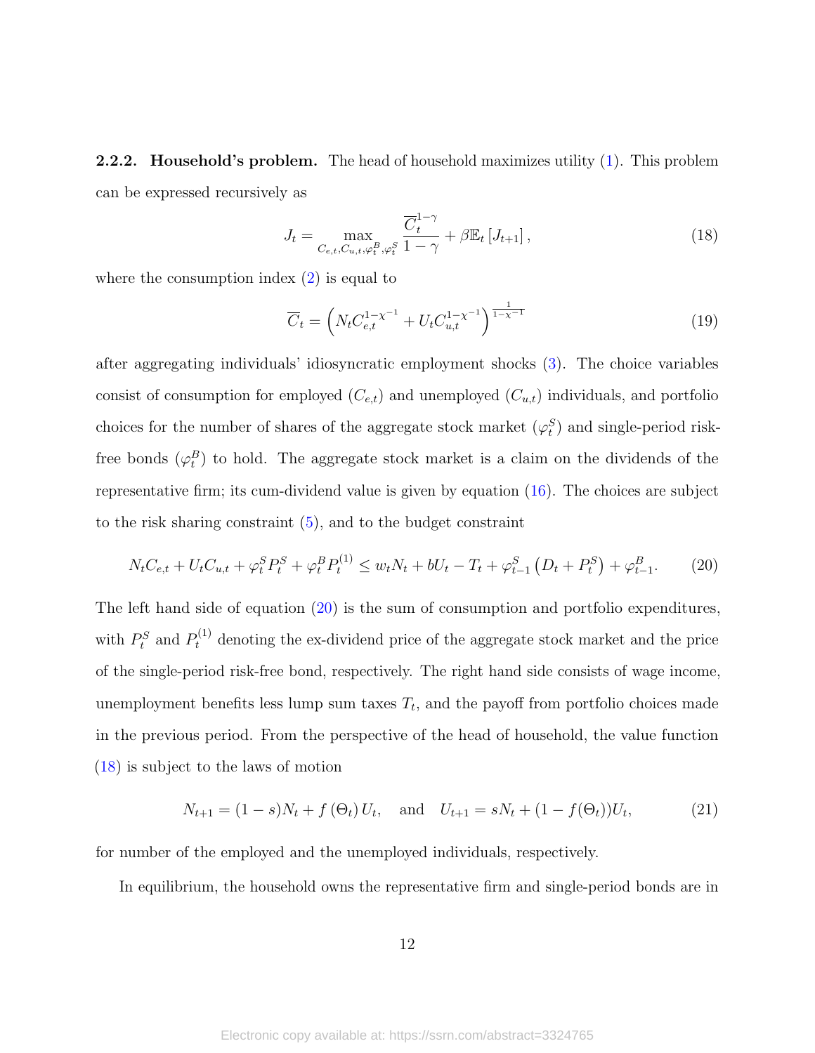**2.2.2. Household's problem.** The head of household maximizes utility (1). This problem can be expressed recursively as

$$J_t = \max_{C_{e,t}, C_{u,t}, \varphi_t^B, \varphi_t^S} \frac{\overline{C}_t^{1-\gamma}}{1-\gamma} + \beta \mathbb{E}_t \left[ J_{t+1} \right], \tag{18}$$

where the consumption index (2) is equal to

$$\overline{C}_t = \left( N_t C_{e,t}^{1-\chi^{-1}} + U_t C_{u,t}^{1-\chi^{-1}} \right)^{\frac{1}{1-\chi^{-1}}} \tag{19}$$

after aggregating individuals' idiosyncratic employment shocks (3). The choice variables consist of consumption for employed ($C_{e,t}$) and unemployed ($C_{u,t}$) individuals, and portfolio choices for the number of shares of the aggregate stock market ($\varphi_t^S$) and single-period risk-free bonds ($\varphi_t^B$) to hold. The aggregate stock market is a claim on the dividends of the representative firm; its cum-dividend value is given by equation (16). The choices are subject to the risk sharing constraint (5), and to the budget constraint

$$N_t C_{e,t} + U_t C_{u,t} + \varphi_t^S P_t^S + \varphi_t^B P_t^{(1)} \leq w_t N_t + b U_t - T_t + \varphi_{t-1}^S \left( D_t + P_t^S \right) + \varphi_{t-1}^B. \tag{20}$$

The left hand side of equation (20) is the sum of consumption and portfolio expenditures, with $P_t^S$ and $P_t^{(1)}$ denoting the ex-dividend price of the aggregate stock market and the price of the single-period risk-free bond, respectively. The right hand side consists of wage income, unemployment benefits less lump sum taxes $T_t$, and the payoff from portfolio choices made in the previous period. From the perspective of the head of household, the value function (18) is subject to the laws of motion

$$N_{t+1} = (1-s) N_t + f\left(\Theta_t\right) U_t, \quad \text{and} \quad U_{t+1} = s N_t + (1 - f(\Theta_t)) U_t, \tag{21}$$

for number of the employed and the unemployed individuals, respectively.

In equilibrium, the household owns the representative firm and single-period bonds are in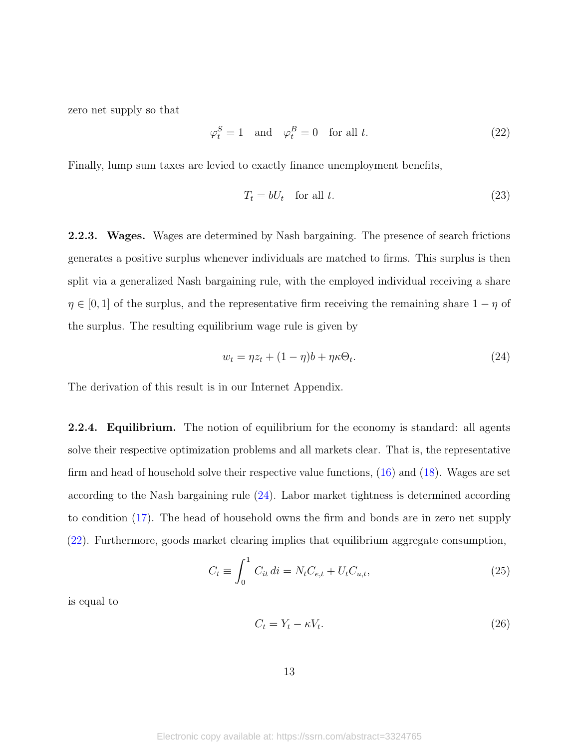zero net supply so that

$$\varphi_t^S = 1 \quad \text{and} \quad \varphi_t^B = 0 \quad \text{for all } t. \tag{22}$$

Finally, lump sum taxes are levied to exactly finance unemployment benefits,

$$T_t = bU_t \quad \text{for all } t. \tag{23}$$

**2.2.3. Wages.** Wages are determined by Nash bargaining. The presence of search frictions generates a positive surplus whenever individuals are matched to firms. This surplus is then split via a generalized Nash bargaining rule, with the employed individual receiving a share $\eta \in [0, 1]$ of the surplus, and the representative firm receiving the remaining share $1 - \eta$ of the surplus. The resulting equilibrium wage rule is given by

$$w_t = \eta z_t + (1 - \eta)b + \eta \kappa \Theta_t. \tag{24}$$

The derivation of this result is in our Internet Appendix.

**2.2.4. Equilibrium.** The notion of equilibrium for the economy is standard: all agents solve their respective optimization problems and all markets clear. That is, the representative firm and head of household solve their respective value functions, (16) and (18). Wages are set according to the Nash bargaining rule (24). Labor market tightness is determined according to condition (17). The head of household owns the firm and bonds are in zero net supply (22). Furthermore, goods market clearing implies that equilibrium aggregate consumption,

$$C_t \equiv \int_0^1 C_{it}\, di = N_t C_{e,t} + U_t C_{u,t}, \tag{25}$$

is equal to

$$C_t = Y_t - \kappa V_t. \tag{26}$$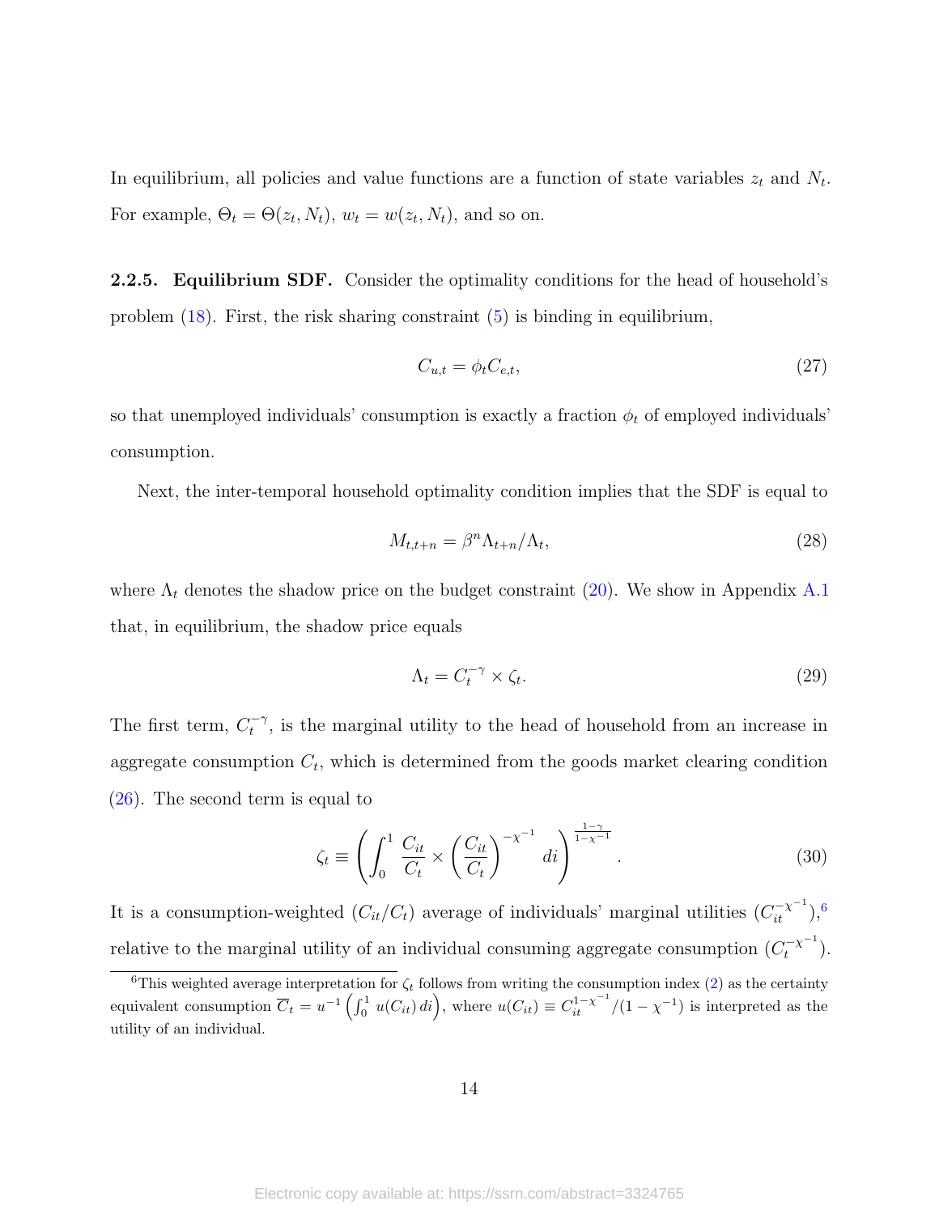In equilibrium, all policies and value functions are a function of state variables $z_t$ and $N_t$. For example, $\Theta_t = \Theta(z_t, N_t)$, $w_t = w(z_t, N_t)$, and so on.

**2.2.5. Equilibrium SDF.** Consider the optimality conditions for the head of household's problem (18). First, the risk sharing constraint (5) is binding in equilibrium,

$$C_{u,t} = \phi_t C_{e,t}, \tag{27}$$

so that unemployed individuals' consumption is exactly a fraction $\phi_t$ of employed individuals' consumption.

Next, the inter-temporal household optimality condition implies that the SDF is equal to

$$M_{t,t+n} = \beta^n \Lambda_{t+n}/\Lambda_t, \tag{28}$$

where $\Lambda_t$ denotes the shadow price on the budget constraint (20). We show in Appendix A.1 that, in equilibrium, the shadow price equals

$$\Lambda_t = C_t^{-\gamma} \times \zeta_t. \tag{29}$$

The first term, $C_t^{-\gamma}$, is the marginal utility to the head of household from an increase in aggregate consumption $C_t$, which is determined from the goods market clearing condition (26). The second term is equal to

$$\zeta_t \equiv \left( \int_0^1 \frac{C_{it}}{C_t} \times \left( \frac{C_{it}}{C_t} \right)^{-\chi^{-1}} di \right)^{\frac{1-\gamma}{1-\chi^{-1}}}. \tag{30}$$

It is a consumption-weighted ($C_{it}/C_t$) average of individuals' marginal utilities ($C_{it}^{-\chi^{-1}}$),[6] relative to the marginal utility of an individual consuming aggregate consumption ($C_t^{-\chi^{-1}}$).

[6] This weighted average interpretation for $\zeta_t$ follows from writing the consumption index (2) as the certainty equivalent consumption $\overline{C}_t = u^{-1}\left(\int_0^1 u(C_{it})\, di\right)$, where $u(C_{it}) \equiv C_{it}^{1-\chi^{-1}}/(1-\chi^{-1})$ is interpreted as the utility of an individual.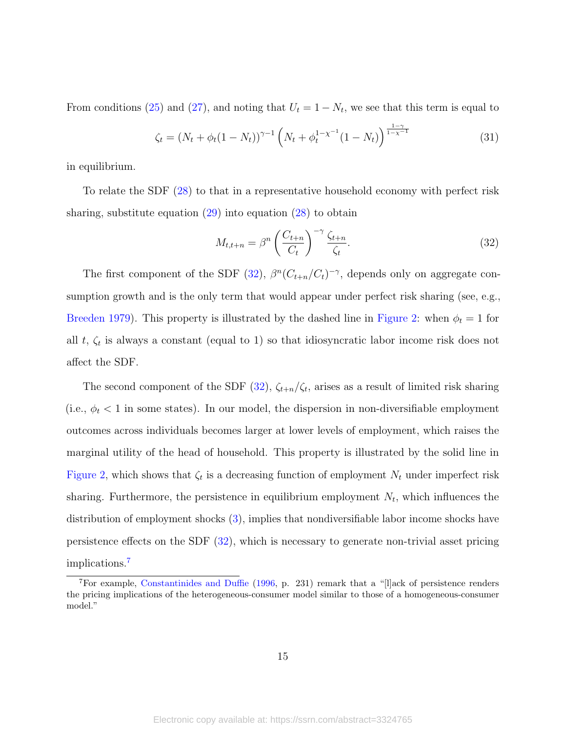From conditions (25) and (27), and noting that $U_t = 1 - N_t$, we see that this term is equal to

$$\zeta_t = (N_t + \phi_t(1 - N_t))^{\gamma - 1} \left( N_t + \phi_t^{1-\chi^{-1}}(1 - N_t) \right)^{\frac{1-\gamma}{1-\chi^{-1}}} \tag{31}$$

in equilibrium.

To relate the SDF (28) to that in a representative household economy with perfect risk sharing, substitute equation (29) into equation (28) to obtain

$$M_{t,t+n} = \beta^n \left( \frac{C_{t+n}}{C_t} \right)^{-\gamma} \frac{\zeta_{t+n}}{\zeta_t}. \tag{32}$$

The first component of the SDF (32), $\beta^n (C_{t+n}/C_t)^{-\gamma}$, depends only on aggregate consumption growth and is the only term that would appear under perfect risk sharing (see, e.g., Breeden 1979). This property is illustrated by the dashed line in Figure 2: when $\phi_t = 1$ for all $t$, $\zeta_t$ is always a constant (equal to 1) so that idiosyncratic labor income risk does not affect the SDF.

The second component of the SDF (32), $\zeta_{t+n}/\zeta_t$, arises as a result of limited risk sharing (i.e., $\phi_t < 1$ in some states). In our model, the dispersion in non-diversifiable employment outcomes across individuals becomes larger at lower levels of employment, which raises the marginal utility of the head of household. This property is illustrated by the solid line in Figure 2, which shows that $\zeta_t$ is a decreasing function of employment $N_t$ under imperfect risk sharing. Furthermore, the persistence in equilibrium employment $N_t$, which influences the distribution of employment shocks (3), implies that nondiversifiable labor income shocks have persistence effects on the SDF (32), which is necessary to generate non-trivial asset pricing implications.[7]

[7] For example, Constantinides and Duffie (1996, p. 231) remark that a "[l]ack of persistence renders the pricing implications of the heterogeneous-consumer model similar to those of a homogeneous-consumer model."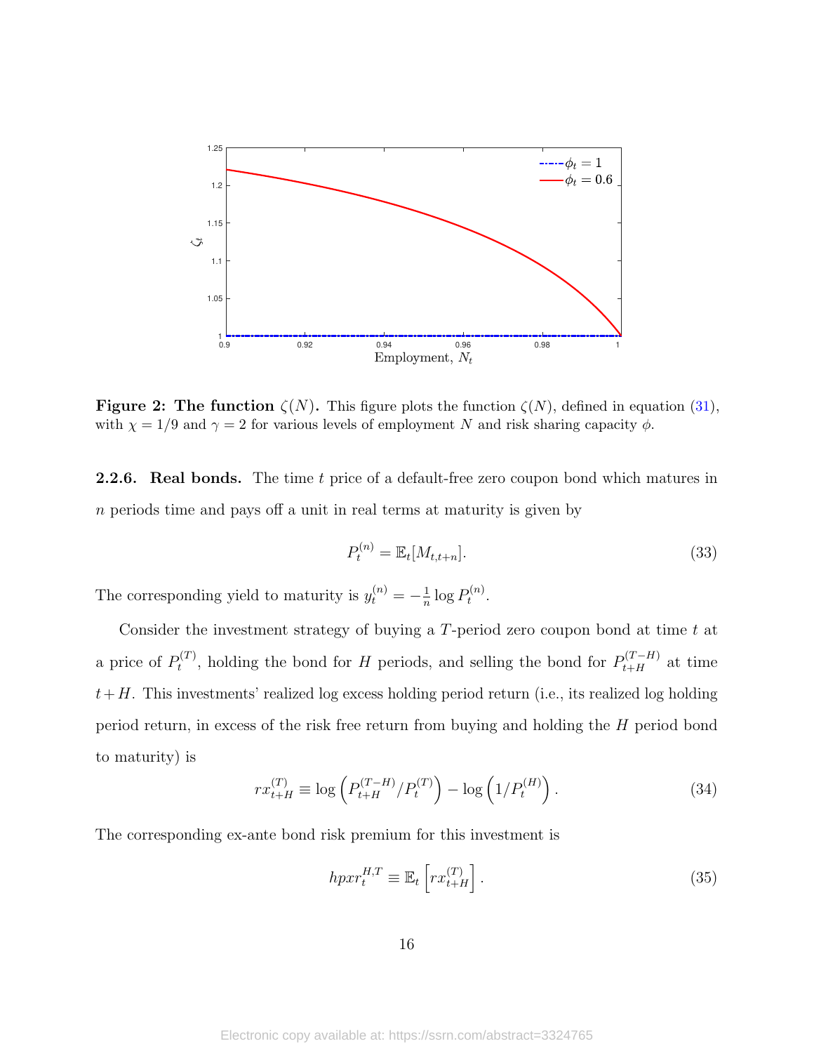**Figure 2: The function $\zeta(N)$.** This figure plots the function $\zeta(N)$, defined in equation (31), with $\chi = 1/9$ and $\gamma = 2$ for various levels of employment $N$ and risk sharing capacity $\phi$.

**2.2.6. Real bonds.** The time $t$ price of a default-free zero coupon bond which matures in $n$ periods time and pays off a unit in real terms at maturity is given by

$$P_t^{(n)} = \mathbb{E}_t[M_{t,t+n}]. \tag{33}$$

The corresponding yield to maturity is $y_t^{(n)} = -\frac{1}{n} \log P_t^{(n)}$.

Consider the investment strategy of buying a $T$-period zero coupon bond at time $t$ at a price of $P_t^{(T)}$, holding the bond for $H$ periods, and selling the bond for $P_{t+H}^{(T-H)}$ at time $t+H$. This investments' realized log excess holding period return (i.e., its realized log holding period return, in excess of the risk free return from buying and holding the $H$ period bond to maturity) is

$$rx_{t+H}^{(T)} \equiv \log\left(P_{t+H}^{(T-H)}/P_t^{(T)}\right) - \log\left(1/P_t^{(H)}\right). \tag{34}$$

The corresponding ex-ante bond risk premium for this investment is

$$hpxr_t^{H,T} \equiv \mathbb{E}_t\left[rx_{t+H}^{(T)}\right]. \tag{35}$$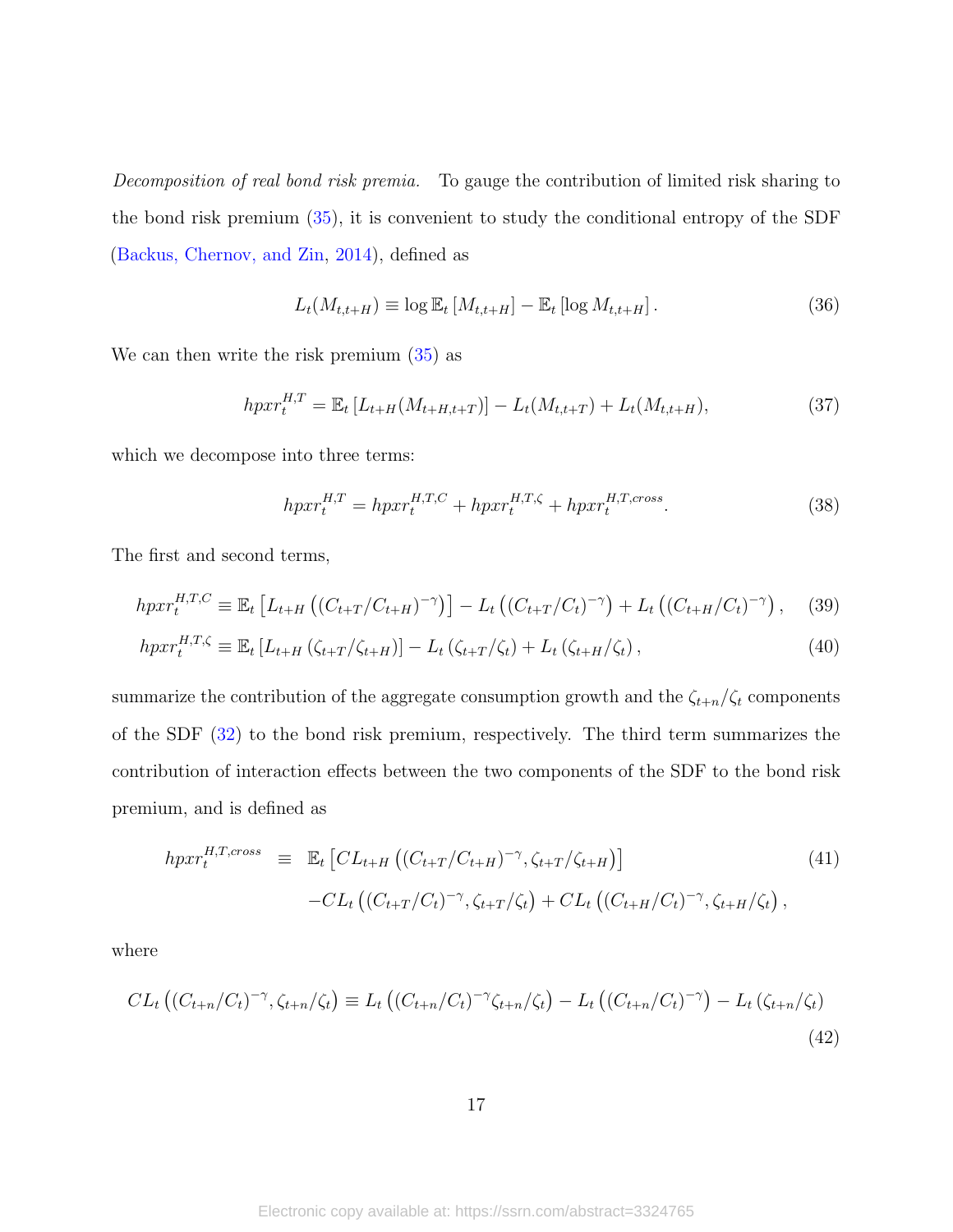*Decomposition of real bond risk premia.* To gauge the contribution of limited risk sharing to the bond risk premium (35), it is convenient to study the conditional entropy of the SDF (Backus, Chernov, and Zin, 2014), defined as

$$L_t(M_{t,t+H}) \equiv \log \mathbb{E}_t\left[M_{t,t+H}\right] - \mathbb{E}_t\left[\log M_{t,t+H}\right]. \tag{36}$$

We can then write the risk premium (35) as

$$hpxr_t^{H,T} = \mathbb{E}_t\left[L_{t+H}(M_{t+H,t+T})\right] - L_t(M_{t,t+T}) + L_t(M_{t,t+H}), \tag{37}$$

which we decompose into three terms:

$$hpxr_t^{H,T} = hpxr_t^{H,T,C} + hpxr_t^{H,T,\zeta} + hpxr_t^{H,T,cross}. \tag{38}$$

The first and second terms,

$$hpxr_t^{H,T,C} \equiv \mathbb{E}_t\left[L_{t+H}\left((C_{t+T}/C_{t+H})^{-\gamma}\right)\right] - L_t\left((C_{t+T}/C_t)^{-\gamma}\right) + L_t\left((C_{t+H}/C_t)^{-\gamma}\right), \tag{39}$$

$$hpxr_t^{H,T,\zeta} \equiv \mathbb{E}_t\left[L_{t+H}\left(\zeta_{t+T}/\zeta_{t+H}\right)\right] - L_t\left(\zeta_{t+T}/\zeta_t\right) + L_t\left(\zeta_{t+H}/\zeta_t\right), \tag{40}$$

summarize the contribution of the aggregate consumption growth and the $\zeta_{t+n}/\zeta_t$ components of the SDF (32) to the bond risk premium, respectively. The third term summarizes the contribution of interaction effects between the two components of the SDF to the bond risk premium, and is defined as

$$\begin{aligned} hpxr_t^{H,T,cross} \equiv\ & \mathbb{E}_t\left[CL_{t+H}\left((C_{t+T}/C_{t+H})^{-\gamma}, \zeta_{t+T}/\zeta_{t+H}\right)\right] \\ & - CL_t\left((C_{t+T}/C_t)^{-\gamma}, \zeta_{t+T}/\zeta_t\right) + CL_t\left((C_{t+H}/C_t)^{-\gamma}, \zeta_{t+H}/\zeta_t\right), \end{aligned} \tag{41}$$

where

$$CL_t\left((C_{t+n}/C_t)^{-\gamma}, \zeta_{t+n}/\zeta_t\right) \equiv L_t\left((C_{t+n}/C_t)^{-\gamma}\zeta_{t+n}/\zeta_t\right) - L_t\left((C_{t+n}/C_t)^{-\gamma}\right) - L_t\left(\zeta_{t+n}/\zeta_t\right) \tag{42}$$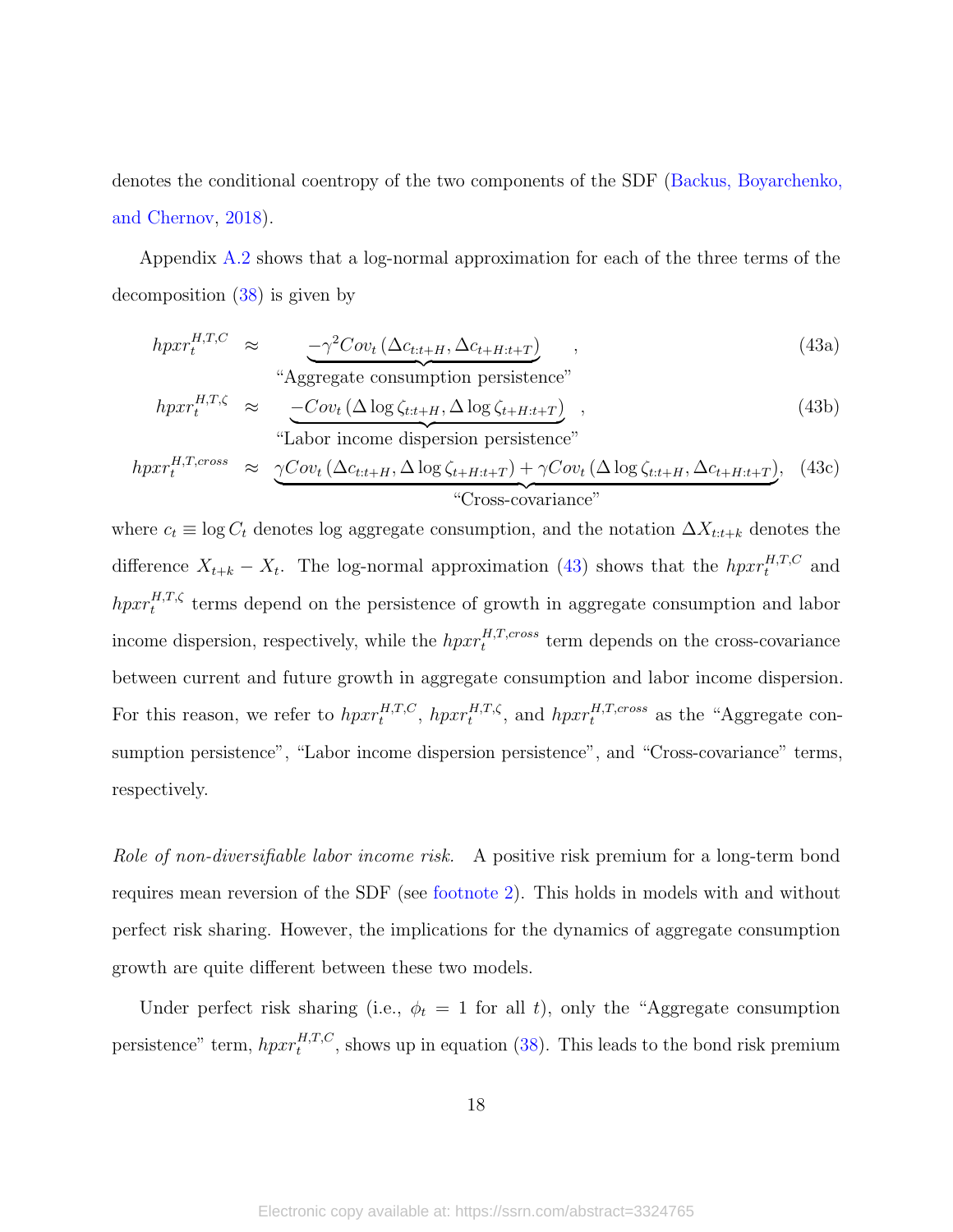denotes the conditional coentropy of the two components of the SDF (Backus, Boyarchenko, and Chernov, 2018).

Appendix A.2 shows that a log-normal approximation for each of the three terms of the decomposition (38) is given by

$$hpxr_t^{H,T,C} \approx \underbrace{-\gamma^2 Cov_t\left(\Delta c_{t:t+H}, \Delta c_{t+H:t+T}\right)}_{\text{“Aggregate consumption persistence”}}, \tag{43a}$$

$$hpxr_t^{H,T,\zeta} \approx \underbrace{-Cov_t\left(\Delta \log \zeta_{t:t+H}, \Delta \log \zeta_{t+H:t+T}\right)}_{\text{“Labor income dispersion persistence”}}, \tag{43b}$$

$$hpxr_t^{H,T,cross} \approx \underbrace{\gamma Cov_t\left(\Delta c_{t:t+H}, \Delta \log \zeta_{t+H:t+T}\right) + \gamma Cov_t\left(\Delta \log \zeta_{t:t+H}, \Delta c_{t+H:t+T}\right)}_{\text{“Cross-covariance”}}, \tag{43c}$$

where $c_t \equiv \log C_t$ denotes log aggregate consumption, and the notation $\Delta X_{t:t+k}$ denotes the difference $X_{t+k} - X_t$. The log-normal approximation (43) shows that the $hpxr_t^{H,T,C}$ and $hpxr_t^{H,T,\zeta}$ terms depend on the persistence of growth in aggregate consumption and labor income dispersion, respectively, while the $hpxr_t^{H,T,cross}$ term depends on the cross-covariance between current and future growth in aggregate consumption and labor income dispersion. For this reason, we refer to $hpxr_t^{H,T,C}$, $hpxr_t^{H,T,\zeta}$, and $hpxr_t^{H,T,cross}$ as the “Aggregate consumption persistence”, “Labor income dispersion persistence”, and “Cross-covariance” terms, respectively.

*Role of non-diversifiable labor income risk.* A positive risk premium for a long-term bond requires mean reversion of the SDF (see footnote 2). This holds in models with and without perfect risk sharing. However, the implications for the dynamics of aggregate consumption growth are quite different between these two models.

Under perfect risk sharing (i.e., $\phi_t = 1$ for all $t$), only the “Aggregate consumption persistence” term, $hpxr_t^{H,T,C}$, shows up in equation (38). This leads to the bond risk premium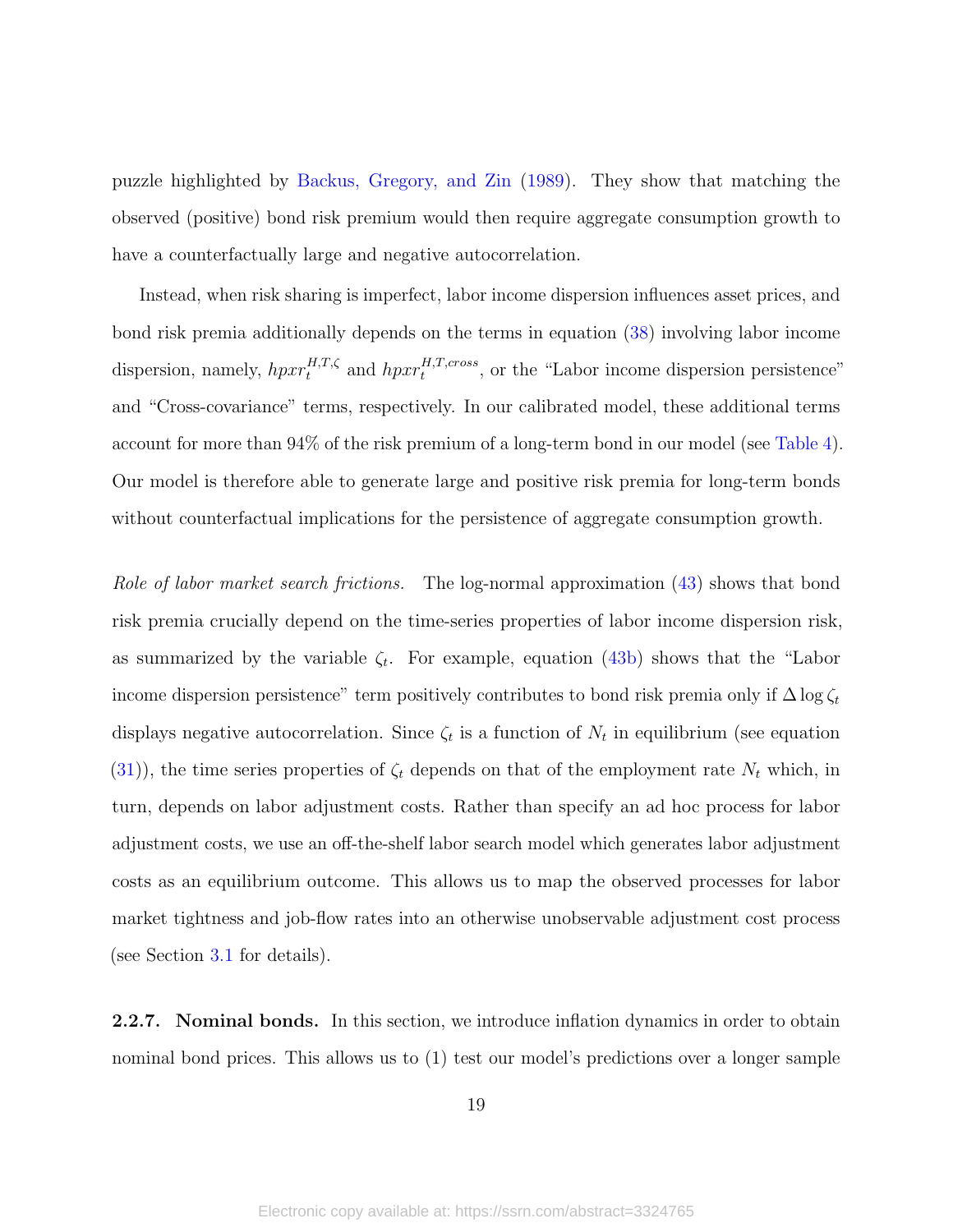puzzle highlighted by Backus, Gregory, and Zin (1989). They show that matching the observed (positive) bond risk premium would then require aggregate consumption growth to have a counterfactually large and negative autocorrelation.

Instead, when risk sharing is imperfect, labor income dispersion influences asset prices, and bond risk premia additionally depends on the terms in equation (38) involving labor income dispersion, namely, $hpxr_t^{H,T,\zeta}$ and $hpxr_t^{H,T,cross}$, or the "Labor income dispersion persistence" and "Cross-covariance" terms, respectively. In our calibrated model, these additional terms account for more than 94% of the risk premium of a long-term bond in our model (see Table 4). Our model is therefore able to generate large and positive risk premia for long-term bonds without counterfactual implications for the persistence of aggregate consumption growth.

*Role of labor market search frictions.* The log-normal approximation (43) shows that bond risk premia crucially depend on the time-series properties of labor income dispersion risk, as summarized by the variable $\zeta_t$. For example, equation (43b) shows that the "Labor income dispersion persistence" term positively contributes to bond risk premia only if $\Delta \log \zeta_t$ displays negative autocorrelation. Since $\zeta_t$ is a function of $N_t$ in equilibrium (see equation (31)), the time series properties of $\zeta_t$ depends on that of the employment rate $N_t$ which, in turn, depends on labor adjustment costs. Rather than specify an ad hoc process for labor adjustment costs, we use an off-the-shelf labor search model which generates labor adjustment costs as an equilibrium outcome. This allows us to map the observed processes for labor market tightness and job-flow rates into an otherwise unobservable adjustment cost process (see Section 3.1 for details).

**2.2.7. Nominal bonds.** In this section, we introduce inflation dynamics in order to obtain nominal bond prices. This allows us to (1) test our model's predictions over a longer sample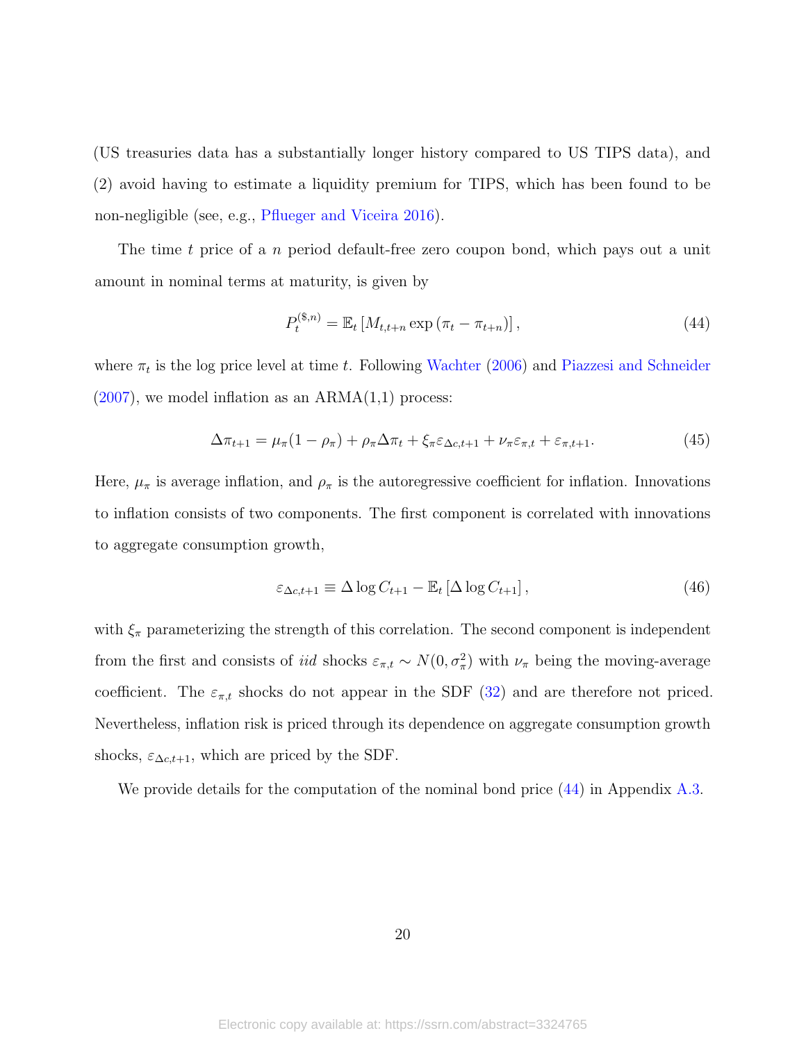(US treasuries data has a substantially longer history compared to US TIPS data), and (2) avoid having to estimate a liquidity premium for TIPS, which has been found to be non-negligible (see, e.g., Pflueger and Viceira 2016).

The time $t$ price of a $n$ period default-free zero coupon bond, which pays out a unit amount in nominal terms at maturity, is given by

$$P_t^{(\$,n)} = \mathbb{E}_t \left[ M_{t,t+n} \exp \left( \pi_t - \pi_{t+n} \right) \right], \tag{44}$$

where $\pi_t$ is the log price level at time $t$. Following Wachter (2006) and Piazzesi and Schneider (2007), we model inflation as an ARMA(1,1) process:

$$\Delta \pi_{t+1} = \mu_\pi (1 - \rho_\pi) + \rho_\pi \Delta \pi_t + \xi_\pi \varepsilon_{\Delta c, t+1} + \nu_\pi \varepsilon_{\pi, t} + \varepsilon_{\pi, t+1}. \tag{45}$$

Here, $\mu_\pi$ is average inflation, and $\rho_\pi$ is the autoregressive coefficient for inflation. Innovations to inflation consists of two components. The first component is correlated with innovations to aggregate consumption growth,

$$\varepsilon_{\Delta c, t+1} \equiv \Delta \log C_{t+1} - \mathbb{E}_t \left[ \Delta \log C_{t+1} \right], \tag{46}$$

with $\xi_\pi$ parameterizing the strength of this correlation. The second component is independent from the first and consists of *iid* shocks $\varepsilon_{\pi,t} \sim N(0, \sigma_\pi^2)$ with $\nu_\pi$ being the moving-average coefficient. The $\varepsilon_{\pi,t}$ shocks do not appear in the SDF (32) and are therefore not priced. Nevertheless, inflation risk is priced through its dependence on aggregate consumption growth shocks, $\varepsilon_{\Delta c, t+1}$, which are priced by the SDF.

We provide details for the computation of the nominal bond price (44) in Appendix A.3.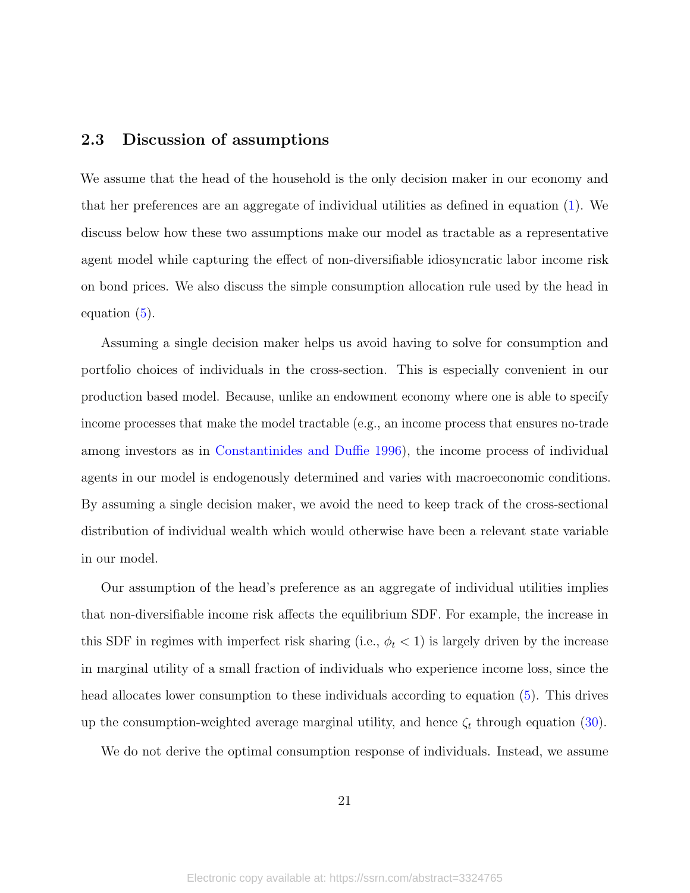## 2.3 Discussion of assumptions

We assume that the head of the household is the only decision maker in our economy and that her preferences are an aggregate of individual utilities as defined in equation (1). We discuss below how these two assumptions make our model as tractable as a representative agent model while capturing the effect of non-diversifiable idiosyncratic labor income risk on bond prices. We also discuss the simple consumption allocation rule used by the head in equation (5).

Assuming a single decision maker helps us avoid having to solve for consumption and portfolio choices of individuals in the cross-section. This is especially convenient in our production based model. Because, unlike an endowment economy where one is able to specify income processes that make the model tractable (e.g., an income process that ensures no-trade among investors as in Constantinides and Duffie 1996), the income process of individual agents in our model is endogenously determined and varies with macroeconomic conditions. By assuming a single decision maker, we avoid the need to keep track of the cross-sectional distribution of individual wealth which would otherwise have been a relevant state variable in our model.

Our assumption of the head's preference as an aggregate of individual utilities implies that non-diversifiable income risk affects the equilibrium SDF. For example, the increase in this SDF in regimes with imperfect risk sharing (i.e., $\phi_t < 1$) is largely driven by the increase in marginal utility of a small fraction of individuals who experience income loss, since the head allocates lower consumption to these individuals according to equation (5). This drives up the consumption-weighted average marginal utility, and hence $\zeta_t$ through equation (30).

We do not derive the optimal consumption response of individuals. Instead, we assume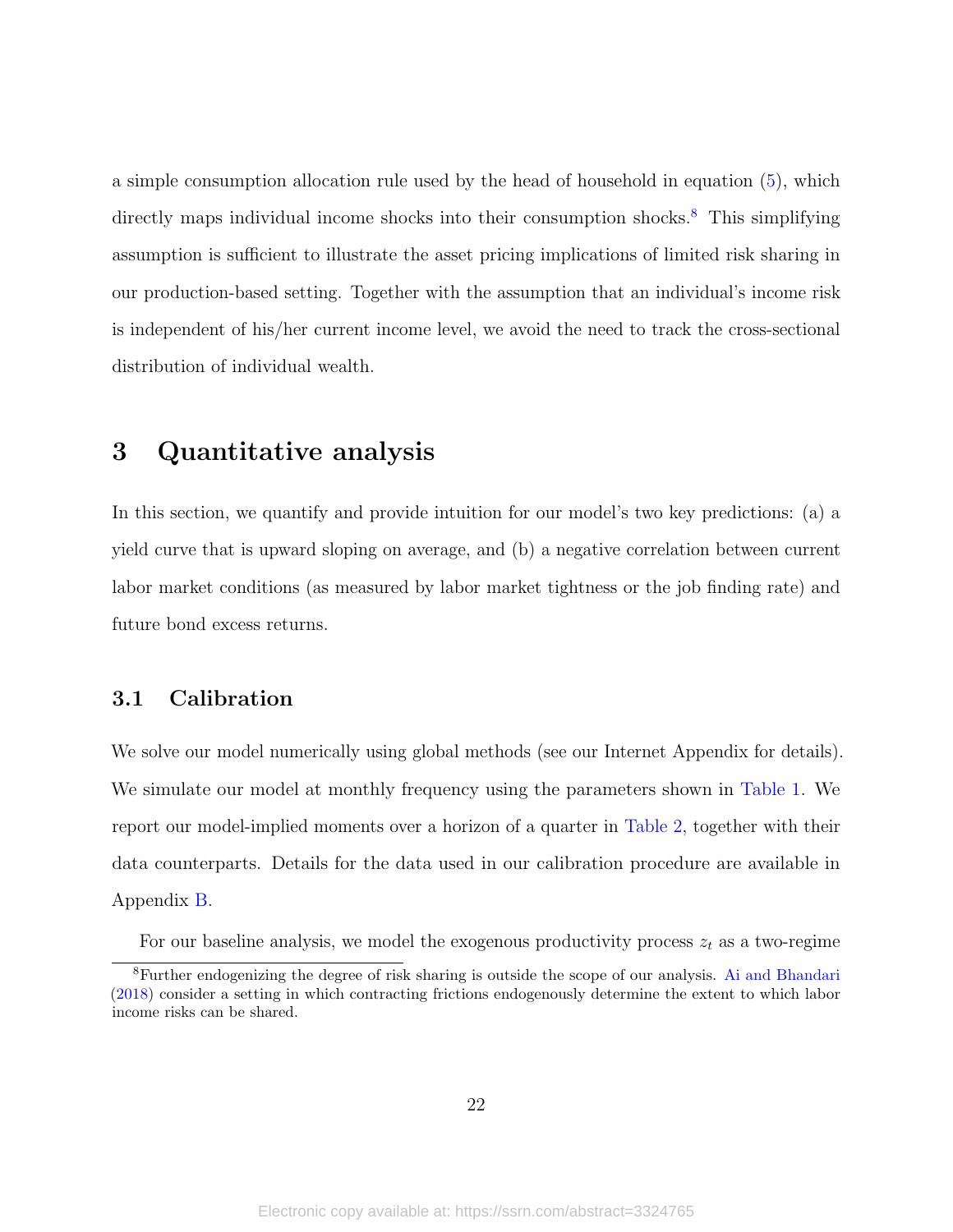a simple consumption allocation rule used by the head of household in equation (5), which directly maps individual income shocks into their consumption shocks.[8] This simplifying assumption is sufficient to illustrate the asset pricing implications of limited risk sharing in our production-based setting. Together with the assumption that an individual's income risk is independent of his/her current income level, we avoid the need to track the cross-sectional distribution of individual wealth.

# 3 Quantitative analysis

In this section, we quantify and provide intuition for our model's two key predictions: (a) a yield curve that is upward sloping on average, and (b) a negative correlation between current labor market conditions (as measured by labor market tightness or the job finding rate) and future bond excess returns.

## 3.1 Calibration

We solve our model numerically using global methods (see our Internet Appendix for details). We simulate our model at monthly frequency using the parameters shown in Table 1. We report our model-implied moments over a horizon of a quarter in Table 2, together with their data counterparts. Details for the data used in our calibration procedure are available in Appendix B.

For our baseline analysis, we model the exogenous productivity process $z_t$ as a two-regime

[8] Further endogenizing the degree of risk sharing is outside the scope of our analysis. Ai and Bhandari (2018) consider a setting in which contracting frictions endogenously determine the extent to which labor income risks can be shared.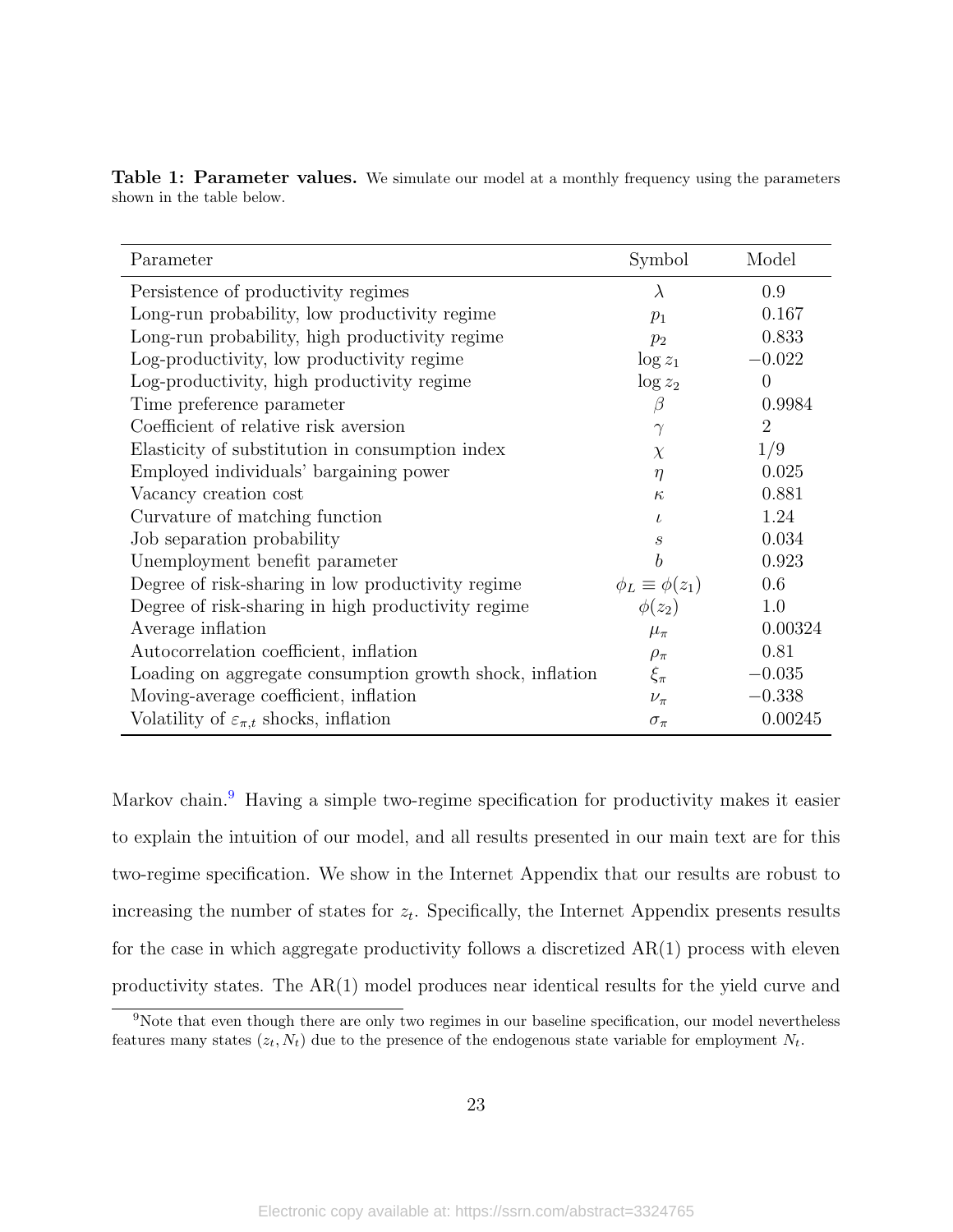**Table 1: Parameter values.** We simulate our model at a monthly frequency using the parameters shown in the table below.

| Parameter | Symbol | Model |
|---|---|---|
| Persistence of productivity regimes | $\lambda$ | 0.9 |
| Long-run probability, low productivity regime | $p_1$ | 0.167 |
| Long-run probability, high productivity regime | $p_2$ | 0.833 |
| Log-productivity, low productivity regime | $\log z_1$ | $-0.022$ |
| Log-productivity, high productivity regime | $\log z_2$ | 0 |
| Time preference parameter | $\beta$ | 0.9984 |
| Coefficient of relative risk aversion | $\gamma$ | 2 |
| Elasticity of substitution in consumption index | $\chi$ | 1/9 |
| Employed individuals' bargaining power | $\eta$ | 0.025 |
| Vacancy creation cost | $\kappa$ | 0.881 |
| Curvature of matching function | $\iota$ | 1.24 |
| Job separation probability | $s$ | 0.034 |
| Unemployment benefit parameter | $b$ | 0.923 |
| Degree of risk-sharing in low productivity regime | $\phi_L \equiv \phi(z_1)$ | 0.6 |
| Degree of risk-sharing in high productivity regime | $\phi(z_2)$ | 1.0 |
| Average inflation | $\mu_\pi$ | 0.00324 |
| Autocorrelation coefficient, inflation | $\rho_\pi$ | 0.81 |
| Loading on aggregate consumption growth shock, inflation | $\xi_\pi$ | $-0.035$ |
| Moving-average coefficient, inflation | $\nu_\pi$ | $-0.338$ |
| Volatility of $\varepsilon_{\pi,t}$ shocks, inflation | $\sigma_\pi$ | 0.00245 |

Markov chain.[9] Having a simple two-regime specification for productivity makes it easier to explain the intuition of our model, and all results presented in our main text are for this two-regime specification. We show in the Internet Appendix that our results are robust to increasing the number of states for $z_t$. Specifically, the Internet Appendix presents results for the case in which aggregate productivity follows a discretized AR(1) process with eleven productivity states. The AR(1) model produces near identical results for the yield curve and

[9] Note that even though there are only two regimes in our baseline specification, our model nevertheless features many states $(z_t, N_t)$ due to the presence of the endogenous state variable for employment $N_t$.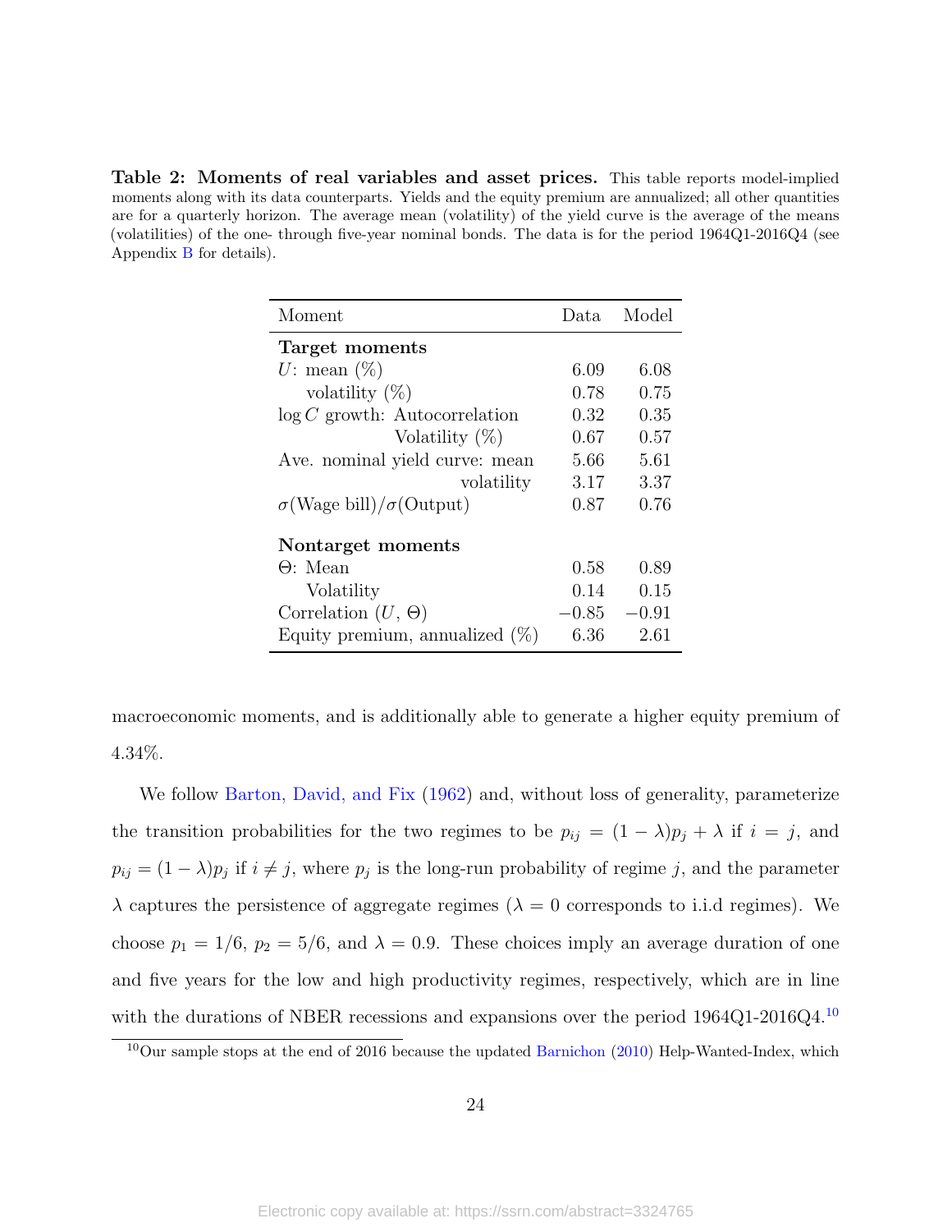**Table 2: Moments of real variables and asset prices.** This table reports model-implied moments along with its data counterparts. Yields and the equity premium are annualized; all other quantities are for a quarterly horizon. The average mean (volatility) of the yield curve is the average of the means (volatilities) of the one- through five-year nominal bonds. The data is for the period 1964Q1-2016Q4 (see Appendix B for details).

| Moment | Data | Model |
|---|---|---|
| **Target moments** | | |
| $U$: mean (%) | 6.09 | 6.08 |
| volatility (%) | 0.78 | 0.75 |
| $\log C$ growth: Autocorrelation | 0.32 | 0.35 |
| Volatility (%) | 0.67 | 0.57 |
| Ave. nominal yield curve: mean | 5.66 | 5.61 |
| volatility | 3.17 | 3.37 |
| $\sigma$(Wage bill)/$\sigma$(Output) | 0.87 | 0.76 |
| **Nontarget moments** | | |
| $\Theta$: Mean | 0.58 | 0.89 |
| Volatility | 0.14 | 0.15 |
| Correlation $(U, \Theta)$ | $-0.85$ | $-0.91$ |
| Equity premium, annualized (%) | 6.36 | 2.61 |

macroeconomic moments, and is additionally able to generate a higher equity premium of 4.34%.

We follow Barton, David, and Fix (1962) and, without loss of generality, parameterize the transition probabilities for the two regimes to be $p_{ij} = (1 - \lambda)p_j + \lambda$ if $i = j$, and $p_{ij} = (1 - \lambda)p_j$ if $i \neq j$, where $p_j$ is the long-run probability of regime $j$, and the parameter $\lambda$ captures the persistence of aggregate regimes ($\lambda = 0$ corresponds to i.i.d regimes). We choose $p_1 = 1/6$, $p_2 = 5/6$, and $\lambda = 0.9$. These choices imply an average duration of one and five years for the low and high productivity regimes, respectively, which are in line with the durations of NBER recessions and expansions over the period 1964Q1-2016Q4.[10]

[10] Our sample stops at the end of 2016 because the updated Barnichon (2010) Help-Wanted-Index, which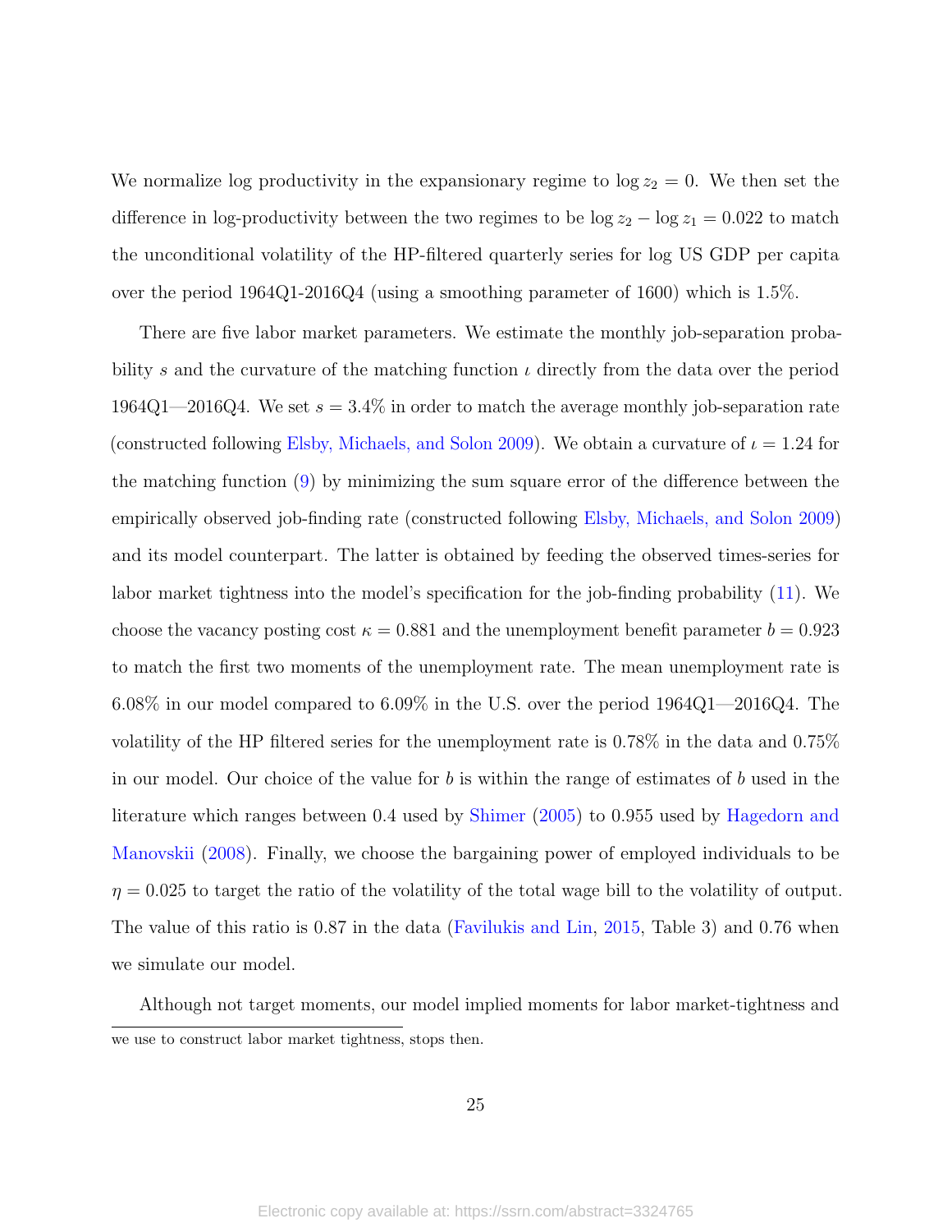We normalize log productivity in the expansionary regime to $\log z_2 = 0$. We then set the difference in log-productivity between the two regimes to be $\log z_2 - \log z_1 = 0.022$ to match the unconditional volatility of the HP-filtered quarterly series for log US GDP per capita over the period 1964Q1-2016Q4 (using a smoothing parameter of 1600) which is 1.5%.

There are five labor market parameters. We estimate the monthly job-separation probability $s$ and the curvature of the matching function $\iota$ directly from the data over the period 1964Q1—2016Q4. We set $s = 3.4\%$ in order to match the average monthly job-separation rate (constructed following Elsby, Michaels, and Solon 2009). We obtain a curvature of $\iota = 1.24$ for the matching function (9) by minimizing the sum square error of the difference between the empirically observed job-finding rate (constructed following Elsby, Michaels, and Solon 2009) and its model counterpart. The latter is obtained by feeding the observed times-series for labor market tightness into the model's specification for the job-finding probability (11). We choose the vacancy posting cost $\kappa = 0.881$ and the unemployment benefit parameter $b = 0.923$ to match the first two moments of the unemployment rate. The mean unemployment rate is 6.08% in our model compared to 6.09% in the U.S. over the period 1964Q1—2016Q4. The volatility of the HP filtered series for the unemployment rate is 0.78% in the data and 0.75% in our model. Our choice of the value for $b$ is within the range of estimates of $b$ used in the literature which ranges between 0.4 used by Shimer (2005) to 0.955 used by Hagedorn and Manovskii (2008). Finally, we choose the bargaining power of employed individuals to be $\eta = 0.025$ to target the ratio of the volatility of the total wage bill to the volatility of output. The value of this ratio is 0.87 in the data (Favilukis and Lin, 2015, Table 3) and 0.76 when we simulate our model.

Although not target moments, our model implied moments for labor market-tightness and

we use to construct labor market tightness, stops then.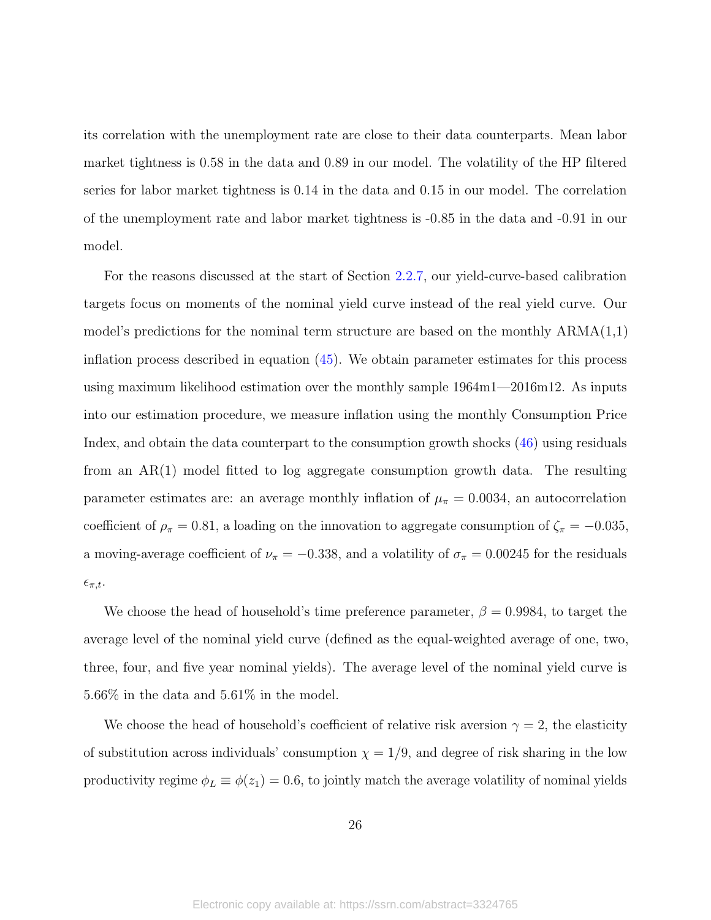its correlation with the unemployment rate are close to their data counterparts. Mean labor market tightness is 0.58 in the data and 0.89 in our model. The volatility of the HP filtered series for labor market tightness is 0.14 in the data and 0.15 in our model. The correlation of the unemployment rate and labor market tightness is -0.85 in the data and -0.91 in our model.

For the reasons discussed at the start of Section 2.2.7, our yield-curve-based calibration targets focus on moments of the nominal yield curve instead of the real yield curve. Our model's predictions for the nominal term structure are based on the monthly ARMA(1,1) inflation process described in equation (45). We obtain parameter estimates for this process using maximum likelihood estimation over the monthly sample 1964m1—2016m12. As inputs into our estimation procedure, we measure inflation using the monthly Consumption Price Index, and obtain the data counterpart to the consumption growth shocks (46) using residuals from an AR(1) model fitted to log aggregate consumption growth data. The resulting parameter estimates are: an average monthly inflation of $\mu_\pi = 0.0034$, an autocorrelation coefficient of $\rho_\pi = 0.81$, a loading on the innovation to aggregate consumption of $\zeta_\pi = -0.035$, a moving-average coefficient of $\nu_\pi = -0.338$, and a volatility of $\sigma_\pi = 0.00245$ for the residuals $\epsilon_{\pi,t}$.

We choose the head of household's time preference parameter, $\beta = 0.9984$, to target the average level of the nominal yield curve (defined as the equal-weighted average of one, two, three, four, and five year nominal yields). The average level of the nominal yield curve is 5.66% in the data and 5.61% in the model.

We choose the head of household's coefficient of relative risk aversion $\gamma = 2$, the elasticity of substitution across individuals' consumption $\chi = 1/9$, and degree of risk sharing in the low productivity regime $\phi_L \equiv \phi(z_1) = 0.6$, to jointly match the average volatility of nominal yields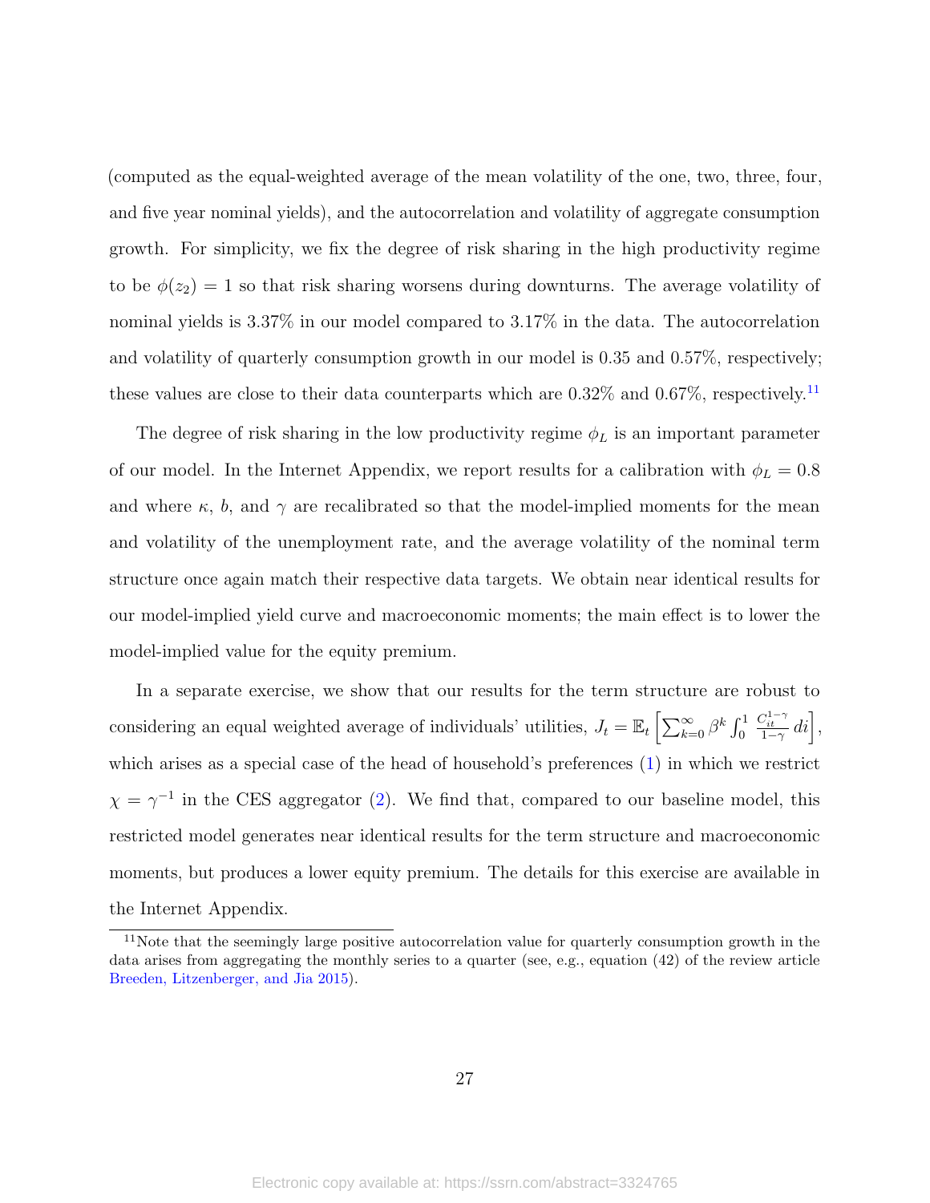(computed as the equal-weighted average of the mean volatility of the one, two, three, four, and five year nominal yields), and the autocorrelation and volatility of aggregate consumption growth. For simplicity, we fix the degree of risk sharing in the high productivity regime to be $\phi(z_2) = 1$ so that risk sharing worsens during downturns. The average volatility of nominal yields is 3.37% in our model compared to 3.17% in the data. The autocorrelation and volatility of quarterly consumption growth in our model is 0.35 and 0.57%, respectively; these values are close to their data counterparts which are 0.32% and 0.67%, respectively.[11]

The degree of risk sharing in the low productivity regime $\phi_L$ is an important parameter of our model. In the Internet Appendix, we report results for a calibration with $\phi_L = 0.8$ and where $\kappa$, $b$, and $\gamma$ are recalibrated so that the model-implied moments for the mean and volatility of the unemployment rate, and the average volatility of the nominal term structure once again match their respective data targets. We obtain near identical results for our model-implied yield curve and macroeconomic moments; the main effect is to lower the model-implied value for the equity premium.

In a separate exercise, we show that our results for the term structure are robust to considering an equal weighted average of individuals' utilities, $J_t = \mathbb{E}_t \left[ \sum_{k=0}^{\infty} \beta^k \int_0^1 \frac{C_{it}^{1-\gamma}}{1-\gamma} \, di \right]$, which arises as a special case of the head of household's preferences (1) in which we restrict $\chi = \gamma^{-1}$ in the CES aggregator (2). We find that, compared to our baseline model, this restricted model generates near identical results for the term structure and macroeconomic moments, but produces a lower equity premium. The details for this exercise are available in the Internet Appendix.

[11]Note that the seemingly large positive autocorrelation value for quarterly consumption growth in the data arises from aggregating the monthly series to a quarter (see, e.g., equation (42) of the review article Breeden, Litzenberger, and Jia 2015).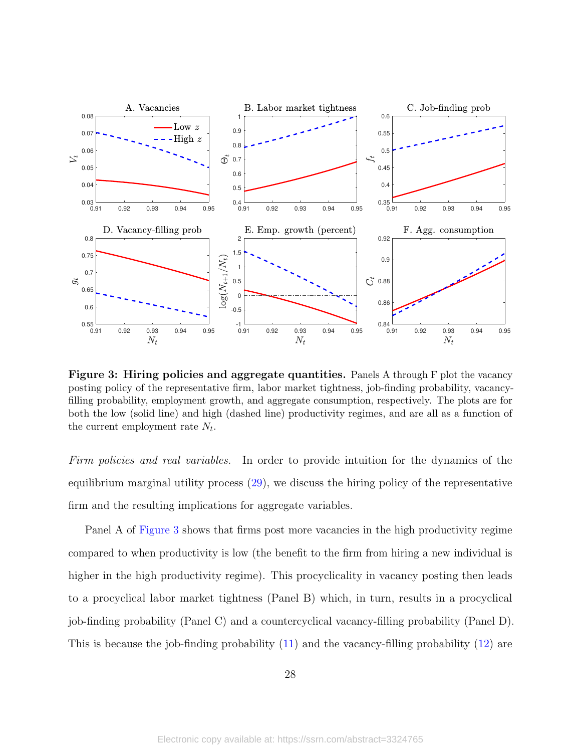**Figure 3: Hiring policies and aggregate quantities.** Panels A through F plot the vacancy posting policy of the representative firm, labor market tightness, job-finding probability, vacancy-filling probability, employment growth, and aggregate consumption, respectively. The plots are for both the low (solid line) and high (dashed line) productivity regimes, and are all as a function of the current employment rate $N_t$.

*Firm policies and real variables.* In order to provide intuition for the dynamics of the equilibrium marginal utility process (29), we discuss the hiring policy of the representative firm and the resulting implications for aggregate variables.

Panel A of Figure 3 shows that firms post more vacancies in the high productivity regime compared to when productivity is low (the benefit to the firm from hiring a new individual is higher in the high productivity regime). This procyclicality in vacancy posting then leads to a procyclical labor market tightness (Panel B) which, in turn, results in a procyclical job-finding probability (Panel C) and a countercyclical vacancy-filling probability (Panel D). This is because the job-finding probability (11) and the vacancy-filling probability (12) are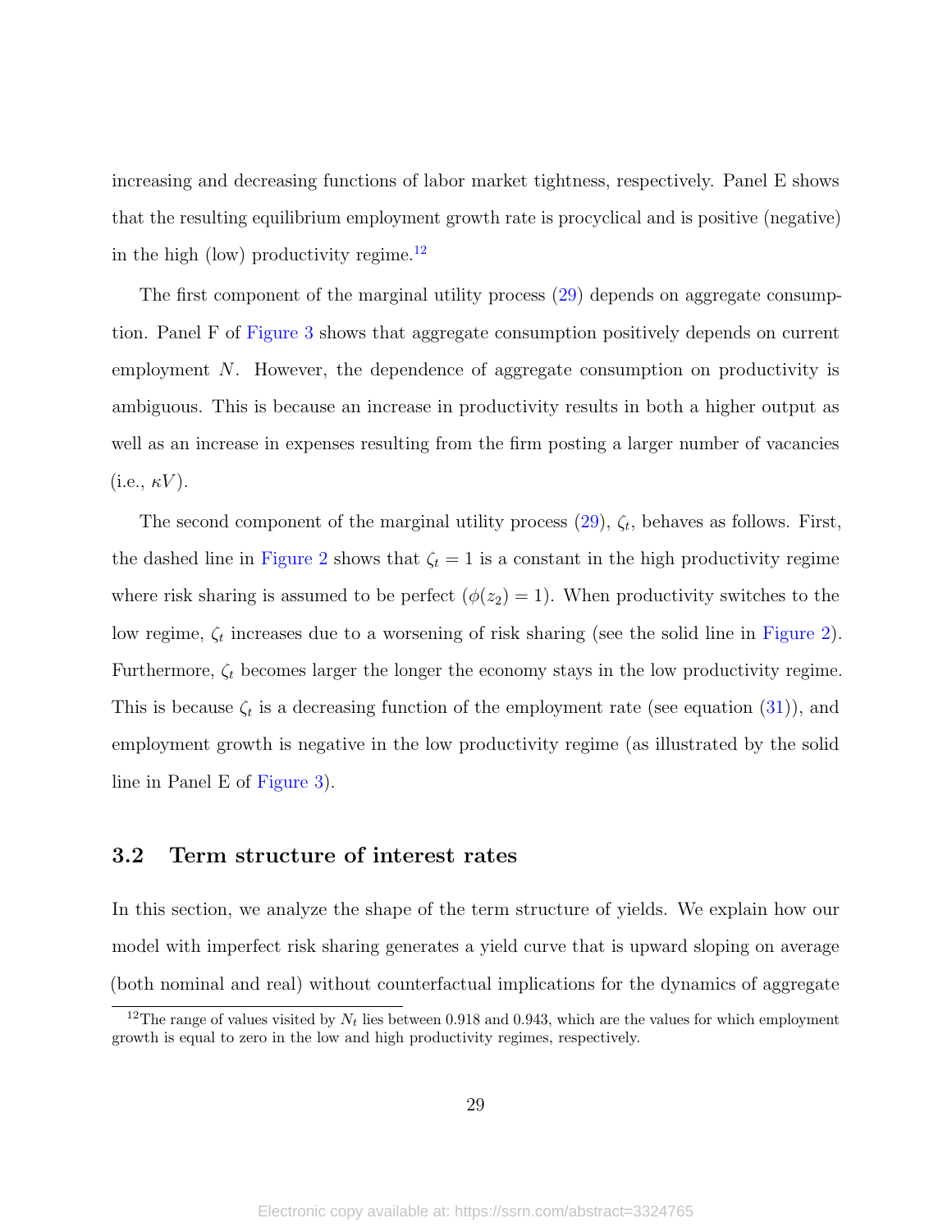increasing and decreasing functions of labor market tightness, respectively. Panel E shows that the resulting equilibrium employment growth rate is procyclical and is positive (negative) in the high (low) productivity regime.[12]

The first component of the marginal utility process (29) depends on aggregate consumption. Panel F of Figure 3 shows that aggregate consumption positively depends on current employment $N$. However, the dependence of aggregate consumption on productivity is ambiguous. This is because an increase in productivity results in both a higher output as well as an increase in expenses resulting from the firm posting a larger number of vacancies (i.e., $\kappa V$).

The second component of the marginal utility process (29), $\zeta_t$, behaves as follows. First, the dashed line in Figure 2 shows that $\zeta_t = 1$ is a constant in the high productivity regime where risk sharing is assumed to be perfect ($\phi(z_2) = 1$). When productivity switches to the low regime, $\zeta_t$ increases due to a worsening of risk sharing (see the solid line in Figure 2). Furthermore, $\zeta_t$ becomes larger the longer the economy stays in the low productivity regime. This is because $\zeta_t$ is a decreasing function of the employment rate (see equation (31)), and employment growth is negative in the low productivity regime (as illustrated by the solid line in Panel E of Figure 3).

## 3.2 Term structure of interest rates

In this section, we analyze the shape of the term structure of yields. We explain how our model with imperfect risk sharing generates a yield curve that is upward sloping on average (both nominal and real) without counterfactual implications for the dynamics of aggregate

[12] The range of values visited by $N_t$ lies between 0.918 and 0.943, which are the values for which employment growth is equal to zero in the low and high productivity regimes, respectively.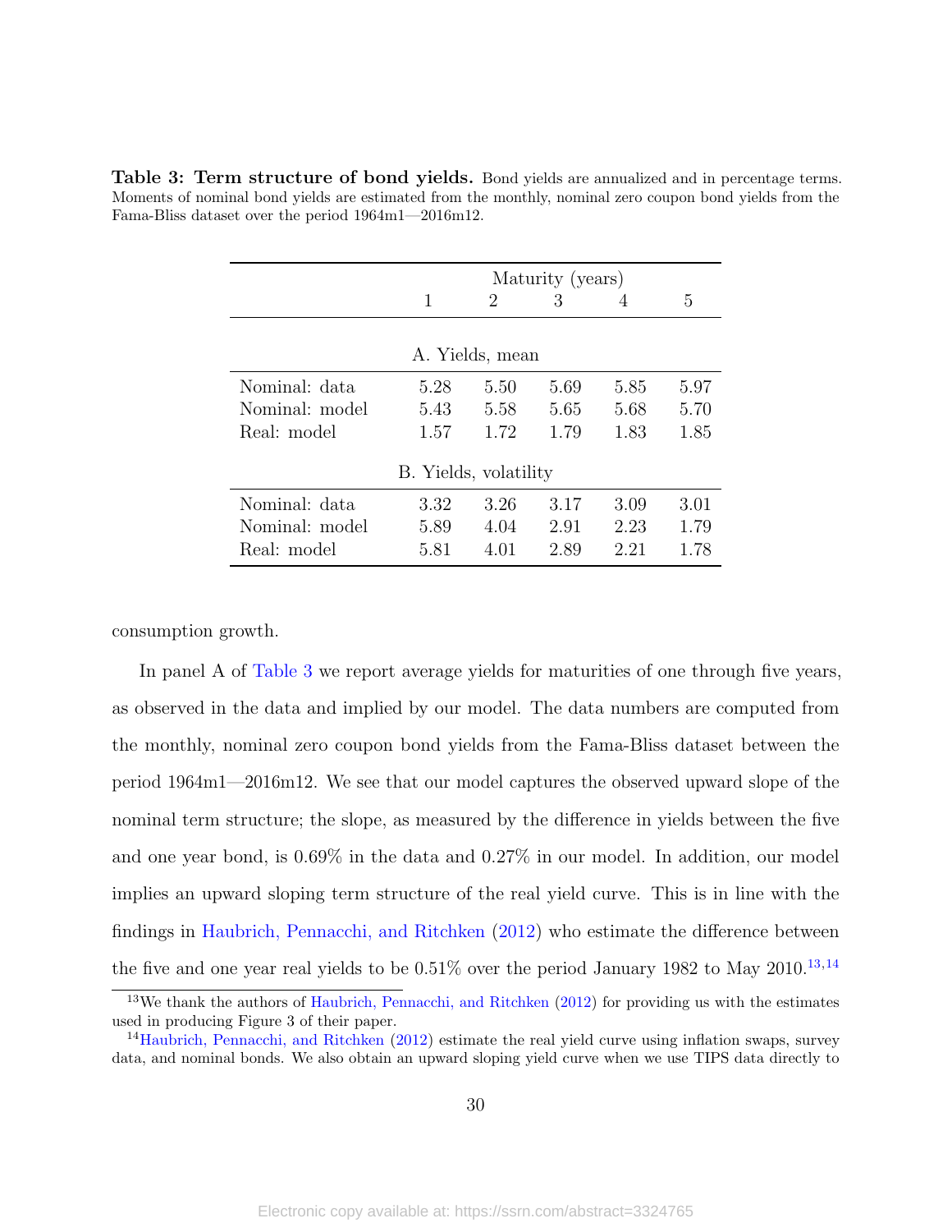**Table 3: Term structure of bond yields.** Bond yields are annualized and in percentage terms. Moments of nominal bond yields are estimated from the monthly, nominal zero coupon bond yields from the Fama-Bliss dataset over the period 1964m1—2016m12.

| | Maturity (years) | | | | |
|---|---|---|---|---|---|
| | 1 | 2 | 3 | 4 | 5 |
| **A. Yields, mean** | | | | | |
| Nominal: data | 5.28 | 5.50 | 5.69 | 5.85 | 5.97 |
| Nominal: model | 5.43 | 5.58 | 5.65 | 5.68 | 5.70 |
| Real: model | 1.57 | 1.72 | 1.79 | 1.83 | 1.85 |
| **B. Yields, volatility** | | | | | |
| Nominal: data | 3.32 | 3.26 | 3.17 | 3.09 | 3.01 |
| Nominal: model | 5.89 | 4.04 | 2.91 | 2.23 | 1.79 |
| Real: model | 5.81 | 4.01 | 2.89 | 2.21 | 1.78 |

consumption growth.

In panel A of Table 3 we report average yields for maturities of one through five years, as observed in the data and implied by our model. The data numbers are computed from the monthly, nominal zero coupon bond yields from the Fama-Bliss dataset between the period 1964m1—2016m12. We see that our model captures the observed upward slope of the nominal term structure; the slope, as measured by the difference in yields between the five and one year bond, is 0.69% in the data and 0.27% in our model. In addition, our model implies an upward sloping term structure of the real yield curve. This is in line with the findings in Haubrich, Pennacchi, and Ritchken (2012) who estimate the difference between the five and one year real yields to be 0.51% over the period January 1982 to May 2010.[13,14]

[13] We thank the authors of Haubrich, Pennacchi, and Ritchken (2012) for providing us with the estimates used in producing Figure 3 of their paper.

[14] Haubrich, Pennacchi, and Ritchken (2012) estimate the real yield curve using inflation swaps, survey data, and nominal bonds. We also obtain an upward sloping yield curve when we use TIPS data directly to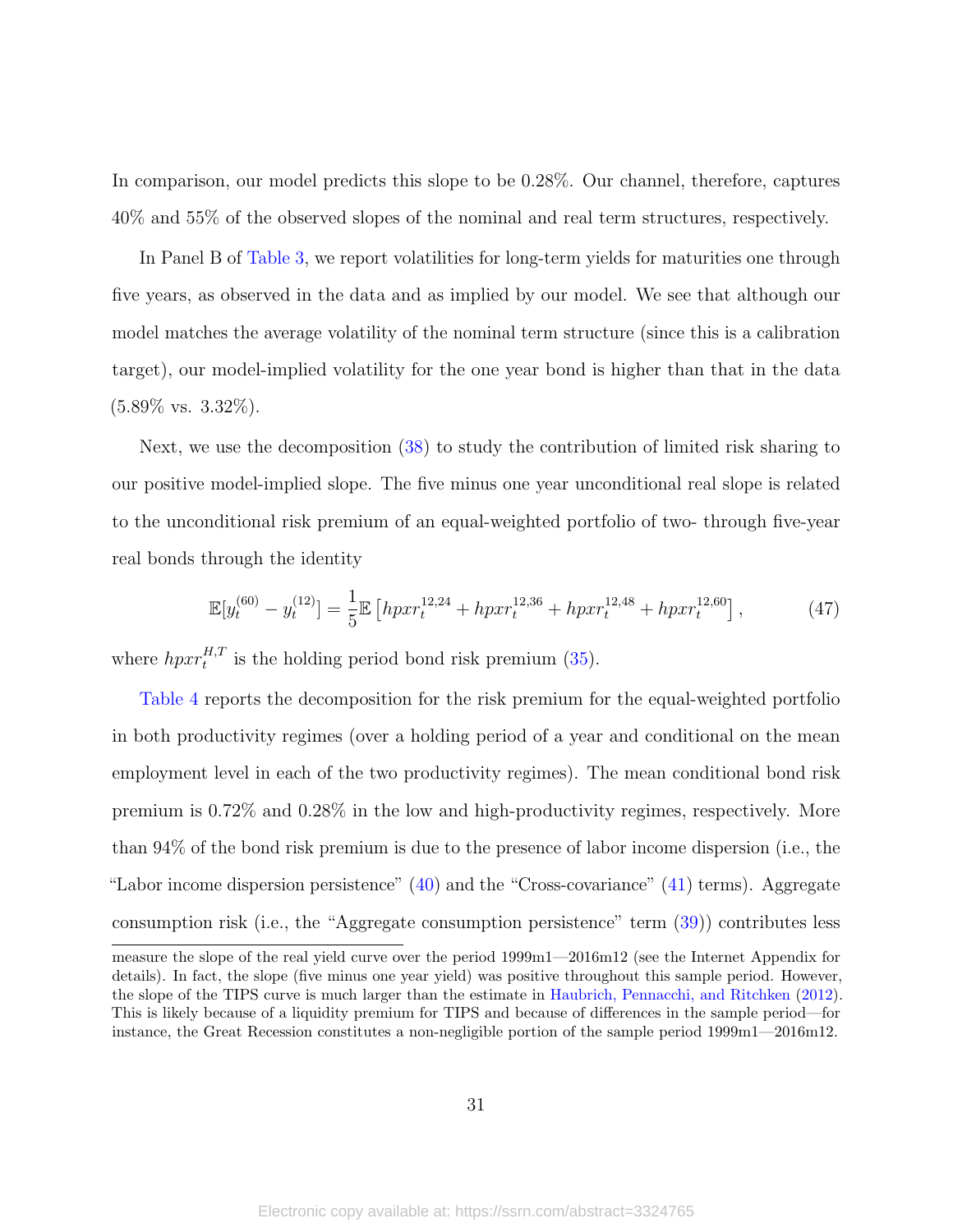In comparison, our model predicts this slope to be 0.28%. Our channel, therefore, captures 40% and 55% of the observed slopes of the nominal and real term structures, respectively.

In Panel B of Table 3, we report volatilities for long-term yields for maturities one through five years, as observed in the data and as implied by our model. We see that although our model matches the average volatility of the nominal term structure (since this is a calibration target), our model-implied volatility for the one year bond is higher than that in the data (5.89% vs. 3.32%).

Next, we use the decomposition (38) to study the contribution of limited risk sharing to our positive model-implied slope. The five minus one year unconditional real slope is related to the unconditional risk premium of an equal-weighted portfolio of two- through five-year real bonds through the identity

$$\mathbb{E}[y_t^{(60)} - y_t^{(12)}] = \frac{1}{5}\mathbb{E}\left[hpxr_t^{12,24} + hpxr_t^{12,36} + hpxr_t^{12,48} + hpxr_t^{12,60}\right], \tag{47}$$

where $hpxr_t^{H,T}$ is the holding period bond risk premium (35).

Table 4 reports the decomposition for the risk premium for the equal-weighted portfolio in both productivity regimes (over a holding period of a year and conditional on the mean employment level in each of the two productivity regimes). The mean conditional bond risk premium is 0.72% and 0.28% in the low and high-productivity regimes, respectively. More than 94% of the bond risk premium is due to the presence of labor income dispersion (i.e., the "Labor income dispersion persistence" (40) and the "Cross-covariance" (41) terms). Aggregate consumption risk (i.e., the "Aggregate consumption persistence" term (39)) contributes less

measure the slope of the real yield curve over the period 1999m1—2016m12 (see the Internet Appendix for details). In fact, the slope (five minus one year yield) was positive throughout this sample period. However, the slope of the TIPS curve is much larger than the estimate in Haubrich, Pennacchi, and Ritchken (2012). This is likely because of a liquidity premium for TIPS and because of differences in the sample period—for instance, the Great Recession constitutes a non-negligible portion of the sample period 1999m1—2016m12.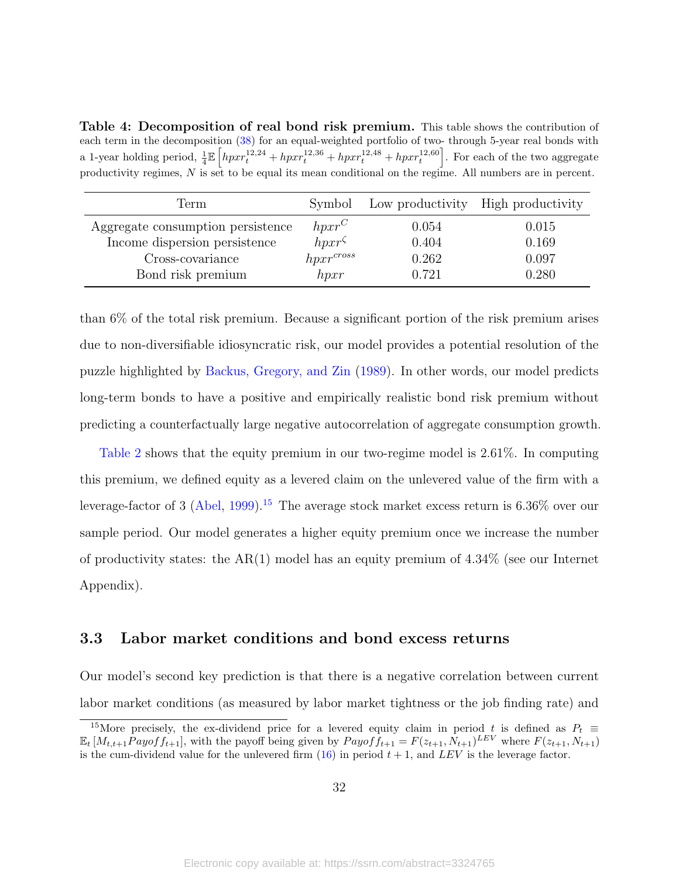**Table 4: Decomposition of real bond risk premium.** This table shows the contribution of each term in the decomposition (38) for an equal-weighted portfolio of two- through 5-year real bonds with a 1-year holding period, $\frac{1}{4}\mathbb{E}\left[hpxr_t^{12,24} + hpxr_t^{12,36} + hpxr_t^{12,48} + hpxr_t^{12,60}\right]$. For each of the two aggregate productivity regimes, $N$ is set to be equal its mean conditional on the regime. All numbers are in percent.

| Term | Symbol | Low productivity | High productivity |
|---|---|---|---|
| Aggregate consumption persistence | $hpxr^C$ | 0.054 | 0.015 |
| Income dispersion persistence | $hpxr^\varsigma$ | 0.404 | 0.169 |
| Cross-covariance | $hpxr^{cross}$ | 0.262 | 0.097 |
| Bond risk premium | $hpxr$ | 0.721 | 0.280 |

than 6% of the total risk premium. Because a significant portion of the risk premium arises due to non-diversifiable idiosyncratic risk, our model provides a potential resolution of the puzzle highlighted by Backus, Gregory, and Zin (1989). In other words, our model predicts long-term bonds to have a positive and empirically realistic bond risk premium without predicting a counterfactually large negative autocorrelation of aggregate consumption growth.

Table 2 shows that the equity premium in our two-regime model is 2.61%. In computing this premium, we defined equity as a levered claim on the unlevered value of the firm with a leverage-factor of 3 (Abel, 1999).[15] The average stock market excess return is 6.36% over our sample period. Our model generates a higher equity premium once we increase the number of productivity states: the AR(1) model has an equity premium of 4.34% (see our Internet Appendix).

## 3.3 Labor market conditions and bond excess returns

Our model's second key prediction is that there is a negative correlation between current labor market conditions (as measured by labor market tightness or the job finding rate) and

[15] More precisely, the ex-dividend price for a levered equity claim in period $t$ is defined as $P_t \equiv \mathbb{E}_t\left[M_{t,t+1}Payoff_{t+1}\right]$, with the payoff being given by $Payoff_{t+1} = F(z_{t+1}, N_{t+1})^{LEV}$ where $F(z_{t+1}, N_{t+1})$ is the cum-dividend value for the unlevered firm (16) in period $t+1$, and $LEV$ is the leverage factor.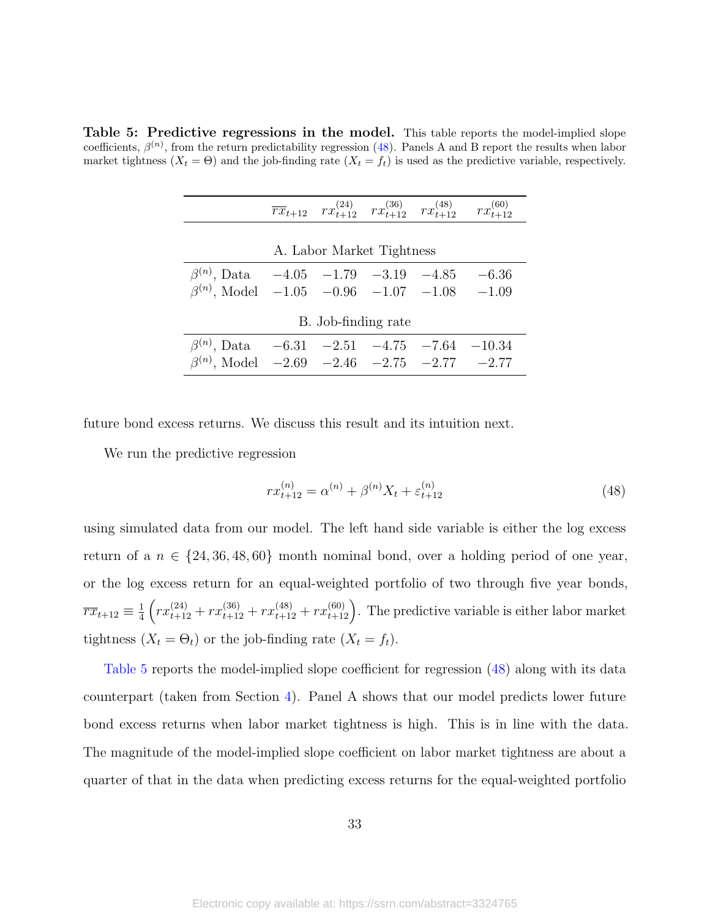**Table 5: Predictive regressions in the model.** This table reports the model-implied slope coefficients, $\beta^{(n)}$, from the return predictability regression (48). Panels A and B report the results when labor market tightness ($X_t = \Theta$) and the job-finding rate ($X_t = f_t$) is used as the predictive variable, respectively.

| | $\overline{rx}_{t+12}$ | $rx^{(24)}_{t+12}$ | $rx^{(36)}_{t+12}$ | $rx^{(48)}_{t+12}$ | $rx^{(60)}_{t+12}$ |
|---|---|---|---|---|---|
| **A. Labor Market Tightness** | | | | | |
| $\beta^{(n)}$, Data | $-4.05$ | $-1.79$ | $-3.19$ | $-4.85$ | $-6.36$ |
| $\beta^{(n)}$, Model | $-1.05$ | $-0.96$ | $-1.07$ | $-1.08$ | $-1.09$ |
| **B. Job-finding rate** | | | | | |
| $\beta^{(n)}$, Data | $-6.31$ | $-2.51$ | $-4.75$ | $-7.64$ | $-10.34$ |
| $\beta^{(n)}$, Model | $-2.69$ | $-2.46$ | $-2.75$ | $-2.77$ | $-2.77$ |

future bond excess returns. We discuss this result and its intuition next.

We run the predictive regression

$$rx^{(n)}_{t+12} = \alpha^{(n)} + \beta^{(n)} X_t + \varepsilon^{(n)}_{t+12} \tag{48}$$

using simulated data from our model. The left hand side variable is either the log excess return of a $n \in \{24, 36, 48, 60\}$ month nominal bond, over a holding period of one year, or the log excess return for an equal-weighted portfolio of two through five year bonds, $\overline{rx}_{t+12} \equiv \frac{1}{4}\left(rx^{(24)}_{t+12} + rx^{(36)}_{t+12} + rx^{(48)}_{t+12} + rx^{(60)}_{t+12}\right)$. The predictive variable is either labor market tightness ($X_t = \Theta_t$) or the job-finding rate ($X_t = f_t$).

Table 5 reports the model-implied slope coefficient for regression (48) along with its data counterpart (taken from Section 4). Panel A shows that our model predicts lower future bond excess returns when labor market tightness is high. This is in line with the data. The magnitude of the model-implied slope coefficient on labor market tightness are about a quarter of that in the data when predicting excess returns for the equal-weighted portfolio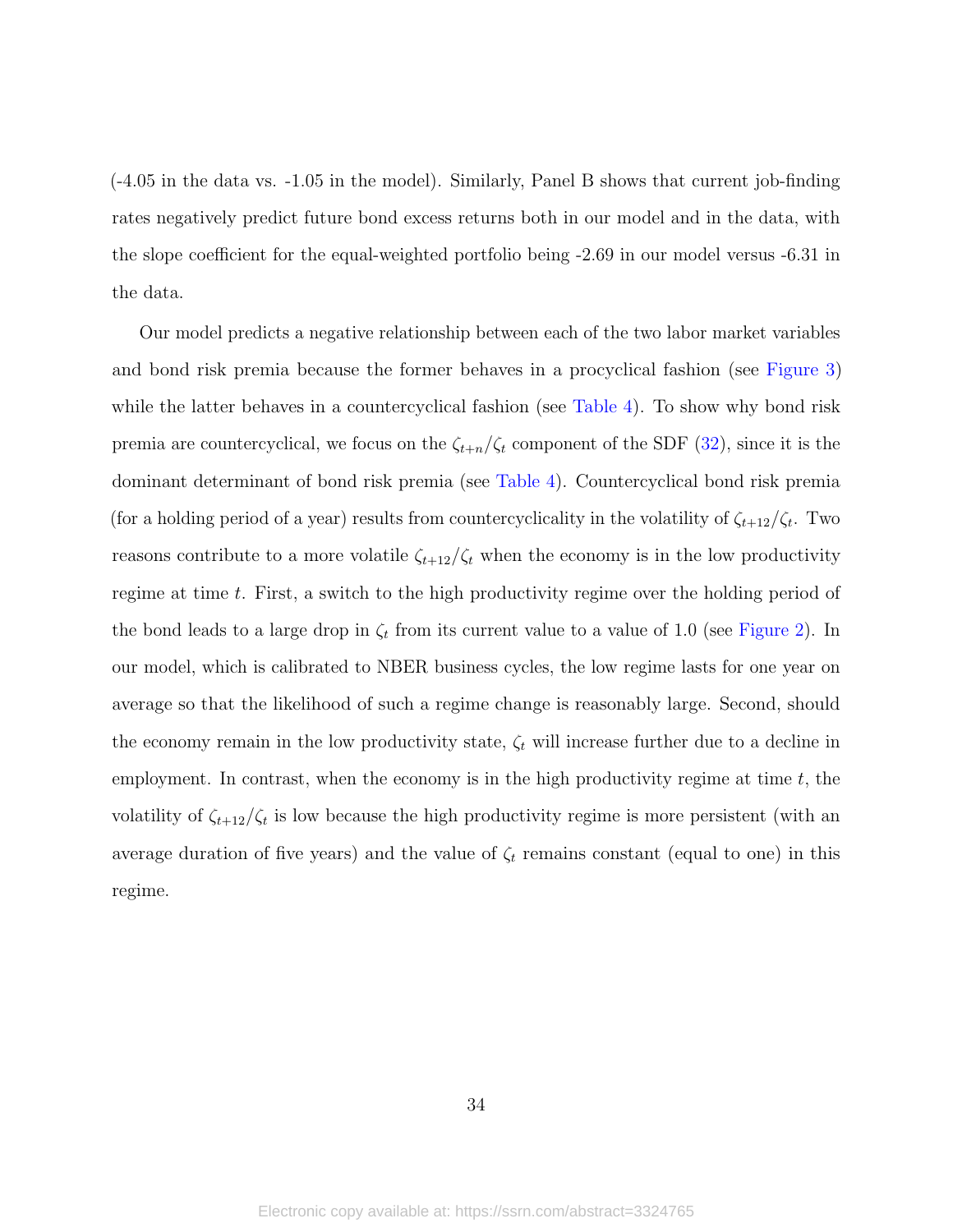(-4.05 in the data vs. -1.05 in the model). Similarly, Panel B shows that current job-finding rates negatively predict future bond excess returns both in our model and in the data, with the slope coefficient for the equal-weighted portfolio being -2.69 in our model versus -6.31 in the data.

Our model predicts a negative relationship between each of the two labor market variables and bond risk premia because the former behaves in a procyclical fashion (see Figure 3) while the latter behaves in a countercyclical fashion (see Table 4). To show why bond risk premia are countercyclical, we focus on the $\zeta_{t+n}/\zeta_t$ component of the SDF (32), since it is the dominant determinant of bond risk premia (see Table 4). Countercyclical bond risk premia (for a holding period of a year) results from countercyclicality in the volatility of $\zeta_{t+12}/\zeta_t$. Two reasons contribute to a more volatile $\zeta_{t+12}/\zeta_t$ when the economy is in the low productivity regime at time $t$. First, a switch to the high productivity regime over the holding period of the bond leads to a large drop in $\zeta_t$ from its current value to a value of 1.0 (see Figure 2). In our model, which is calibrated to NBER business cycles, the low regime lasts for one year on average so that the likelihood of such a regime change is reasonably large. Second, should the economy remain in the low productivity state, $\zeta_t$ will increase further due to a decline in employment. In contrast, when the economy is in the high productivity regime at time $t$, the volatility of $\zeta_{t+12}/\zeta_t$ is low because the high productivity regime is more persistent (with an average duration of five years) and the value of $\zeta_t$ remains constant (equal to one) in this regime.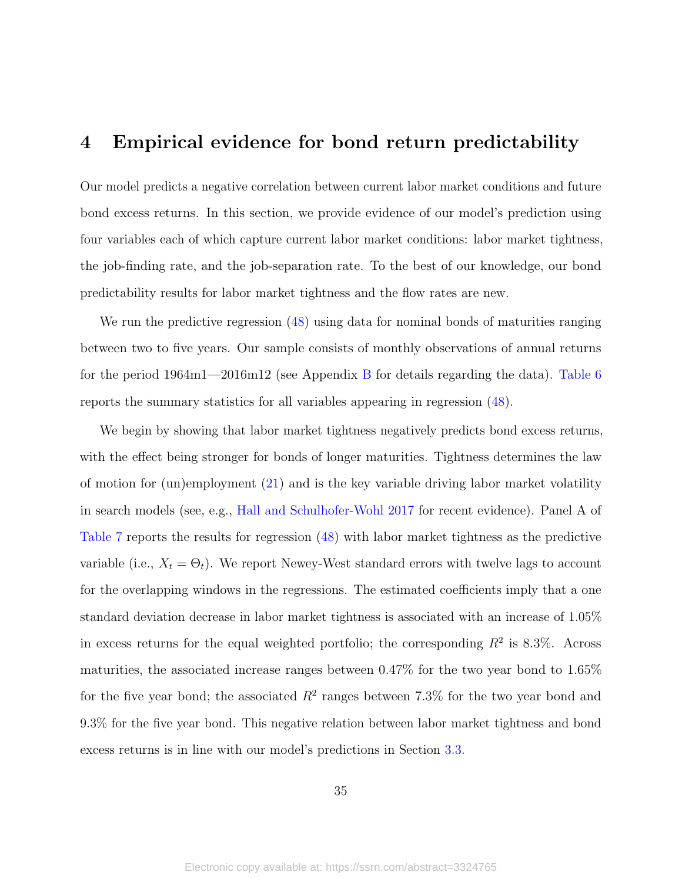# 4 Empirical evidence for bond return predictability

Our model predicts a negative correlation between current labor market conditions and future bond excess returns. In this section, we provide evidence of our model's prediction using four variables each of which capture current labor market conditions: labor market tightness, the job-finding rate, and the job-separation rate. To the best of our knowledge, our bond predictability results for labor market tightness and the flow rates are new.

We run the predictive regression (48) using data for nominal bonds of maturities ranging between two to five years. Our sample consists of monthly observations of annual returns for the period 1964m1—2016m12 (see Appendix B for details regarding the data). Table 6 reports the summary statistics for all variables appearing in regression (48).

We begin by showing that labor market tightness negatively predicts bond excess returns, with the effect being stronger for bonds of longer maturities. Tightness determines the law of motion for (un)employment (21) and is the key variable driving labor market volatility in search models (see, e.g., Hall and Schulhofer-Wohl 2017 for recent evidence). Panel A of Table 7 reports the results for regression (48) with labor market tightness as the predictive variable (i.e., $X_t = \Theta_t$). We report Newey-West standard errors with twelve lags to account for the overlapping windows in the regressions. The estimated coefficients imply that a one standard deviation decrease in labor market tightness is associated with an increase of 1.05% in excess returns for the equal weighted portfolio; the corresponding $R^2$ is 8.3%. Across maturities, the associated increase ranges between 0.47% for the two year bond to 1.65% for the five year bond; the associated $R^2$ ranges between 7.3% for the two year bond and 9.3% for the five year bond. This negative relation between labor market tightness and bond excess returns is in line with our model's predictions in Section 3.3.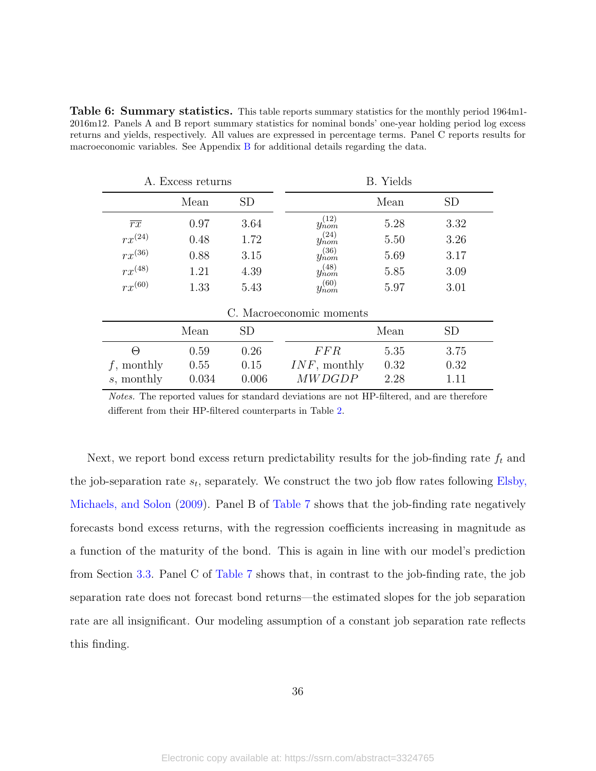**Table 6: Summary statistics.** This table reports summary statistics for the monthly period 1964m1-2016m12. Panels A and B report summary statistics for nominal bonds' one-year holding period log excess returns and yields, respectively. All values are expressed in percentage terms. Panel C reports results for macroeconomic variables. See Appendix B for additional details regarding the data.

| A. Excess returns | | | B. Yields | | |
|---|---|---|---|---|---|
| | Mean | SD | | Mean | SD |
| $\overline{rx}$ | 0.97 | 3.64 | $y_{nom}^{(12)}$ | 5.28 | 3.32 |
| $rx^{(24)}$ | 0.48 | 1.72 | $y_{nom}^{(24)}$ | 5.50 | 3.26 |
| $rx^{(36)}$ | 0.88 | 3.15 | $y_{nom}^{(36)}$ | 5.69 | 3.17 |
| $rx^{(48)}$ | 1.21 | 4.39 | $y_{nom}^{(48)}$ | 5.85 | 3.09 |
| $rx^{(60)}$ | 1.33 | 5.43 | $y_{nom}^{(60)}$ | 5.97 | 3.01 |

| C. Macroeconomic moments | | | | | |
|---|---|---|---|---|---|
| | Mean | SD | | Mean | SD |
| $\Theta$ | 0.59 | 0.26 | $FFR$ | 5.35 | 3.75 |
| $f$, monthly | 0.55 | 0.15 | $INF$, monthly | 0.32 | 0.32 |
| $s$, monthly | 0.034 | 0.006 | $MWDGDP$ | 2.28 | 1.11 |

*Notes.* The reported values for standard deviations are not HP-filtered, and are therefore different from their HP-filtered counterparts in Table 2.

Next, we report bond excess return predictability results for the job-finding rate $f_t$ and the job-separation rate $s_t$, separately. We construct the two job flow rates following Elsby, Michaels, and Solon (2009). Panel B of Table 7 shows that the job-finding rate negatively forecasts bond excess returns, with the regression coefficients increasing in magnitude as a function of the maturity of the bond. This is again in line with our model's prediction from Section 3.3. Panel C of Table 7 shows that, in contrast to the job-finding rate, the job separation rate does not forecast bond returns—the estimated slopes for the job separation rate are all insignificant. Our modeling assumption of a constant job separation rate reflects this finding.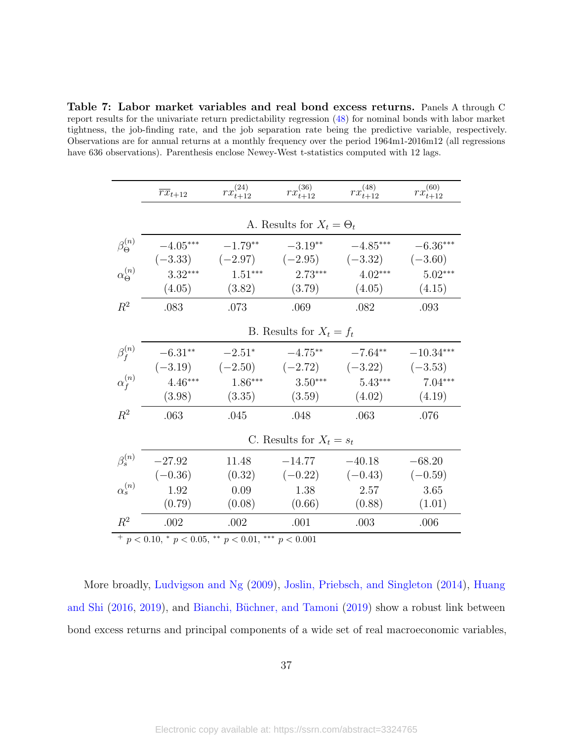**Table 7: Labor market variables and real bond excess returns.** Panels A through C report results for the univariate return predictability regression (48) for nominal bonds with labor market tightness, the job-finding rate, and the job separation rate being the predictive variable, respectively. Observations are for annual returns at a monthly frequency over the period 1964m1-2016m12 (all regressions have 636 observations). Parenthesis enclose Newey-West t-statistics computed with 12 lags.

| | $\overline{rx}_{t+12}$ | $rx^{(24)}_{t+12}$ | $rx^{(36)}_{t+12}$ | $rx^{(48)}_{t+12}$ | $rx^{(60)}_{t+12}$ |
|---|---|---|---|---|---|
| | | | A. Results for $X_t = \Theta_t$ | | |
| $\beta^{(n)}_{\Theta}$ | $-4.05^{***}$ | $-1.79^{**}$ | $-3.19^{**}$ | $-4.85^{***}$ | $-6.36^{***}$ |
| | $(-3.33)$ | $(-2.97)$ | $(-2.95)$ | $(-3.32)$ | $(-3.60)$ |
| $\alpha^{(n)}_{\Theta}$ | $3.32^{***}$ | $1.51^{***}$ | $2.73^{***}$ | $4.02^{***}$ | $5.02^{***}$ |
| | $(4.05)$ | $(3.82)$ | $(3.79)$ | $(4.05)$ | $(4.15)$ |
| $R^2$ | .083 | .073 | .069 | .082 | .093 |
| | | | B. Results for $X_t = f_t$ | | |
| $\beta^{(n)}_{f}$ | $-6.31^{**}$ | $-2.51^{*}$ | $-4.75^{**}$ | $-7.64^{**}$ | $-10.34^{***}$ |
| | $(-3.19)$ | $(-2.50)$ | $(-2.72)$ | $(-3.22)$ | $(-3.53)$ |
| $\alpha^{(n)}_{f}$ | $4.46^{***}$ | $1.86^{***}$ | $3.50^{***}$ | $5.43^{***}$ | $7.04^{***}$ |
| | $(3.98)$ | $(3.35)$ | $(3.59)$ | $(4.02)$ | $(4.19)$ |
| $R^2$ | .063 | .045 | .048 | .063 | .076 |
| | | | C. Results for $X_t = s_t$ | | |
| $\beta^{(n)}_{s}$ | $-27.92$ | $11.48$ | $-14.77$ | $-40.18$ | $-68.20$ |
| | $(-0.36)$ | $(0.32)$ | $(-0.22)$ | $(-0.43)$ | $(-0.59)$ |
| $\alpha^{(n)}_{s}$ | $1.92$ | $0.09$ | $1.38$ | $2.57$ | $3.65$ |
| | $(0.79)$ | $(0.08)$ | $(0.66)$ | $(0.88)$ | $(1.01)$ |
| $R^2$ | .002 | .002 | .001 | .003 | .006 |

$^{+}$ $p < 0.10$, $^{*}$ $p < 0.05$, $^{**}$ $p < 0.01$, $^{***}$ $p < 0.001$

More broadly, Ludvigson and Ng (2009), Joslin, Priebsch, and Singleton (2014), Huang and Shi (2016, 2019), and Bianchi, Büchner, and Tamoni (2019) show a robust link between bond excess returns and principal components of a wide set of real macroeconomic variables,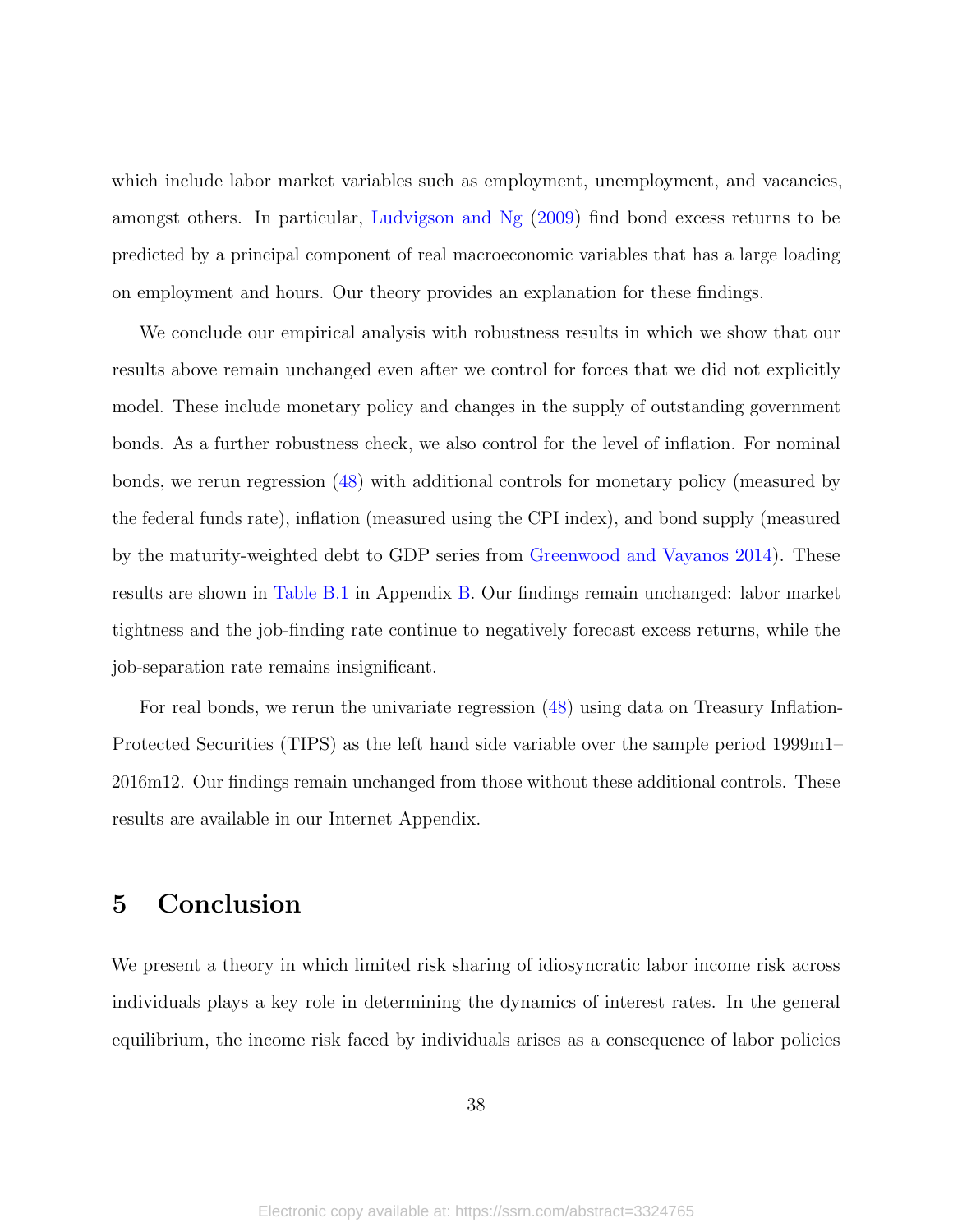which include labor market variables such as employment, unemployment, and vacancies, amongst others. In particular, Ludvigson and Ng (2009) find bond excess returns to be predicted by a principal component of real macroeconomic variables that has a large loading on employment and hours. Our theory provides an explanation for these findings.

We conclude our empirical analysis with robustness results in which we show that our results above remain unchanged even after we control for forces that we did not explicitly model. These include monetary policy and changes in the supply of outstanding government bonds. As a further robustness check, we also control for the level of inflation. For nominal bonds, we rerun regression (48) with additional controls for monetary policy (measured by the federal funds rate), inflation (measured using the CPI index), and bond supply (measured by the maturity-weighted debt to GDP series from Greenwood and Vayanos 2014). These results are shown in Table B.1 in Appendix B. Our findings remain unchanged: labor market tightness and the job-finding rate continue to negatively forecast excess returns, while the job-separation rate remains insignificant.

For real bonds, we rerun the univariate regression (48) using data on Treasury Inflation-Protected Securities (TIPS) as the left hand side variable over the sample period 1999m1–2016m12. Our findings remain unchanged from those without these additional controls. These results are available in our Internet Appendix.

# 5 Conclusion

We present a theory in which limited risk sharing of idiosyncratic labor income risk across individuals plays a key role in determining the dynamics of interest rates. In the general equilibrium, the income risk faced by individuals arises as a consequence of labor policies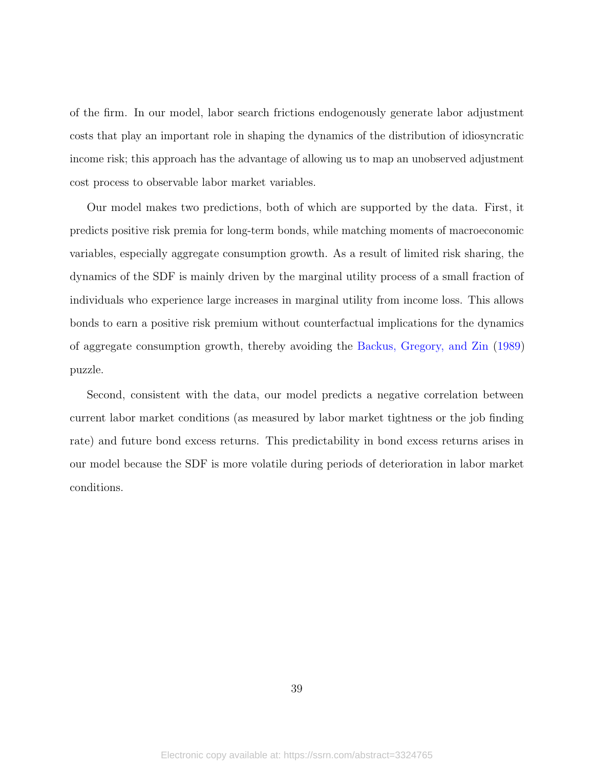of the firm. In our model, labor search frictions endogenously generate labor adjustment costs that play an important role in shaping the dynamics of the distribution of idiosyncratic income risk; this approach has the advantage of allowing us to map an unobserved adjustment cost process to observable labor market variables.

Our model makes two predictions, both of which are supported by the data. First, it predicts positive risk premia for long-term bonds, while matching moments of macroeconomic variables, especially aggregate consumption growth. As a result of limited risk sharing, the dynamics of the SDF is mainly driven by the marginal utility process of a small fraction of individuals who experience large increases in marginal utility from income loss. This allows bonds to earn a positive risk premium without counterfactual implications for the dynamics of aggregate consumption growth, thereby avoiding the Backus, Gregory, and Zin (1989) puzzle.

Second, consistent with the data, our model predicts a negative correlation between current labor market conditions (as measured by labor market tightness or the job finding rate) and future bond excess returns. This predictability in bond excess returns arises in our model because the SDF is more volatile during periods of deterioration in labor market conditions.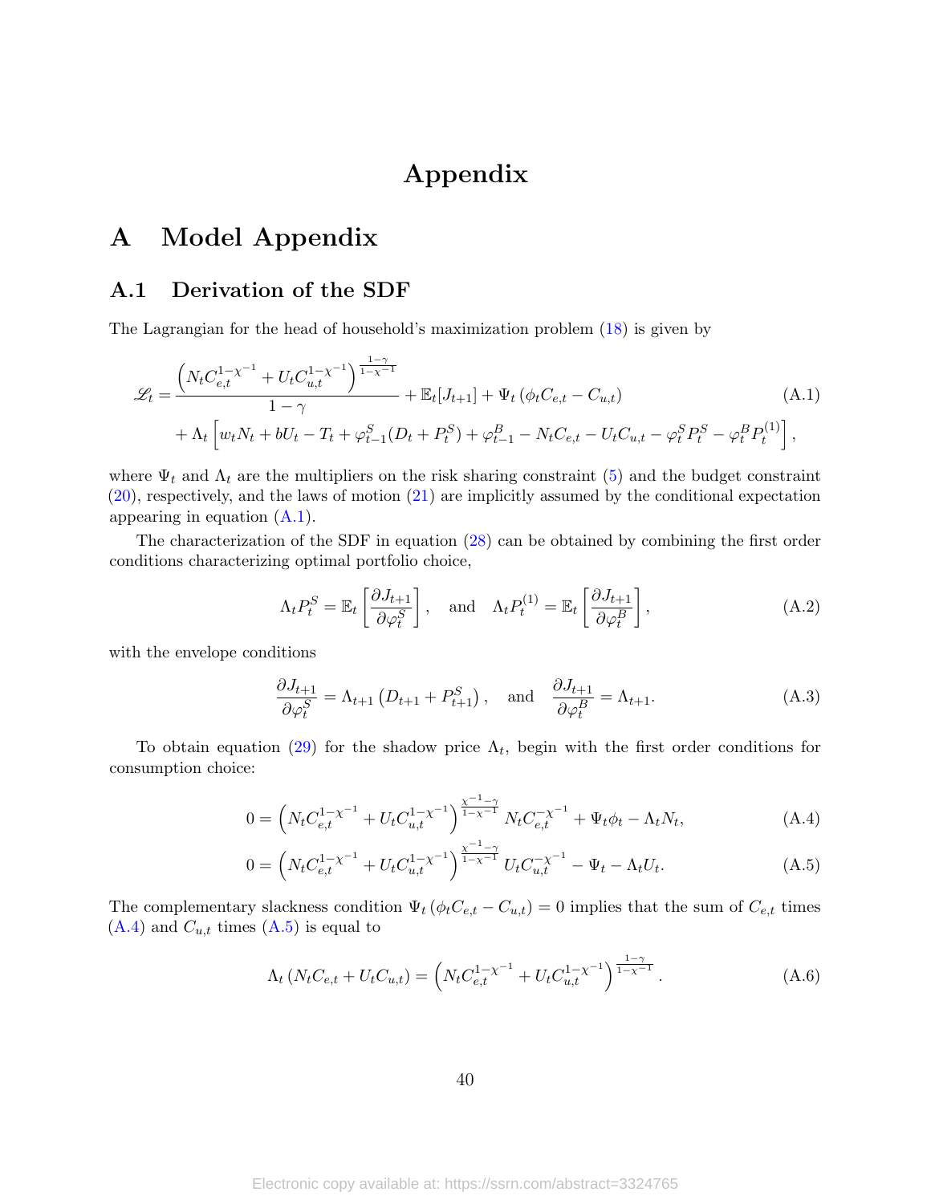# Appendix

## A Model Appendix

### A.1 Derivation of the SDF

The Lagrangian for the head of household's maximization problem (18) is given by

$$
\begin{aligned}
\mathscr{L}_t = & \frac{\left(N_t C_{e,t}^{1-\chi^{-1}} + U_t C_{u,t}^{1-\chi^{-1}}\right)^{\frac{1-\gamma}{1-\chi^{-1}}}}{1-\gamma} + \mathbb{E}_t[J_{t+1}] + \Psi_t \left(\phi_t C_{e,t} - C_{u,t}\right) \\
& + \Lambda_t \left[ w_t N_t + b U_t - T_t + \varphi_{t-1}^S (D_t + P_t^S) + \varphi_{t-1}^B - N_t C_{e,t} - U_t C_{u,t} - \varphi_t^S P_t^S - \varphi_t^B P_t^{(1)} \right],
\end{aligned}
\tag{A.1}
$$

where $\Psi_t$ and $\Lambda_t$ are the multipliers on the risk sharing constraint (5) and the budget constraint (20), respectively, and the laws of motion (21) are implicitly assumed by the conditional expectation appearing in equation (A.1).

The characterization of the SDF in equation (28) can be obtained by combining the first order conditions characterizing optimal portfolio choice,

$$
\Lambda_t P_t^S = \mathbb{E}_t \left[ \frac{\partial J_{t+1}}{\partial \varphi_t^S} \right], \quad \text{and} \quad \Lambda_t P_t^{(1)} = \mathbb{E}_t \left[ \frac{\partial J_{t+1}}{\partial \varphi_t^B} \right],
\tag{A.2}
$$

with the envelope conditions

$$
\frac{\partial J_{t+1}}{\partial \varphi_t^S} = \Lambda_{t+1} \left( D_{t+1} + P_{t+1}^S \right), \quad \text{and} \quad \frac{\partial J_{t+1}}{\partial \varphi_t^B} = \Lambda_{t+1}.
\tag{A.3}
$$

To obtain equation (29) for the shadow price $\Lambda_t$, begin with the first order conditions for consumption choice:

$$
0 = \left(N_t C_{e,t}^{1-\chi^{-1}} + U_t C_{u,t}^{1-\chi^{-1}}\right)^{\frac{\chi^{-1}-\gamma}{1-\chi^{-1}}} N_t C_{e,t}^{-\chi^{-1}} + \Psi_t \phi_t - \Lambda_t N_t,
\tag{A.4}
$$

$$
0 = \left(N_t C_{e,t}^{1-\chi^{-1}} + U_t C_{u,t}^{1-\chi^{-1}}\right)^{\frac{\chi^{-1}-\gamma}{1-\chi^{-1}}} U_t C_{u,t}^{-\chi^{-1}} - \Psi_t - \Lambda_t U_t.
\tag{A.5}
$$

The complementary slackness condition $\Psi_t \left(\phi_t C_{e,t} - C_{u,t}\right) = 0$ implies that the sum of $C_{e,t}$ times (A.4) and $C_{u,t}$ times (A.5) is equal to

$$
\Lambda_t \left( N_t C_{e,t} + U_t C_{u,t} \right) = \left(N_t C_{e,t}^{1-\chi^{-1}} + U_t C_{u,t}^{1-\chi^{-1}}\right)^{\frac{1-\gamma}{1-\chi^{-1}}}.
\tag{A.6}
$$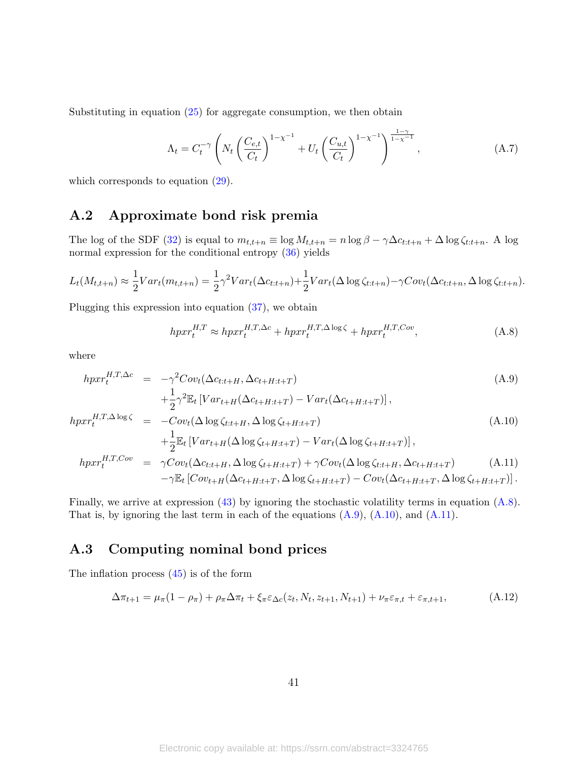Substituting in equation (25) for aggregate consumption, we then obtain

$$\Lambda_t = C_t^{-\gamma}\left(N_t\left(\frac{C_{e,t}}{C_t}\right)^{1-\chi^{-1}} + U_t\left(\frac{C_{u,t}}{C_t}\right)^{1-\chi^{-1}}\right)^{\frac{1-\gamma}{1-\chi^{-1}}}, \tag{A.7}$$

which corresponds to equation (29).

## A.2 Approximate bond risk premia

The log of the SDF (32) is equal to $m_{t,t+n} \equiv \log M_{t,t+n} = n\log\beta - \gamma\Delta c_{t:t+n} + \Delta\log\zeta_{t:t+n}$. A log normal expression for the conditional entropy (36) yields

$$L_t(M_{t,t+n}) \approx \frac{1}{2}Var_t(m_{t,t+n}) = \frac{1}{2}\gamma^2 Var_t(\Delta c_{t:t+n}) + \frac{1}{2}Var_t(\Delta\log\zeta_{t:t+n}) - \gamma Cov_t(\Delta c_{t:t+n}, \Delta\log\zeta_{t:t+n}).$$

Plugging this expression into equation (37), we obtain

$$hpxr_t^{H,T} \approx hpxr_t^{H,T,\Delta c} + hpxr_t^{H,T,\Delta\log\zeta} + hpxr_t^{H,T,Cov}, \tag{A.8}$$

where

$$\begin{aligned}
hpxr_t^{H,T,\Delta c} &= -\gamma^2 Cov_t(\Delta c_{t:t+H}, \Delta c_{t+H:t+T}) \\
&\quad + \frac{1}{2}\gamma^2\mathbb{E}_t\left[Var_{t+H}(\Delta c_{t+H:t+T}) - Var_t(\Delta c_{t+H:t+T})\right], \qquad (A.9)\\
hpxr_t^{H,T,\Delta\log\zeta} &= -Cov_t(\Delta\log\zeta_{t:t+H}, \Delta\log\zeta_{t+H:t+T}) \\
&\quad + \frac{1}{2}\mathbb{E}_t\left[Var_{t+H}(\Delta\log\zeta_{t+H:t+T}) - Var_t(\Delta\log\zeta_{t+H:t+T})\right], \qquad (A.10)\\
hpxr_t^{H,T,Cov} &= \gamma Cov_t(\Delta c_{t:t+H}, \Delta\log\zeta_{t+H:t+T}) + \gamma Cov_t(\Delta\log\zeta_{t:t+H}, \Delta c_{t+H:t+T}) \qquad (A.11)\\
&\quad - \gamma\mathbb{E}_t\left[Cov_{t+H}(\Delta c_{t+H:t+T}, \Delta\log\zeta_{t+H:t+T}) - Cov_t(\Delta c_{t+H:t+T}, \Delta\log\zeta_{t+H:t+T})\right].
\end{aligned}$$

Finally, we arrive at expression (43) by ignoring the stochastic volatility terms in equation (A.8). That is, by ignoring the last term in each of the equations (A.9), (A.10), and (A.11).

## A.3 Computing nominal bond prices

The inflation process (45) is of the form

$$\Delta\pi_{t+1} = \mu_\pi(1-\rho_\pi) + \rho_\pi\Delta\pi_t + \xi_\pi\varepsilon_{\Delta c}(z_t, N_t, z_{t+1}, N_{t+1}) + \nu_\pi\varepsilon_{\pi,t} + \varepsilon_{\pi,t+1}, \tag{A.12}$$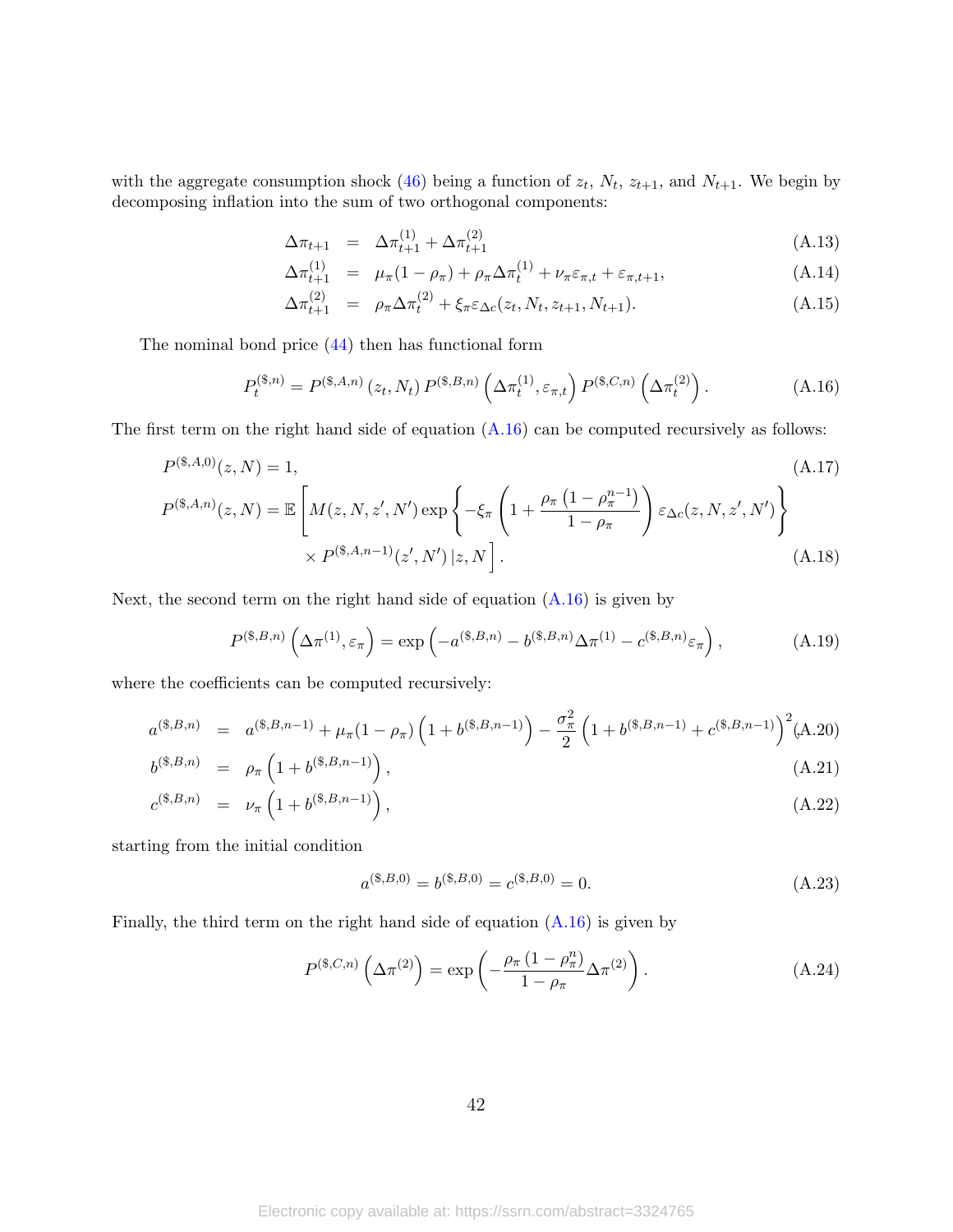with the aggregate consumption shock (46) being a function of $z_t$, $N_t$, $z_{t+1}$, and $N_{t+1}$. We begin by decomposing inflation into the sum of two orthogonal components:

$$
\begin{aligned}
\Delta\pi_{t+1} &= \Delta\pi_{t+1}^{(1)} + \Delta\pi_{t+1}^{(2)} && \text{(A.13)} \\
\Delta\pi_{t+1}^{(1)} &= \mu_\pi(1-\rho_\pi) + \rho_\pi \Delta\pi_t^{(1)} + \nu_\pi \varepsilon_{\pi,t} + \varepsilon_{\pi,t+1}, && \text{(A.14)} \\
\Delta\pi_{t+1}^{(2)} &= \rho_\pi \Delta\pi_t^{(2)} + \xi_\pi \varepsilon_{\Delta c}(z_t, N_t, z_{t+1}, N_{t+1}). && \text{(A.15)}
\end{aligned}
$$

The nominal bond price (44) then has functional form

$$
P_t^{(\$,n)} = P^{(\$,A,n)}(z_t, N_t)\, P^{(\$,B,n)}\left(\Delta\pi_t^{(1)}, \varepsilon_{\pi,t}\right) P^{(\$,C,n)}\left(\Delta\pi_t^{(2)}\right). \tag{A.16}
$$

The first term on the right hand side of equation (A.16) can be computed recursively as follows:

$$
P^{(\$,A,0)}(z,N) = 1, \tag{A.17}
$$

$$
\begin{aligned}
P^{(\$,A,n)}(z,N) = \mathbb{E}\Bigg[ & M(z,N,z',N') \exp\left\{-\xi_\pi \left(1 + \frac{\rho_\pi\left(1-\rho_\pi^{n-1}\right)}{1-\rho_\pi}\right)\varepsilon_{\Delta c}(z,N,z',N')\right\} \\
& \times P^{(\$,A,n-1)}(z',N') \,|\, z, N \Bigg].
\end{aligned} \tag{A.18}
$$

Next, the second term on the right hand side of equation (A.16) is given by

$$
P^{(\$,B,n)}\left(\Delta\pi^{(1)}, \varepsilon_\pi\right) = \exp\left(-a^{(\$,B,n)} - b^{(\$,B,n)}\Delta\pi^{(1)} - c^{(\$,B,n)}\varepsilon_\pi\right), \tag{A.19}
$$

where the coefficients can be computed recursively:

$$
\begin{aligned}
a^{(\$,B,n)} &= a^{(\$,B,n-1)} + \mu_\pi(1-\rho_\pi)\left(1 + b^{(\$,B,n-1)}\right) - \frac{\sigma_\pi^2}{2}\left(1 + b^{(\$,B,n-1)} + c^{(\$,B,n-1)}\right)^2, && \text{(A.20)} \\
b^{(\$,B,n)} &= \rho_\pi\left(1 + b^{(\$,B,n-1)}\right), && \text{(A.21)} \\
c^{(\$,B,n)} &= \nu_\pi\left(1 + b^{(\$,B,n-1)}\right), && \text{(A.22)}
\end{aligned}
$$

starting from the initial condition

$$
a^{(\$,B,0)} = b^{(\$,B,0)} = c^{(\$,B,0)} = 0. \tag{A.23}
$$

Finally, the third term on the right hand side of equation (A.16) is given by

$$
P^{(\$,C,n)}\left(\Delta\pi^{(2)}\right) = \exp\left(-\frac{\rho_\pi\left(1-\rho_\pi^n\right)}{1-\rho_\pi}\Delta\pi^{(2)}\right). \tag{A.24}
$$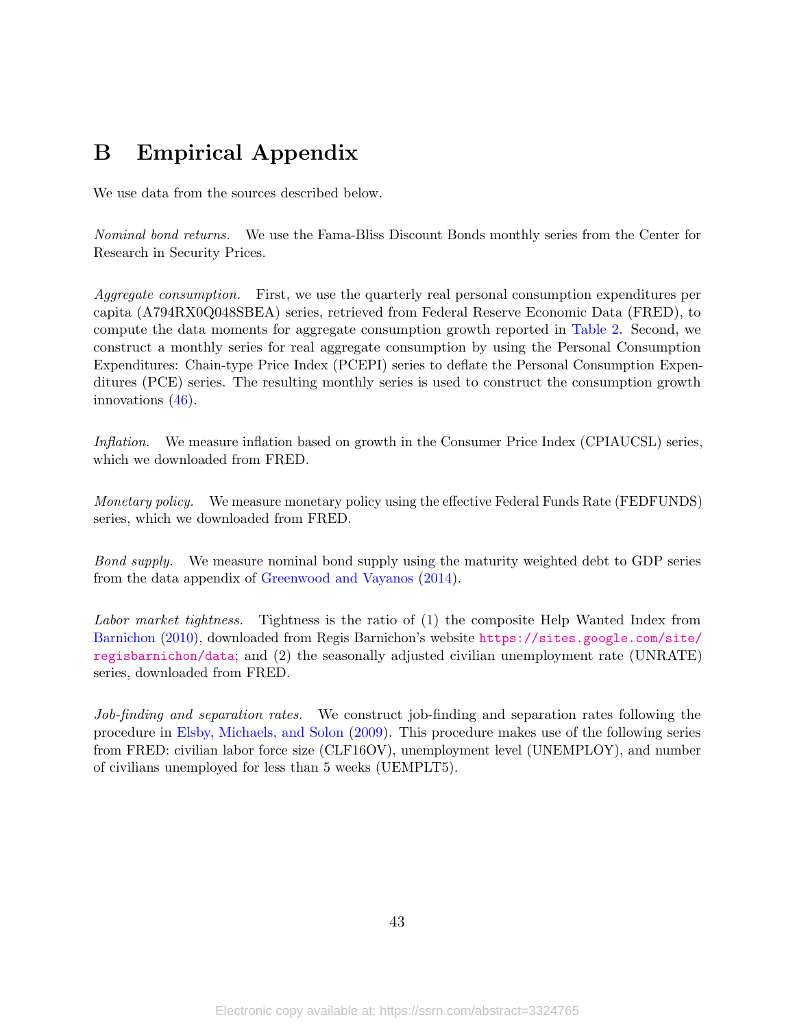# B Empirical Appendix

We use data from the sources described below.

*Nominal bond returns.* We use the Fama-Bliss Discount Bonds monthly series from the Center for Research in Security Prices.

*Aggregate consumption.* First, we use the quarterly real personal consumption expenditures per capita (A794RX0Q048SBEA) series, retrieved from Federal Reserve Economic Data (FRED), to compute the data moments for aggregate consumption growth reported in Table 2. Second, we construct a monthly series for real aggregate consumption by using the Personal Consumption Expenditures: Chain-type Price Index (PCEPI) series to deflate the Personal Consumption Expenditures (PCE) series. The resulting monthly series is used to construct the consumption growth innovations (46).

*Inflation.* We measure inflation based on growth in the Consumer Price Index (CPIAUCSL) series, which we downloaded from FRED.

*Monetary policy.* We measure monetary policy using the effective Federal Funds Rate (FEDFUNDS) series, which we downloaded from FRED.

*Bond supply.* We measure nominal bond supply using the maturity weighted debt to GDP series from the data appendix of Greenwood and Vayanos (2014).

*Labor market tightness.* Tightness is the ratio of (1) the composite Help Wanted Index from Barnichon (2010), downloaded from Regis Barnichon's website https://sites.google.com/site/regisbarnichon/data; and (2) the seasonally adjusted civilian unemployment rate (UNRATE) series, downloaded from FRED.

*Job-finding and separation rates.* We construct job-finding and separation rates following the procedure in Elsby, Michaels, and Solon (2009). This procedure makes use of the following series from FRED: civilian labor force size (CLF16OV), unemployment level (UNEMPLOY), and number of civilians unemployed for less than 5 weeks (UEMPLT5).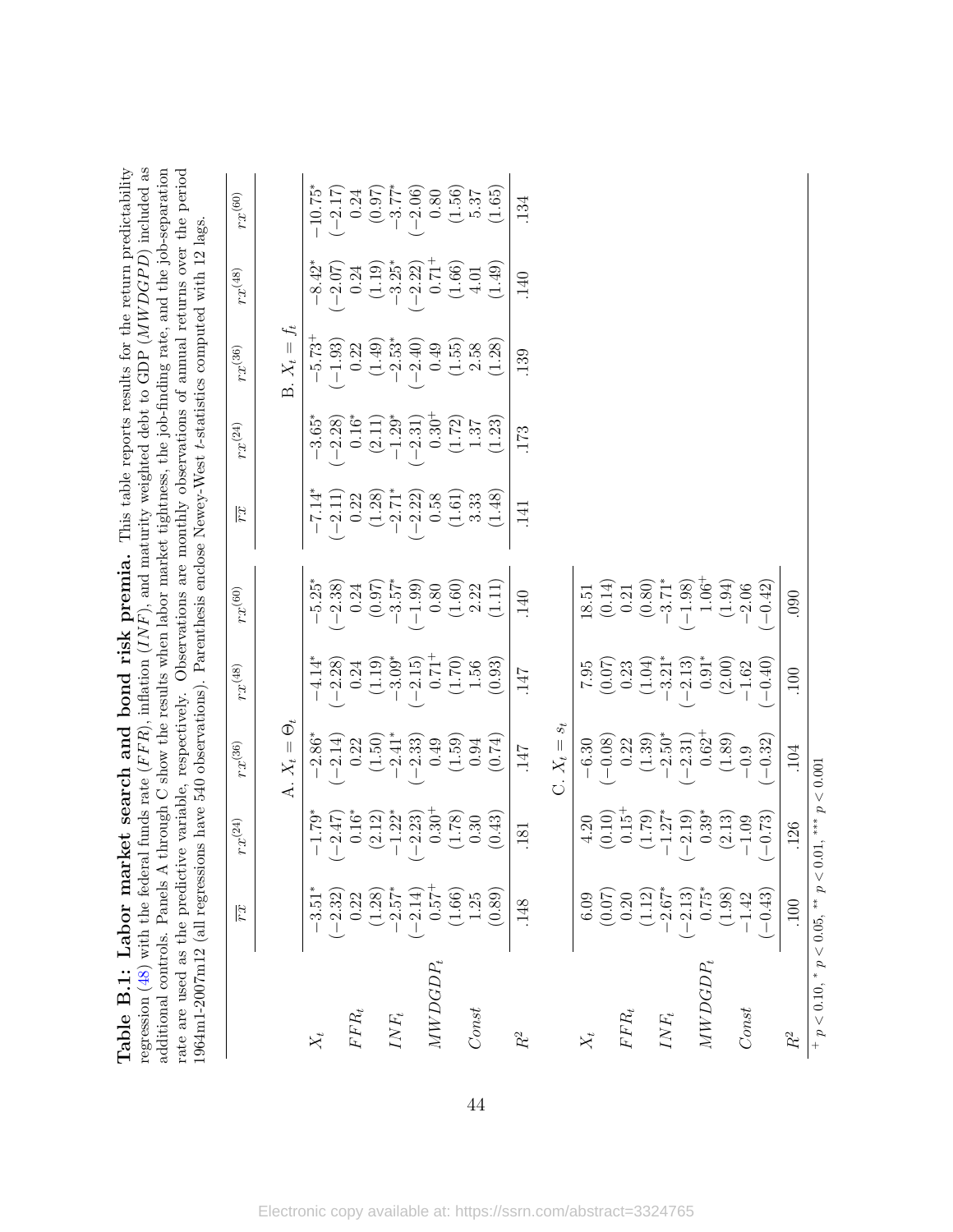**Table B.1: Labor market search and bond risk premia.** This table reports results for the return predictability regression (48) with the federal funds rate ($FFR$), inflation ($INF$), and maturity weighted debt to GDP ($MWDGPD$) included as additional controls. Panels A through C show the results when labor market tightness, the job-finding rate, and the job-separation rate are used as the predictive variable, respectively. Observations are monthly observations of annual returns over the period 1964m1-2007m12 (all regressions have 540 observations). Parenthesis enclose Newey-West $t$-statistics computed with 12 lags.

| | $\overline{rx}$ | $rx^{(24)}$ | $rx^{(36)}$ | $rx^{(48)}$ | $rx^{(60)}$ | $\overline{rx}$ | $rx^{(24)}$ | $rx^{(36)}$ | $rx^{(48)}$ | $rx^{(60)}$ |
|---|---|---|---|---|---|---|---|---|---|---|
| | | | A. $X_t = \Theta_t$ | | | | | B. $X_t = f_t$ | | |
| $X_t$ | $-3.51^{*}$ | $-1.79^{*}$ | $-2.86^{*}$ | $-4.14^{*}$ | $-5.25^{*}$ | $-7.14^{*}$ | $-3.65^{*}$ | $-5.73^{+}$ | $-8.42^{*}$ | $-10.75^{*}$ |
| | $(-2.32)$ | $(-2.47)$ | $(-2.14)$ | $(-2.28)$ | $(-2.38)$ | $(-2.11)$ | $(-2.28)$ | $(-1.93)$ | $(-2.07)$ | $(-2.17)$ |
| $FFR_t$ | 0.22 | $0.16^{*}$ | 0.22 | 0.24 | 0.24 | 0.22 | $0.16^{*}$ | 0.22 | 0.24 | 0.24 |
| | (1.28) | (2.12) | (1.50) | (1.19) | (0.97) | (1.28) | (2.11) | (1.49) | (1.19) | (0.97) |
| $INF_t$ | $-2.57^{*}$ | $-1.22^{*}$ | $-2.41^{*}$ | $-3.09^{*}$ | $-3.57^{*}$ | $-2.71^{*}$ | $-1.29^{*}$ | $-2.53^{*}$ | $-3.25^{*}$ | $-3.77^{*}$ |
| | $(-2.14)$ | $(-2.23)$ | $(-2.33)$ | $(-2.15)$ | $(-1.99)$ | $(-2.22)$ | $(-2.31)$ | $(-2.40)$ | $(-2.22)$ | $(-2.06)$ |
| $MWDGDP_t$ | $0.57^{+}$ | $0.30^{+}$ | 0.49 | $0.71^{+}$ | 0.80 | 0.58 | $0.30^{+}$ | 0.49 | $0.71^{+}$ | 0.80 |
| | (1.66) | (1.78) | (1.59) | (1.70) | (1.60) | (1.61) | (1.72) | (1.55) | (1.66) | (1.56) |
| $Const$ | 1.25 | 0.30 | 0.94 | 1.56 | 2.22 | 3.33 | 1.37 | 2.58 | 4.01 | 5.37 |
| | (0.89) | (0.43) | (0.74) | (0.93) | (1.11) | (1.48) | (1.23) | (1.28) | (1.49) | (1.65) |
| $R^2$ | .148 | .181 | .147 | .147 | .140 | .141 | .173 | .139 | .140 | .134 |
| | | | C. $X_t = s_t$ | | | | | | | |
| $X_t$ | 6.09 | 4.20 | $-6.30$ | 7.95 | 18.51 | | | | | |
| | (0.07) | (0.10) | $(-0.08)$ | (0.07) | (0.14) | | | | | |
| $FFR_t$ | 0.20 | $0.15^{+}$ | 0.22 | 0.23 | 0.21 | | | | | |
| | (1.12) | (1.79) | (1.39) | (1.04) | (0.80) | | | | | |
| $INF_t$ | $-2.67^{*}$ | $-1.27^{*}$ | $-2.50^{*}$ | $-3.21^{*}$ | $-3.71^{*}$ | | | | | |
| | $(-2.13)$ | $(-2.19)$ | $(-2.31)$ | $(-2.13)$ | $(-1.98)$ | | | | | |
| $MWDGDP_t$ | $0.75^{*}$ | $0.39^{*}$ | $0.62^{+}$ | $0.91^{*}$ | $1.06^{+}$ | | | | | |
| | (1.98) | (2.13) | (1.89) | (2.00) | (1.94) | | | | | |
| $Const$ | $-1.42$ | $-1.09$ | $-0.9$ | $-1.62$ | $-2.06$ | | | | | |
| | $(-0.43)$ | $(-0.73)$ | $(-0.32)$ | $(-0.40)$ | $(-0.42)$ | | | | | |
| $R^2$ | .100 | .126 | .104 | .100 | .090 | | | | | |

$^{+}$ $p < 0.10$, $^{*}$ $p < 0.05$, $^{**}$ $p < 0.01$, $^{***}$ $p < 0.001$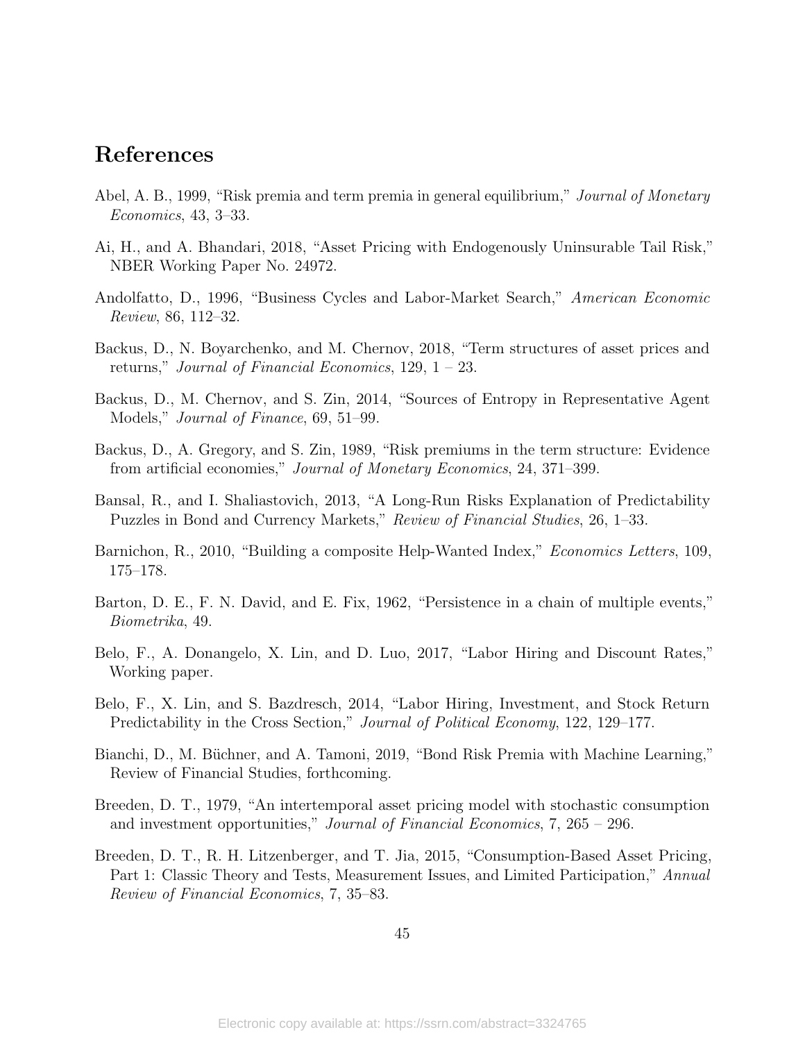# References

Abel, A. B., 1999, "Risk premia and term premia in general equilibrium," *Journal of Monetary Economics*, 43, 3–33.

Ai, H., and A. Bhandari, 2018, "Asset Pricing with Endogenously Uninsurable Tail Risk," NBER Working Paper No. 24972.

Andolfatto, D., 1996, "Business Cycles and Labor-Market Search," *American Economic Review*, 86, 112–32.

Backus, D., N. Boyarchenko, and M. Chernov, 2018, "Term structures of asset prices and returns," *Journal of Financial Economics*, 129, 1 – 23.

Backus, D., M. Chernov, and S. Zin, 2014, "Sources of Entropy in Representative Agent Models," *Journal of Finance*, 69, 51–99.

Backus, D., A. Gregory, and S. Zin, 1989, "Risk premiums in the term structure: Evidence from artificial economies," *Journal of Monetary Economics*, 24, 371–399.

Bansal, R., and I. Shaliastovich, 2013, "A Long-Run Risks Explanation of Predictability Puzzles in Bond and Currency Markets," *Review of Financial Studies*, 26, 1–33.

Barnichon, R., 2010, "Building a composite Help-Wanted Index," *Economics Letters*, 109, 175–178.

Barton, D. E., F. N. David, and E. Fix, 1962, "Persistence in a chain of multiple events," *Biometrika*, 49.

Belo, F., A. Donangelo, X. Lin, and D. Luo, 2017, "Labor Hiring and Discount Rates," Working paper.

Belo, F., X. Lin, and S. Bazdresch, 2014, "Labor Hiring, Investment, and Stock Return Predictability in the Cross Section," *Journal of Political Economy*, 122, 129–177.

Bianchi, D., M. Büchner, and A. Tamoni, 2019, "Bond Risk Premia with Machine Learning," Review of Financial Studies, forthcoming.

Breeden, D. T., 1979, "An intertemporal asset pricing model with stochastic consumption and investment opportunities," *Journal of Financial Economics*, 7, 265 – 296.

Breeden, D. T., R. H. Litzenberger, and T. Jia, 2015, "Consumption-Based Asset Pricing, Part 1: Classic Theory and Tests, Measurement Issues, and Limited Participation," *Annual Review of Financial Economics*, 7, 35–83.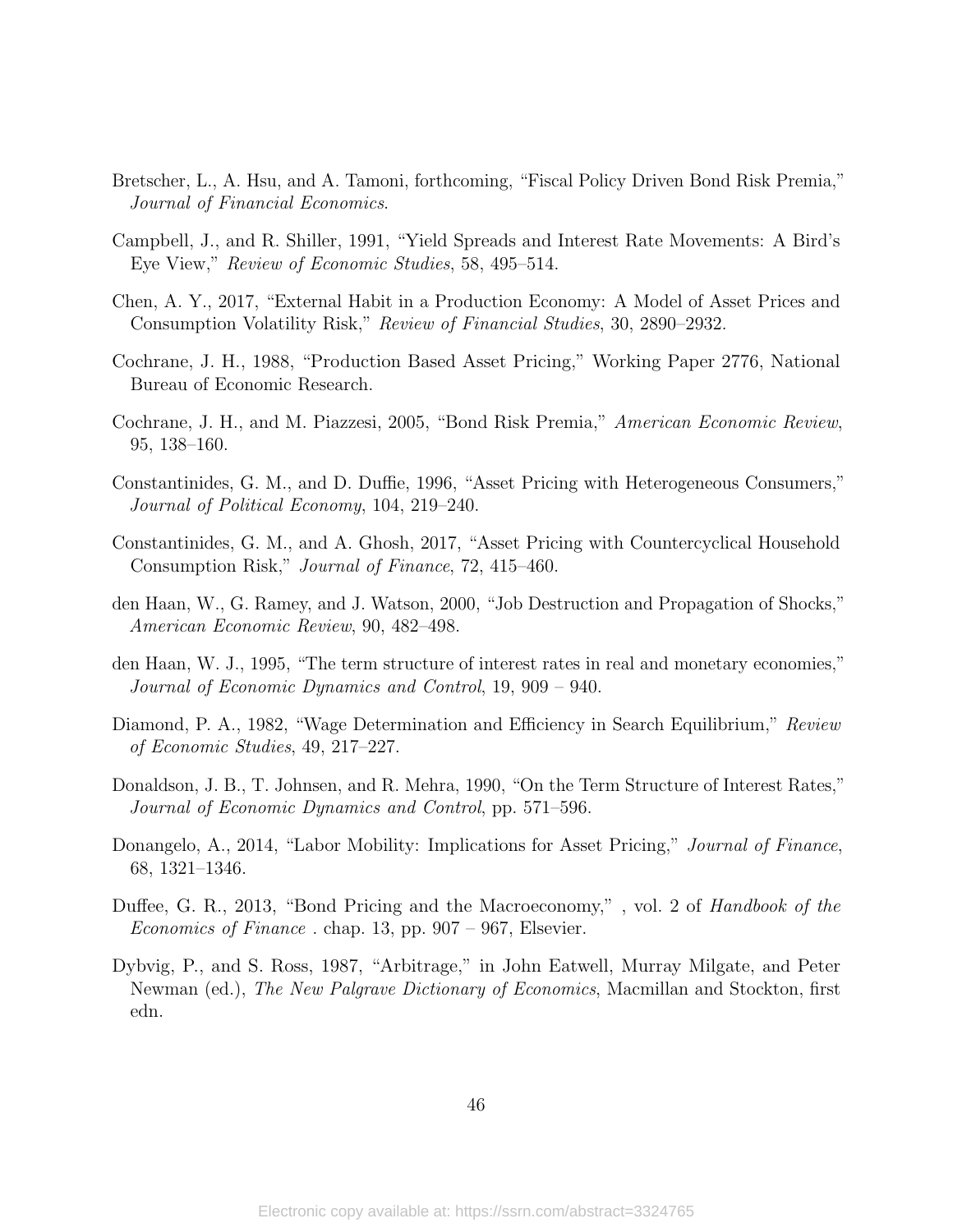Bretscher, L., A. Hsu, and A. Tamoni, forthcoming, "Fiscal Policy Driven Bond Risk Premia," *Journal of Financial Economics*.

Campbell, J., and R. Shiller, 1991, "Yield Spreads and Interest Rate Movements: A Bird's Eye View," *Review of Economic Studies*, 58, 495–514.

Chen, A. Y., 2017, "External Habit in a Production Economy: A Model of Asset Prices and Consumption Volatility Risk," *Review of Financial Studies*, 30, 2890–2932.

Cochrane, J. H., 1988, "Production Based Asset Pricing," Working Paper 2776, National Bureau of Economic Research.

Cochrane, J. H., and M. Piazzesi, 2005, "Bond Risk Premia," *American Economic Review*, 95, 138–160.

Constantinides, G. M., and D. Duffie, 1996, "Asset Pricing with Heterogeneous Consumers," *Journal of Political Economy*, 104, 219–240.

Constantinides, G. M., and A. Ghosh, 2017, "Asset Pricing with Countercyclical Household Consumption Risk," *Journal of Finance*, 72, 415–460.

den Haan, W., G. Ramey, and J. Watson, 2000, "Job Destruction and Propagation of Shocks," *American Economic Review*, 90, 482–498.

den Haan, W. J., 1995, "The term structure of interest rates in real and monetary economies," *Journal of Economic Dynamics and Control*, 19, 909 – 940.

Diamond, P. A., 1982, "Wage Determination and Efficiency in Search Equilibrium," *Review of Economic Studies*, 49, 217–227.

Donaldson, J. B., T. Johnsen, and R. Mehra, 1990, "On the Term Structure of Interest Rates," *Journal of Economic Dynamics and Control*, pp. 571–596.

Donangelo, A., 2014, "Labor Mobility: Implications for Asset Pricing," *Journal of Finance*, 68, 1321–1346.

Duffee, G. R., 2013, "Bond Pricing and the Macroeconomy," , vol. 2 of *Handbook of the Economics of Finance* . chap. 13, pp. 907 – 967, Elsevier.

Dybvig, P., and S. Ross, 1987, "Arbitrage," in John Eatwell, Murray Milgate, and Peter Newman (ed.), *The New Palgrave Dictionary of Economics*, Macmillan and Stockton, first edn.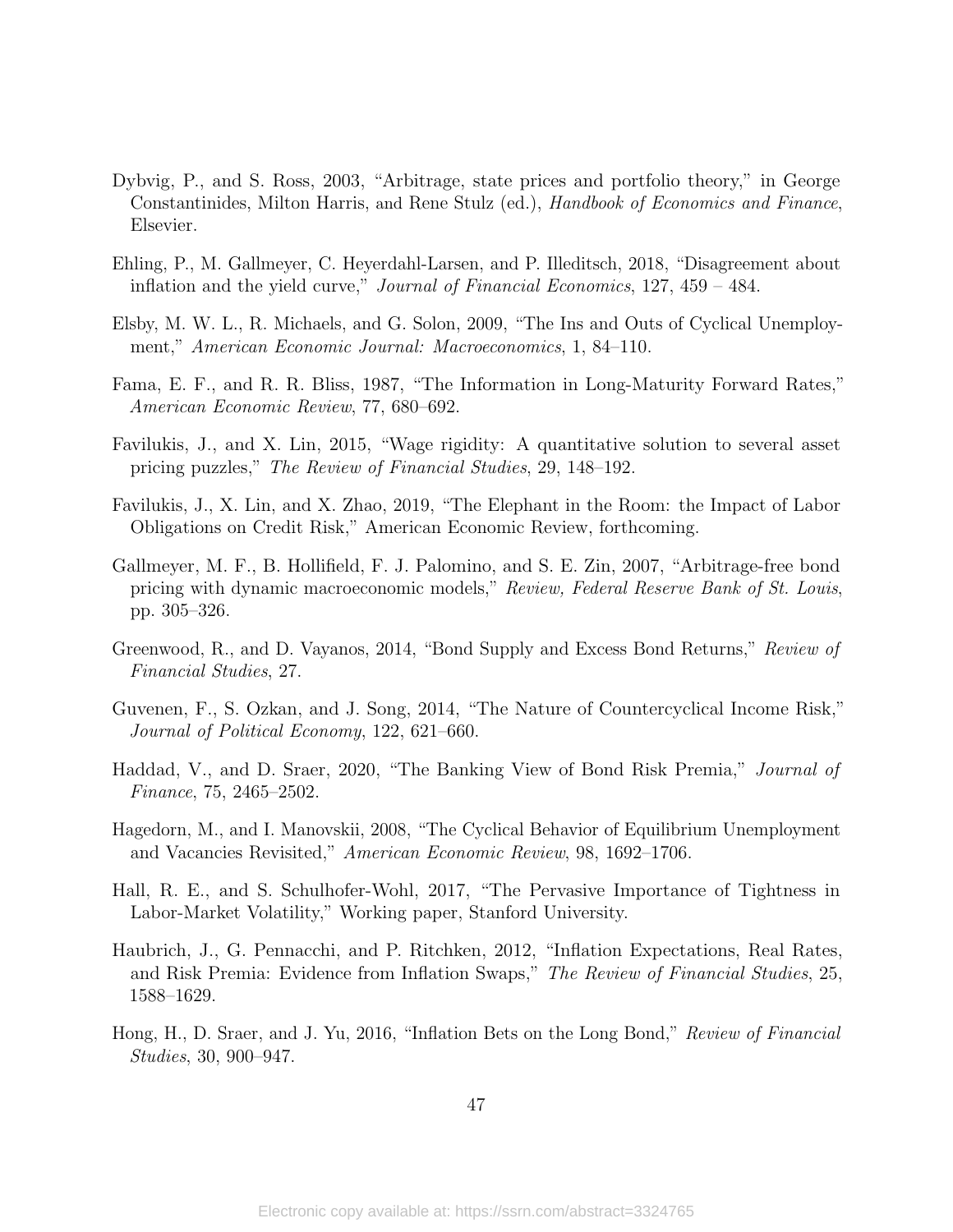Dybvig, P., and S. Ross, 2003, "Arbitrage, state prices and portfolio theory," in George Constantinides, Milton Harris, and Rene Stulz (ed.), *Handbook of Economics and Finance*, Elsevier.

Ehling, P., M. Gallmeyer, C. Heyerdahl-Larsen, and P. Illeditsch, 2018, "Disagreement about inflation and the yield curve," *Journal of Financial Economics*, 127, 459 – 484.

Elsby, M. W. L., R. Michaels, and G. Solon, 2009, "The Ins and Outs of Cyclical Unemployment," *American Economic Journal: Macroeconomics*, 1, 84–110.

Fama, E. F., and R. R. Bliss, 1987, "The Information in Long-Maturity Forward Rates," *American Economic Review*, 77, 680–692.

Favilukis, J., and X. Lin, 2015, "Wage rigidity: A quantitative solution to several asset pricing puzzles," *The Review of Financial Studies*, 29, 148–192.

Favilukis, J., X. Lin, and X. Zhao, 2019, "The Elephant in the Room: the Impact of Labor Obligations on Credit Risk," American Economic Review, forthcoming.

Gallmeyer, M. F., B. Hollifield, F. J. Palomino, and S. E. Zin, 2007, "Arbitrage-free bond pricing with dynamic macroeconomic models," *Review, Federal Reserve Bank of St. Louis*, pp. 305–326.

Greenwood, R., and D. Vayanos, 2014, "Bond Supply and Excess Bond Returns," *Review of Financial Studies*, 27.

Guvenen, F., S. Ozkan, and J. Song, 2014, "The Nature of Countercyclical Income Risk," *Journal of Political Economy*, 122, 621–660.

Haddad, V., and D. Sraer, 2020, "The Banking View of Bond Risk Premia," *Journal of Finance*, 75, 2465–2502.

Hagedorn, M., and I. Manovskii, 2008, "The Cyclical Behavior of Equilibrium Unemployment and Vacancies Revisited," *American Economic Review*, 98, 1692–1706.

Hall, R. E., and S. Schulhofer-Wohl, 2017, "The Pervasive Importance of Tightness in Labor-Market Volatility," Working paper, Stanford University.

Haubrich, J., G. Pennacchi, and P. Ritchken, 2012, "Inflation Expectations, Real Rates, and Risk Premia: Evidence from Inflation Swaps," *The Review of Financial Studies*, 25, 1588–1629.

Hong, H., D. Sraer, and J. Yu, 2016, "Inflation Bets on the Long Bond," *Review of Financial Studies*, 30, 900–947.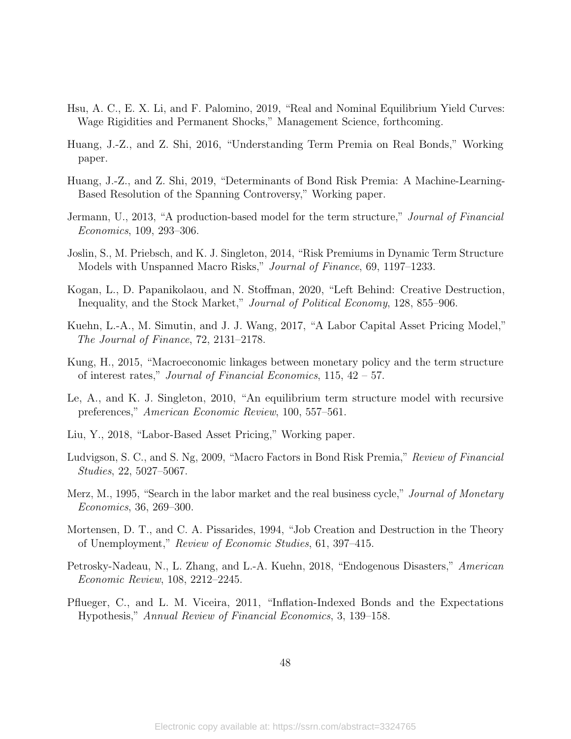Hsu, A. C., E. X. Li, and F. Palomino, 2019, "Real and Nominal Equilibrium Yield Curves: Wage Rigidities and Permanent Shocks," Management Science, forthcoming.

Huang, J.-Z., and Z. Shi, 2016, "Understanding Term Premia on Real Bonds," Working paper.

Huang, J.-Z., and Z. Shi, 2019, "Determinants of Bond Risk Premia: A Machine-Learning-Based Resolution of the Spanning Controversy," Working paper.

Jermann, U., 2013, "A production-based model for the term structure," *Journal of Financial Economics*, 109, 293–306.

Joslin, S., M. Priebsch, and K. J. Singleton, 2014, "Risk Premiums in Dynamic Term Structure Models with Unspanned Macro Risks," *Journal of Finance*, 69, 1197–1233.

Kogan, L., D. Papanikolaou, and N. Stoffman, 2020, "Left Behind: Creative Destruction, Inequality, and the Stock Market," *Journal of Political Economy*, 128, 855–906.

Kuehn, L.-A., M. Simutin, and J. J. Wang, 2017, "A Labor Capital Asset Pricing Model," *The Journal of Finance*, 72, 2131–2178.

Kung, H., 2015, "Macroeconomic linkages between monetary policy and the term structure of interest rates," *Journal of Financial Economics*, 115, 42 – 57.

Le, A., and K. J. Singleton, 2010, "An equilibrium term structure model with recursive preferences," *American Economic Review*, 100, 557–561.

Liu, Y., 2018, "Labor-Based Asset Pricing," Working paper.

Ludvigson, S. C., and S. Ng, 2009, "Macro Factors in Bond Risk Premia," *Review of Financial Studies*, 22, 5027–5067.

Merz, M., 1995, "Search in the labor market and the real business cycle," *Journal of Monetary Economics*, 36, 269–300.

Mortensen, D. T., and C. A. Pissarides, 1994, "Job Creation and Destruction in the Theory of Unemployment," *Review of Economic Studies*, 61, 397–415.

Petrosky-Nadeau, N., L. Zhang, and L.-A. Kuehn, 2018, "Endogenous Disasters," *American Economic Review*, 108, 2212–2245.

Pflueger, C., and L. M. Viceira, 2011, "Inflation-Indexed Bonds and the Expectations Hypothesis," *Annual Review of Financial Economics*, 3, 139–158.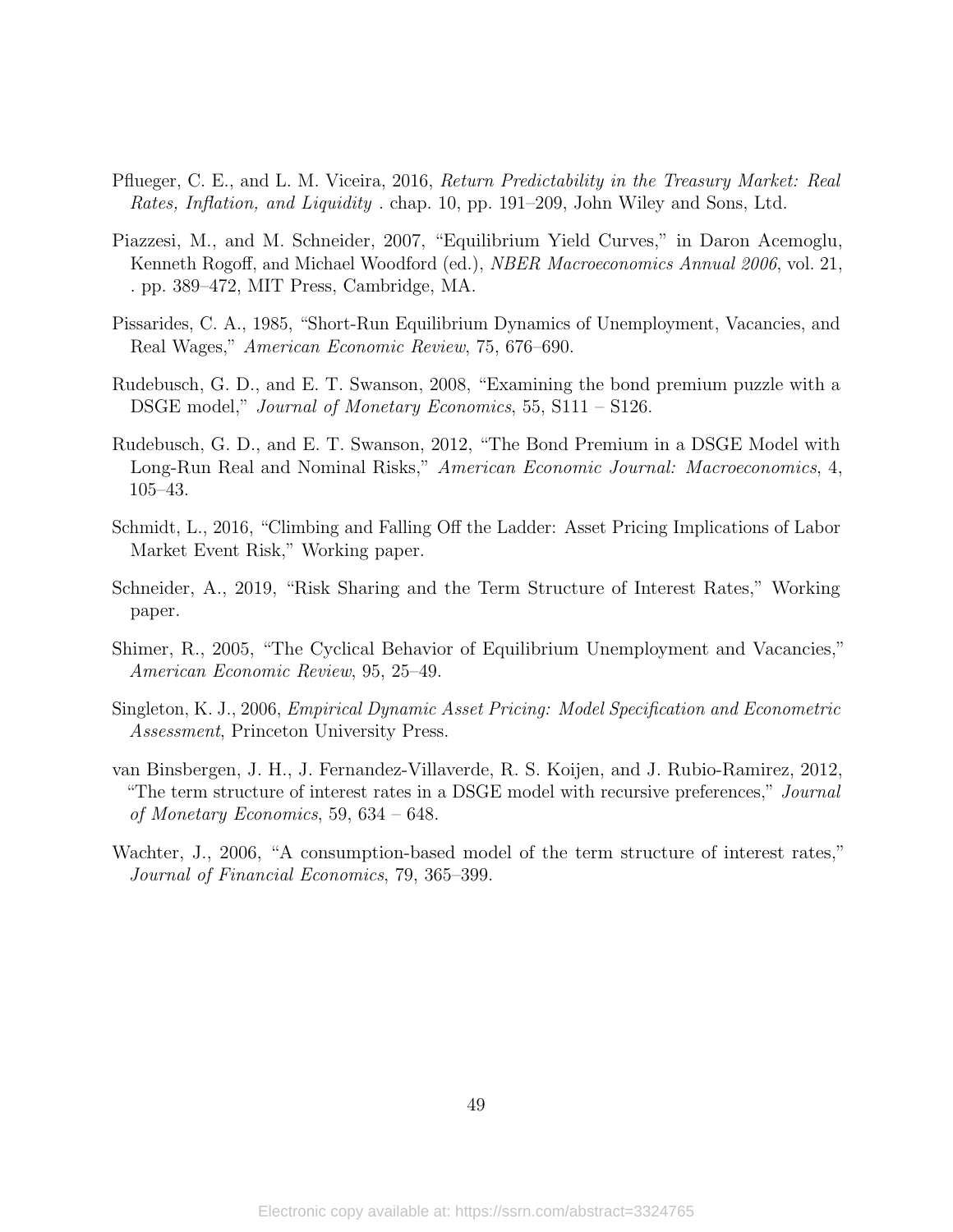Pflueger, C. E., and L. M. Viceira, 2016, *Return Predictability in the Treasury Market: Real Rates, Inflation, and Liquidity* . chap. 10, pp. 191–209, John Wiley and Sons, Ltd.

Piazzesi, M., and M. Schneider, 2007, "Equilibrium Yield Curves," in Daron Acemoglu, Kenneth Rogoff, and Michael Woodford (ed.), *NBER Macroeconomics Annual 2006*, vol. 21, . pp. 389–472, MIT Press, Cambridge, MA.

Pissarides, C. A., 1985, "Short-Run Equilibrium Dynamics of Unemployment, Vacancies, and Real Wages," *American Economic Review*, 75, 676–690.

Rudebusch, G. D., and E. T. Swanson, 2008, "Examining the bond premium puzzle with a DSGE model," *Journal of Monetary Economics*, 55, S111 – S126.

Rudebusch, G. D., and E. T. Swanson, 2012, "The Bond Premium in a DSGE Model with Long-Run Real and Nominal Risks," *American Economic Journal: Macroeconomics*, 4, 105–43.

Schmidt, L., 2016, "Climbing and Falling Off the Ladder: Asset Pricing Implications of Labor Market Event Risk," Working paper.

Schneider, A., 2019, "Risk Sharing and the Term Structure of Interest Rates," Working paper.

Shimer, R., 2005, "The Cyclical Behavior of Equilibrium Unemployment and Vacancies," *American Economic Review*, 95, 25–49.

Singleton, K. J., 2006, *Empirical Dynamic Asset Pricing: Model Specification and Econometric Assessment*, Princeton University Press.

van Binsbergen, J. H., J. Fernandez-Villaverde, R. S. Koijen, and J. Rubio-Ramirez, 2012, "The term structure of interest rates in a DSGE model with recursive preferences," *Journal of Monetary Economics*, 59, 634 – 648.

Wachter, J., 2006, "A consumption-based model of the term structure of interest rates," *Journal of Financial Economics*, 79, 365–399.